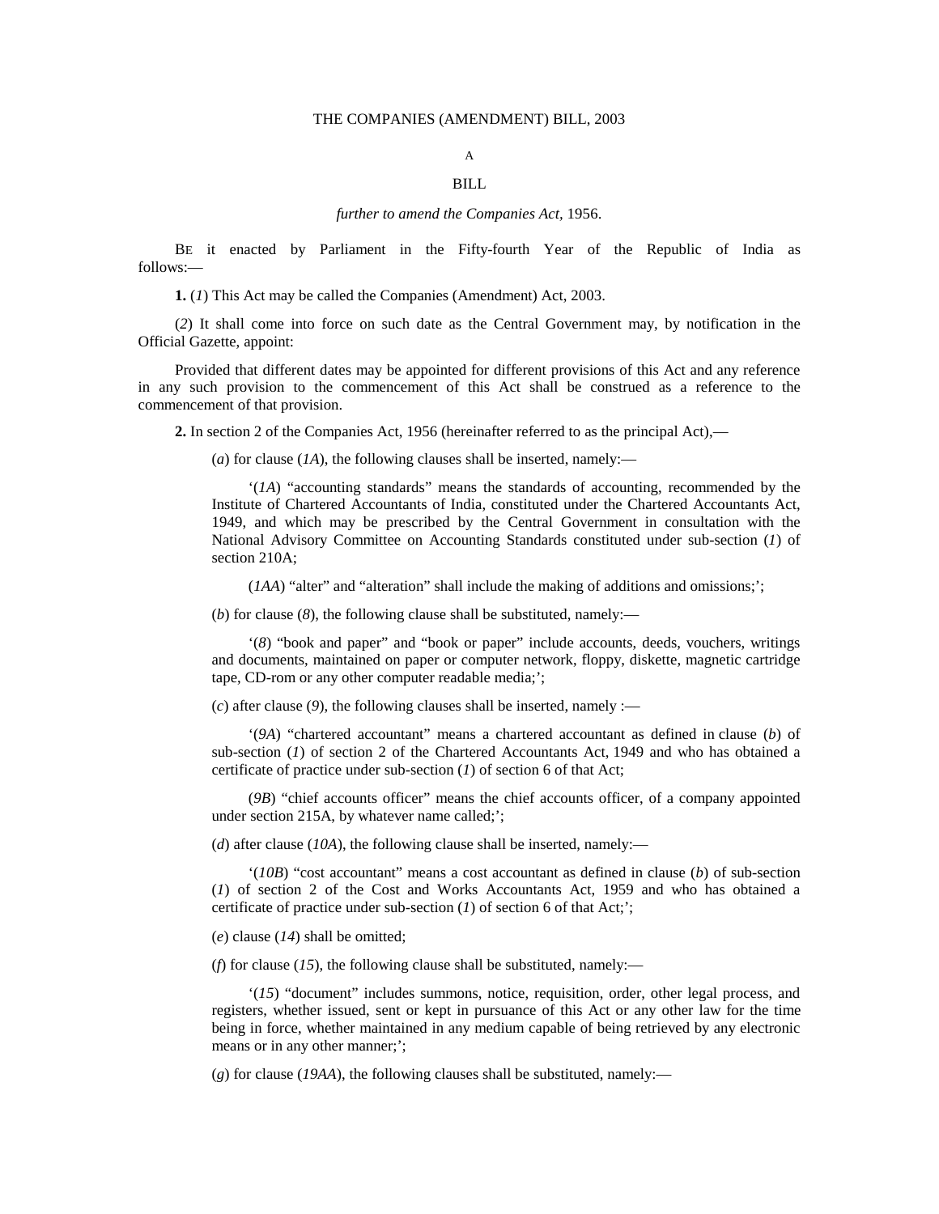# THE COMPANIES (AMENDMENT) BILL, 2003

A

BILL

*further to amend the Companies Act,* 1956.

BE it enacted by Parliament in the Fifty-fourth Year of the Republic of India as follows:—

**1.** (*1*) This Act may be called the Companies (Amendment) Act, 2003.

(*2*) It shall come into force on such date as the Central Government may, by notification in the Official Gazette, appoint:

Provided that different dates may be appointed for different provisions of this Act and any reference in any such provision to the commencement of this Act shall be construed as a reference to the commencement of that provision.

**2.** In section 2 of the Companies Act, 1956 (hereinafter referred to as the principal Act),—

(*a*) for clause (*1A*), the following clauses shall be inserted, namely:—

'(*1A*) "accounting standards" means the standards of accounting, recommended by the Institute of Chartered Accountants of India, constituted under the Chartered Accountants Act, 1949, and which may be prescribed by the Central Government in consultation with the National Advisory Committee on Accounting Standards constituted under sub-section (*1*) of section 210A;

(*1AA*) "alter" and "alteration" shall include the making of additions and omissions;';

(*b*) for clause (*8*), the following clause shall be substituted, namely:—

'(*8*) "book and paper" and "book or paper" include accounts, deeds, vouchers, writings and documents, maintained on paper or computer network, floppy, diskette, magnetic cartridge tape, CD-rom or any other computer readable media;';

(*c*) after clause (*9*), the following clauses shall be inserted, namely :—

'(*9A*) "chartered accountant" means a chartered accountant as defined in clause (*b*) of sub-section (*1*) of section 2 of the Chartered Accountants Act, 1949 and who has obtained a certificate of practice under sub-section (*1*) of section 6 of that Act;

(*9B*) "chief accounts officer" means the chief accounts officer, of a company appointed under section 215A, by whatever name called;';

(*d*) after clause (*10A*), the following clause shall be inserted, namely:—

'(*10B*) "cost accountant" means a cost accountant as defined in clause (*b*) of sub-section (*1*) of section 2 of the Cost and Works Accountants Act, 1959 and who has obtained a certificate of practice under sub-section (*1*) of section 6 of that Act;';

(*e*) clause (*14*) shall be omitted;

(*f*) for clause (*15*), the following clause shall be substituted, namely:—

'(*15*) "document" includes summons, notice, requisition, order, other legal process, and registers, whether issued, sent or kept in pursuance of this Act or any other law for the time being in force, whether maintained in any medium capable of being retrieved by any electronic means or in any other manner;';

(*g*) for clause (*19AA*), the following clauses shall be substituted, namely:—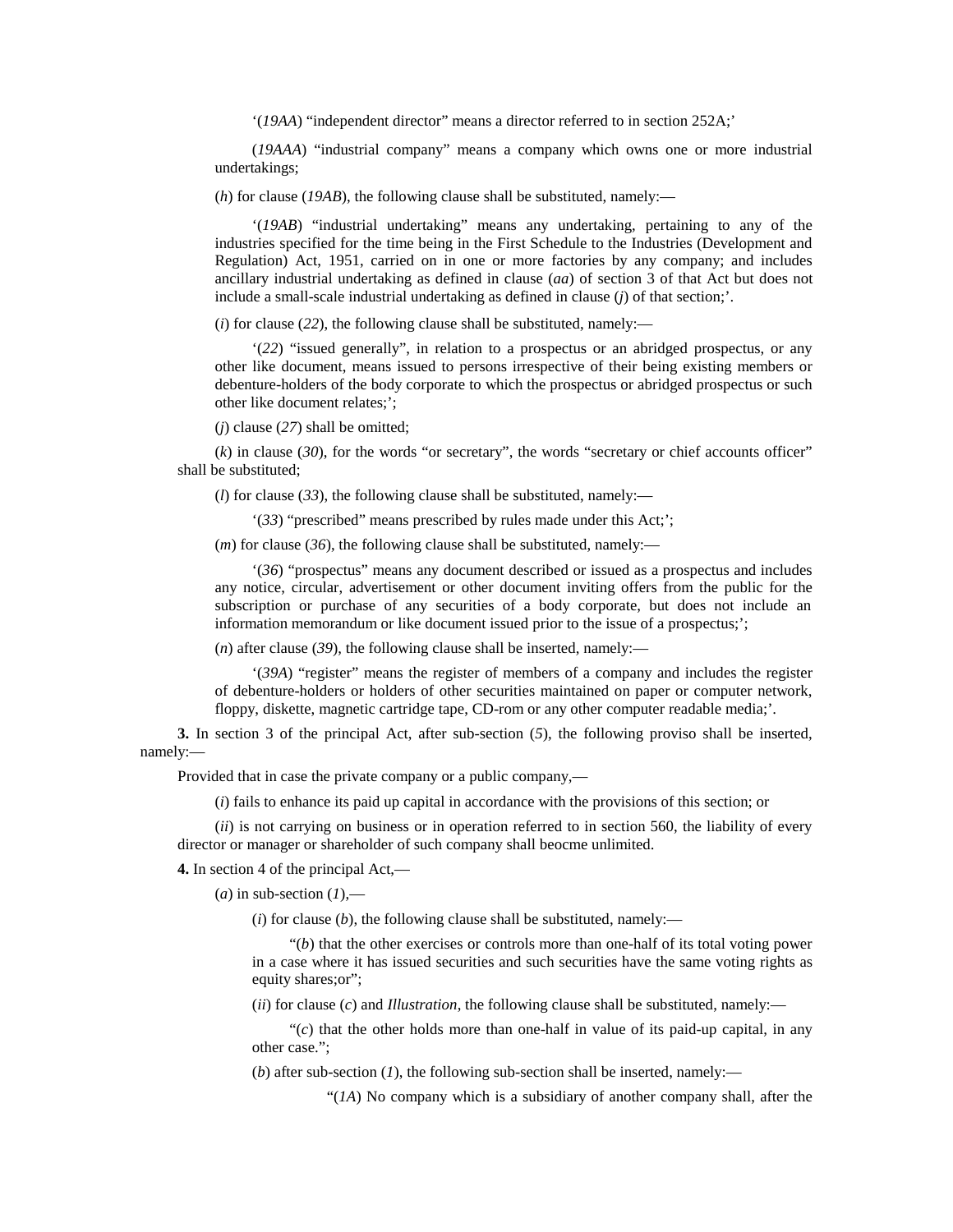'(*19AA*) "independent director" means a director referred to in section 252A;'

(*19AAA*) "industrial company" means a company which owns one or more industrial undertakings;

(*h*) for clause (*19AB*), the following clause shall be substituted, namely:—

'(*19AB*) "industrial undertaking" means any undertaking, pertaining to any of the industries specified for the time being in the First Schedule to the Industries (Development and Regulation) Act, 1951, carried on in one or more factories by any company; and includes ancillary industrial undertaking as defined in clause (*aa*) of section 3 of that Act but does not include a small-scale industrial undertaking as defined in clause (*j*) of that section;'.

(*i*) for clause (*22*), the following clause shall be substituted, namely:—

'(*22*) "issued generally", in relation to a prospectus or an abridged prospectus, or any other like document, means issued to persons irrespective of their being existing members or debenture-holders of the body corporate to which the prospectus or abridged prospectus or such other like document relates;';

(*j*) clause (*27*) shall be omitted;

(*k*) in clause (*30*), for the words "or secretary", the words "secretary or chief accounts officer" shall be substituted;

(*l*) for clause (*33*), the following clause shall be substituted, namely:—

'(*33*) "prescribed" means prescribed by rules made under this Act;';

(*m*) for clause (*36*), the following clause shall be substituted, namely:—

'(*36*) "prospectus" means any document described or issued as a prospectus and includes any notice, circular, advertisement or other document inviting offers from the public for the subscription or purchase of any securities of a body corporate, but does not include an information memorandum or like document issued prior to the issue of a prospectus;';

(*n*) after clause (*39*), the following clause shall be inserted, namely:—

'(*39A*) "register" means the register of members of a company and includes the register of debenture-holders or holders of other securities maintained on paper or computer network, floppy, diskette, magnetic cartridge tape, CD-rom or any other computer readable media;'.

**3.** In section 3 of the principal Act, after sub-section (*5*), the following proviso shall be inserted, namely:—

Provided that in case the private company or a public company,—

(*i*) fails to enhance its paid up capital in accordance with the provisions of this section; or

(*ii*) is not carrying on business or in operation referred to in section 560, the liability of every director or manager or shareholder of such company shall beocme unlimited.

**4.** In section 4 of the principal Act,—

(*a*) in sub-section (*1*),—

(*i*) for clause (*b*), the following clause shall be substituted, namely:—

"(*b*) that the other exercises or controls more than one-half of its total voting power in a case where it has issued securities and such securities have the same voting rights as equity shares;or";

(*ii*) for clause (*c*) and *Illustration*, the following clause shall be substituted, namely:—

"(*c*) that the other holds more than one-half in value of its paid-up capital, in any other case.";

(*b*) after sub-section (*1*), the following sub-section shall be inserted, namely:—

"(*1A*) No company which is a subsidiary of another company shall, after the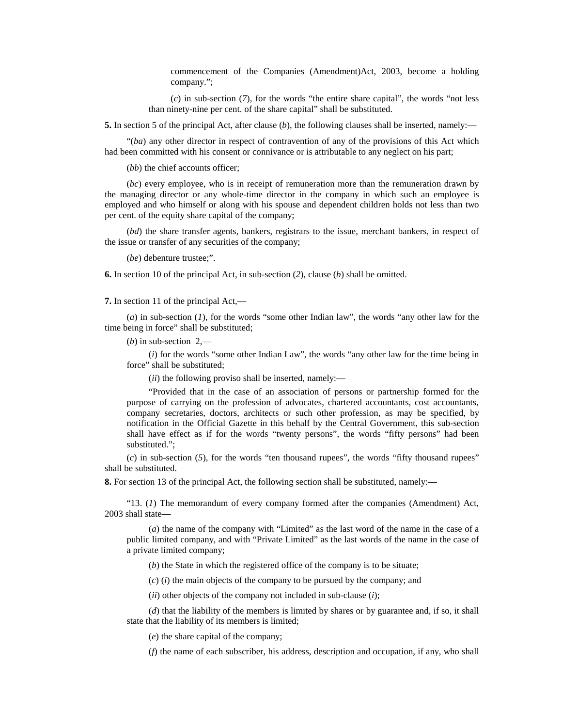commencement of the Companies (Amendment)Act, 2003, become a holding company.";

(*c*) in sub-section (*7*), for the words "the entire share capital", the words "not less than ninety-nine per cent. of the share capital" shall be substituted.

**5.** In section 5 of the principal Act, after clause (*b*), the following clauses shall be inserted, namely:—

"(*ba*) any other director in respect of contravention of any of the provisions of this Act which had been committed with his consent or connivance or is attributable to any neglect on his part;

(*bb*) the chief accounts officer;

(*bc*) every employee, who is in receipt of remuneration more than the remuneration drawn by the managing director or any whole-time director in the company in which such an employee is employed and who himself or along with his spouse and dependent children holds not less than two per cent. of the equity share capital of the company;

(*bd*) the share transfer agents, bankers, registrars to the issue, merchant bankers, in respect of the issue or transfer of any securities of the company;

(*be*) debenture trustee;".

**6.** In section 10 of the principal Act, in sub-section (*2*), clause (*b*) shall be omitted.

**7.** In section 11 of the principal Act,—

(*a*) in sub-section (*1*), for the words "some other Indian law", the words "any other law for the time being in force" shall be substituted;

(*b*) in sub-section 2,—

(*i*) for the words "some other Indian Law", the words "any other law for the time being in force" shall be substituted;

(*ii*) the following proviso shall be inserted, namely:—

"Provided that in the case of an association of persons or partnership formed for the purpose of carrying on the profession of advocates, chartered accountants, cost accountants, company secretaries, doctors, architects or such other profession, as may be specified, by notification in the Official Gazette in this behalf by the Central Government, this sub-section shall have effect as if for the words "twenty persons", the words "fifty persons" had been substituted.";

(*c*) in sub-section (*5*), for the words "ten thousand rupees", the words "fifty thousand rupees" shall be substituted.

**8.** For section 13 of the principal Act, the following section shall be substituted, namely:—

"13. (*1*) The memorandum of every company formed after the companies (Amendment) Act, 2003 shall state—

(*a*) the name of the company with "Limited" as the last word of the name in the case of a public limited company, and with "Private Limited" as the last words of the name in the case of a private limited company;

(*b*) the State in which the registered office of the company is to be situate;

(*c*) (*i*) the main objects of the company to be pursued by the company; and

(*ii*) other objects of the company not included in sub-clause (*i*);

(*d*) that the liability of the members is limited by shares or by guarantee and, if so, it shall state that the liability of its members is limited;

(*e*) the share capital of the company;

(*f*) the name of each subscriber, his address, description and occupation, if any, who shall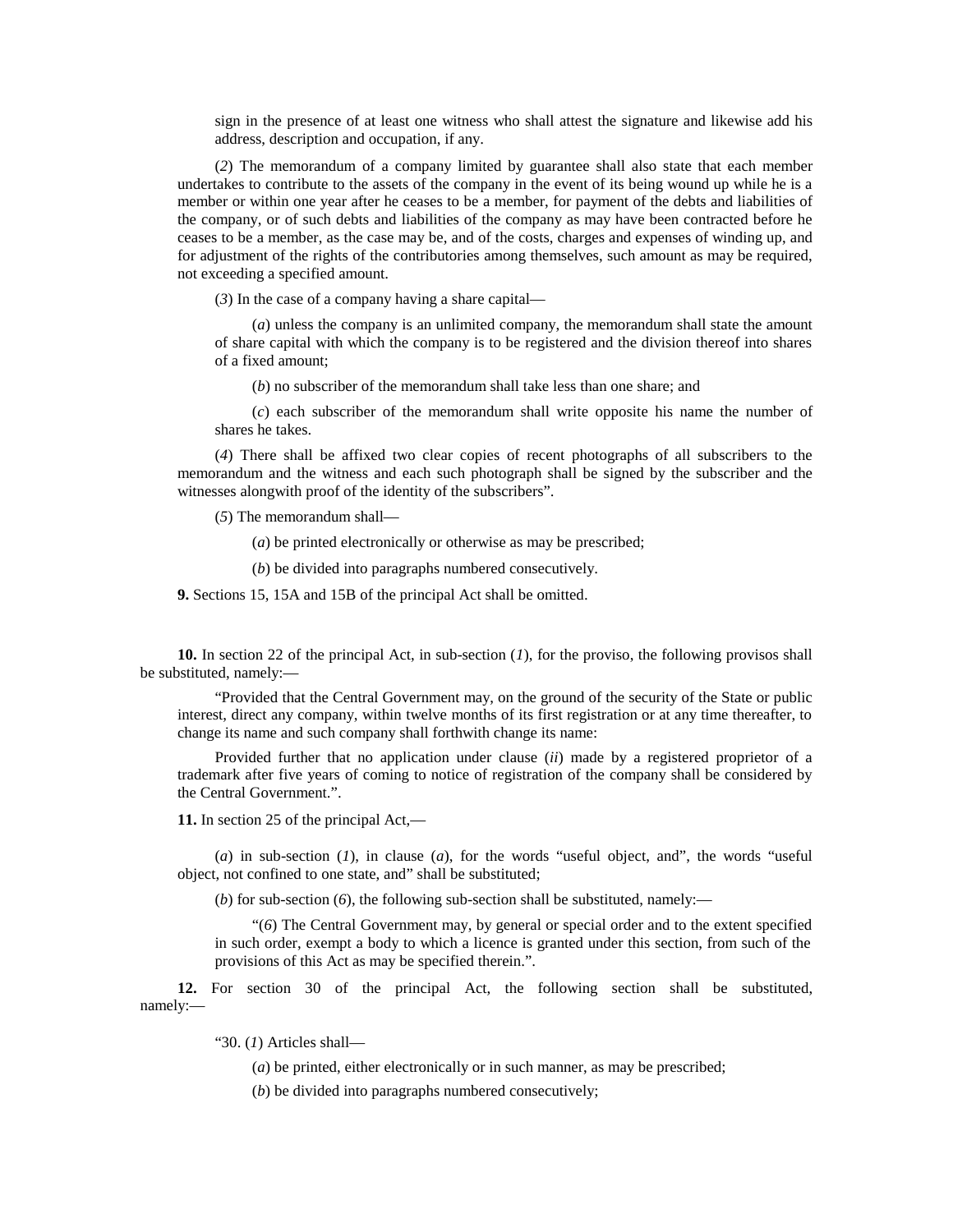sign in the presence of at least one witness who shall attest the signature and likewise add his address, description and occupation, if any.

(*2*) The memorandum of a company limited by guarantee shall also state that each member undertakes to contribute to the assets of the company in the event of its being wound up while he is a member or within one year after he ceases to be a member, for payment of the debts and liabilities of the company, or of such debts and liabilities of the company as may have been contracted before he ceases to be a member, as the case may be, and of the costs, charges and expenses of winding up, and for adjustment of the rights of the contributories among themselves, such amount as may be required, not exceeding a specified amount.

(*3*) In the case of a company having a share capital—

(*a*) unless the company is an unlimited company, the memorandum shall state the amount of share capital with which the company is to be registered and the division thereof into shares of a fixed amount;

(*b*) no subscriber of the memorandum shall take less than one share; and

(*c*) each subscriber of the memorandum shall write opposite his name the number of shares he takes.

(*4*) There shall be affixed two clear copies of recent photographs of all subscribers to the memorandum and the witness and each such photograph shall be signed by the subscriber and the witnesses alongwith proof of the identity of the subscribers".

(*5*) The memorandum shall—

(*a*) be printed electronically or otherwise as may be prescribed;

(*b*) be divided into paragraphs numbered consecutively.

**9.** Sections 15, 15A and 15B of the principal Act shall be omitted.

**10.** In section 22 of the principal Act, in sub-section (*1*), for the proviso, the following provisos shall be substituted, namely:—

"Provided that the Central Government may, on the ground of the security of the State or public interest, direct any company, within twelve months of its first registration or at any time thereafter, to change its name and such company shall forthwith change its name:

Provided further that no application under clause (*ii*) made by a registered proprietor of a trademark after five years of coming to notice of registration of the company shall be considered by the Central Government.".

**11.** In section 25 of the principal Act,—

(*a*) in sub-section (*1*), in clause (*a*), for the words "useful object, and", the words "useful object, not confined to one state, and" shall be substituted;

(*b*) for sub-section (*6*), the following sub-section shall be substituted, namely:—

"(*6*) The Central Government may, by general or special order and to the extent specified in such order, exempt a body to which a licence is granted under this section, from such of the provisions of this Act as may be specified therein.".

**12.** For section 30 of the principal Act, the following section shall be substituted, namely:—

"30. (*1*) Articles shall—

(*a*) be printed, either electronically or in such manner, as may be prescribed;

(*b*) be divided into paragraphs numbered consecutively;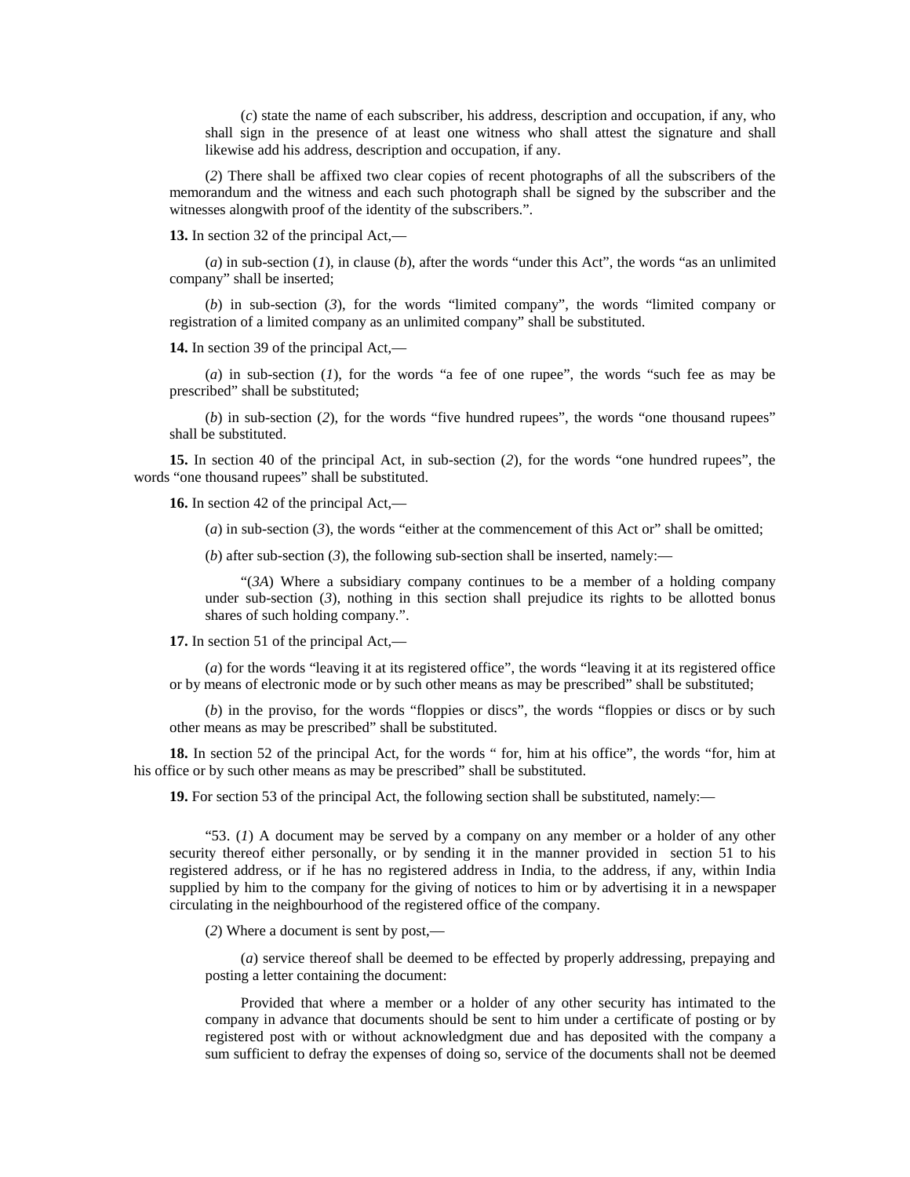(*c*) state the name of each subscriber, his address, description and occupation, if any, who shall sign in the presence of at least one witness who shall attest the signature and shall likewise add his address, description and occupation, if any.

(*2*) There shall be affixed two clear copies of recent photographs of all the subscribers of the memorandum and the witness and each such photograph shall be signed by the subscriber and the witnesses alongwith proof of the identity of the subscribers.".

**13.** In section 32 of the principal Act,—

(*a*) in sub-section (*1*), in clause (*b*), after the words "under this Act", the words "as an unlimited company" shall be inserted;

(*b*) in sub-section (*3*), for the words "limited company", the words "limited company or registration of a limited company as an unlimited company" shall be substituted.

**14.** In section 39 of the principal Act,—

(*a*) in sub-section (*1*), for the words "a fee of one rupee", the words "such fee as may be prescribed" shall be substituted;

(*b*) in sub-section (*2*), for the words "five hundred rupees", the words "one thousand rupees" shall be substituted.

**15.** In section 40 of the principal Act, in sub-section (*2*), for the words "one hundred rupees", the words "one thousand rupees" shall be substituted.

**16.** In section 42 of the principal Act,—

(*a*) in sub-section (*3*), the words "either at the commencement of this Act or" shall be omitted;

(*b*) after sub-section (*3*), the following sub-section shall be inserted, namely:—

"(*3A*) Where a subsidiary company continues to be a member of a holding company under sub-section (*3*), nothing in this section shall prejudice its rights to be allotted bonus shares of such holding company.".

**17.** In section 51 of the principal Act,—

(*a*) for the words "leaving it at its registered office", the words "leaving it at its registered office or by means of electronic mode or by such other means as may be prescribed" shall be substituted;

(*b*) in the proviso, for the words "floppies or discs", the words "floppies or discs or by such other means as may be prescribed" shall be substituted.

**18.** In section 52 of the principal Act, for the words " for, him at his office", the words "for, him at his office or by such other means as may be prescribed" shall be substituted.

**19.** For section 53 of the principal Act, the following section shall be substituted, namely:—

"53. (*1*) A document may be served by a company on any member or a holder of any other security thereof either personally, or by sending it in the manner provided in section 51 to his registered address, or if he has no registered address in India, to the address, if any, within India supplied by him to the company for the giving of notices to him or by advertising it in a newspaper circulating in the neighbourhood of the registered office of the company.

(*2*) Where a document is sent by post,—

(*a*) service thereof shall be deemed to be effected by properly addressing, prepaying and posting a letter containing the document:

Provided that where a member or a holder of any other security has intimated to the company in advance that documents should be sent to him under a certificate of posting or by registered post with or without acknowledgment due and has deposited with the company a sum sufficient to defray the expenses of doing so, service of the documents shall not be deemed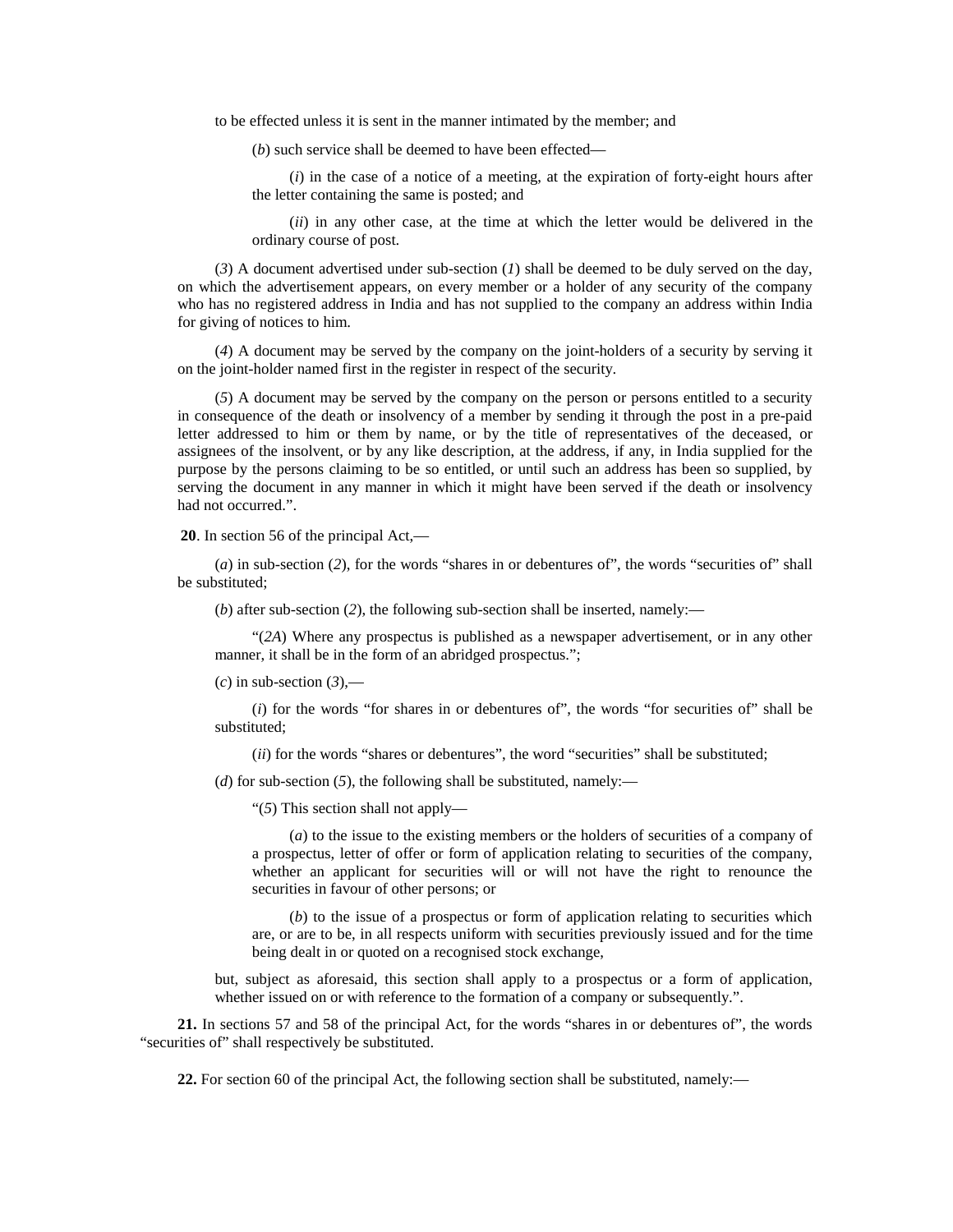to be effected unless it is sent in the manner intimated by the member; and

(*b*) such service shall be deemed to have been effected—

(*i*) in the case of a notice of a meeting, at the expiration of forty-eight hours after the letter containing the same is posted; and

(*ii*) in any other case, at the time at which the letter would be delivered in the ordinary course of post.

(*3*) A document advertised under sub-section (*1*) shall be deemed to be duly served on the day, on which the advertisement appears, on every member or a holder of any security of the company who has no registered address in India and has not supplied to the company an address within India for giving of notices to him.

(*4*) A document may be served by the company on the joint-holders of a security by serving it on the joint-holder named first in the register in respect of the security.

(*5*) A document may be served by the company on the person or persons entitled to a security in consequence of the death or insolvency of a member by sending it through the post in a pre-paid letter addressed to him or them by name, or by the title of representatives of the deceased, or assignees of the insolvent, or by any like description, at the address, if any, in India supplied for the purpose by the persons claiming to be so entitled, or until such an address has been so supplied, by serving the document in any manner in which it might have been served if the death or insolvency had not occurred.".

**20**. In section 56 of the principal Act,—

(*a*) in sub-section (*2*), for the words "shares in or debentures of", the words "securities of" shall be substituted;

(*b*) after sub-section (*2*), the following sub-section shall be inserted, namely:—

"(*2A*) Where any prospectus is published as a newspaper advertisement, or in any other manner, it shall be in the form of an abridged prospectus.";

(*c*) in sub-section (*3*),—

(*i*) for the words "for shares in or debentures of", the words "for securities of" shall be substituted;

(*ii*) for the words "shares or debentures", the word "securities" shall be substituted;

(*d*) for sub-section (*5*), the following shall be substituted, namely:—

"(*5*) This section shall not apply—

(*a*) to the issue to the existing members or the holders of securities of a company of a prospectus, letter of offer or form of application relating to securities of the company, whether an applicant for securities will or will not have the right to renounce the securities in favour of other persons; or

(*b*) to the issue of a prospectus or form of application relating to securities which are, or are to be, in all respects uniform with securities previously issued and for the time being dealt in or quoted on a recognised stock exchange,

but, subject as aforesaid, this section shall apply to a prospectus or a form of application, whether issued on or with reference to the formation of a company or subsequently.".

**21.** In sections 57 and 58 of the principal Act, for the words "shares in or debentures of", the words "securities of" shall respectively be substituted.

**22.** For section 60 of the principal Act, the following section shall be substituted, namely:—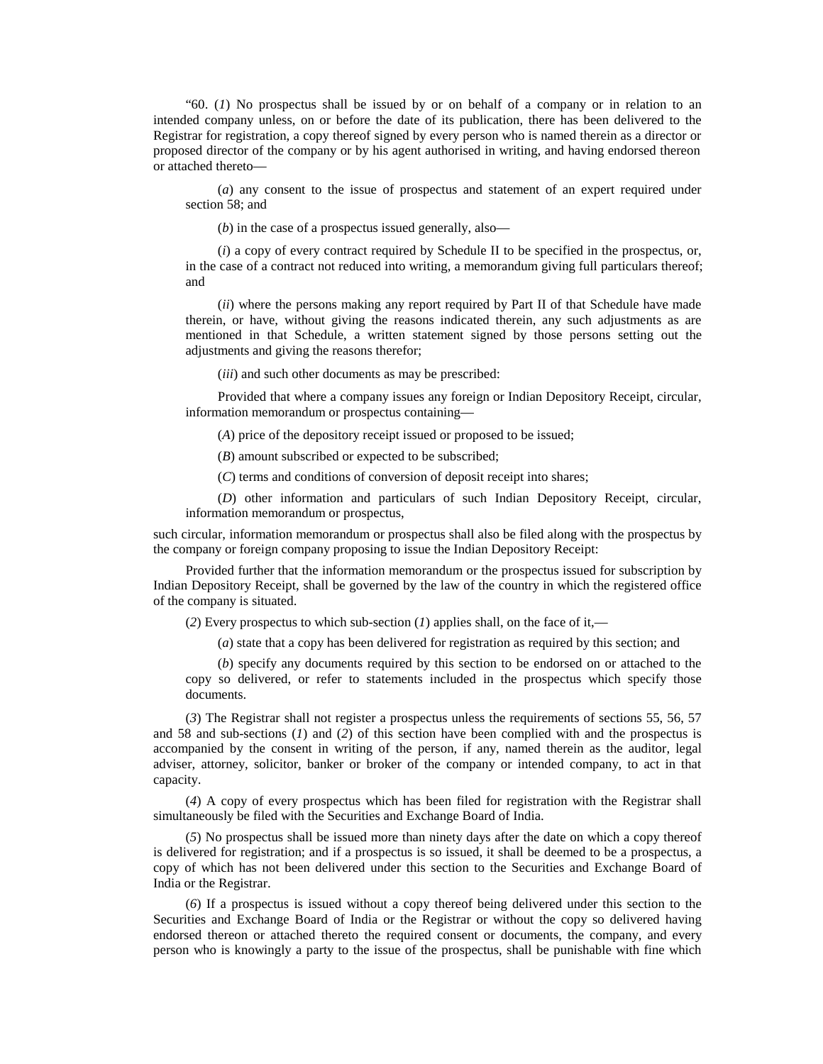"60. (*1*) No prospectus shall be issued by or on behalf of a company or in relation to an intended company unless, on or before the date of its publication, there has been delivered to the Registrar for registration, a copy thereof signed by every person who is named therein as a director or proposed director of the company or by his agent authorised in writing, and having endorsed thereon or attached thereto—

(*a*) any consent to the issue of prospectus and statement of an expert required under section 58; and

(*b*) in the case of a prospectus issued generally, also—

(*i*) a copy of every contract required by Schedule II to be specified in the prospectus, or, in the case of a contract not reduced into writing, a memorandum giving full particulars thereof; and

(*ii*) where the persons making any report required by Part II of that Schedule have made therein, or have, without giving the reasons indicated therein, any such adjustments as are mentioned in that Schedule, a written statement signed by those persons setting out the adjustments and giving the reasons therefor;

(*iii*) and such other documents as may be prescribed:

Provided that where a company issues any foreign or Indian Depository Receipt, circular, information memorandum or prospectus containing—

(*A*) price of the depository receipt issued or proposed to be issued;

(*B*) amount subscribed or expected to be subscribed;

(*C*) terms and conditions of conversion of deposit receipt into shares;

(*D*) other information and particulars of such Indian Depository Receipt, circular, information memorandum or prospectus,

such circular, information memorandum or prospectus shall also be filed along with the prospectus by the company or foreign company proposing to issue the Indian Depository Receipt:

Provided further that the information memorandum or the prospectus issued for subscription by Indian Depository Receipt, shall be governed by the law of the country in which the registered office of the company is situated.

(*2*) Every prospectus to which sub-section (*1*) applies shall, on the face of it,—

(*a*) state that a copy has been delivered for registration as required by this section; and

(*b*) specify any documents required by this section to be endorsed on or attached to the copy so delivered, or refer to statements included in the prospectus which specify those documents.

(*3*) The Registrar shall not register a prospectus unless the requirements of sections 55, 56, 57 and 58 and sub-sections (*1*) and (*2*) of this section have been complied with and the prospectus is accompanied by the consent in writing of the person, if any, named therein as the auditor, legal adviser, attorney, solicitor, banker or broker of the company or intended company, to act in that capacity.

(*4*) A copy of every prospectus which has been filed for registration with the Registrar shall simultaneously be filed with the Securities and Exchange Board of India.

(*5*) No prospectus shall be issued more than ninety days after the date on which a copy thereof is delivered for registration; and if a prospectus is so issued, it shall be deemed to be a prospectus, a copy of which has not been delivered under this section to the Securities and Exchange Board of India or the Registrar.

(*6*) If a prospectus is issued without a copy thereof being delivered under this section to the Securities and Exchange Board of India or the Registrar or without the copy so delivered having endorsed thereon or attached thereto the required consent or documents, the company, and every person who is knowingly a party to the issue of the prospectus, shall be punishable with fine which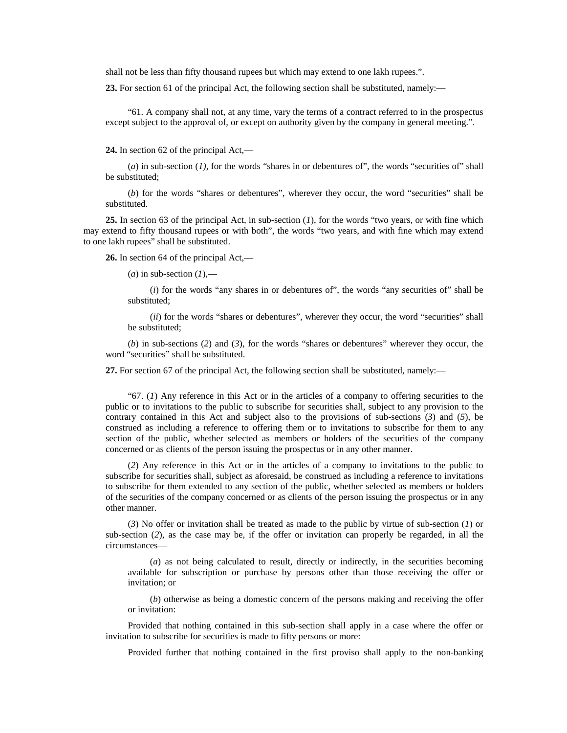shall not be less than fifty thousand rupees but which may extend to one lakh rupees.".

**23.** For section 61 of the principal Act, the following section shall be substituted, namely:—

"61. A company shall not, at any time, vary the terms of a contract referred to in the prospectus except subject to the approval of, or except on authority given by the company in general meeting.".

**24.** In section 62 of the principal Act,—

(*a*) in sub-section (*1*), for the words "shares in or debentures of", the words "securities of" shall be substituted;

(*b*) for the words "shares or debentures", wherever they occur, the word "securities" shall be substituted.

**25.** In section 63 of the principal Act, in sub-section (*1*), for the words "two years, or with fine which may extend to fifty thousand rupees or with both", the words "two years, and with fine which may extend to one lakh rupees" shall be substituted.

**26.** In section 64 of the principal Act,—

(*a*) in sub-section (*1*),—

(*i*) for the words "any shares in or debentures of", the words "any securities of" shall be substituted;

(*ii*) for the words "shares or debentures", wherever they occur, the word "securities" shall be substituted;

(*b*) in sub-sections (*2*) and (*3*), for the words "shares or debentures" wherever they occur, the word "securities" shall be substituted.

**27.** For section 67 of the principal Act, the following section shall be substituted, namely:—

"67. (*1*) Any reference in this Act or in the articles of a company to offering securities to the public or to invitations to the public to subscribe for securities shall, subject to any provision to the contrary contained in this Act and subject also to the provisions of sub-sections (*3*) and (*5*), be construed as including a reference to offering them or to invitations to subscribe for them to any section of the public, whether selected as members or holders of the securities of the company concerned or as clients of the person issuing the prospectus or in any other manner.

(*2*) Any reference in this Act or in the articles of a company to invitations to the public to subscribe for securities shall, subject as aforesaid, be construed as including a reference to invitations to subscribe for them extended to any section of the public, whether selected as members or holders of the securities of the company concerned or as clients of the person issuing the prospectus or in any other manner.

(*3*) No offer or invitation shall be treated as made to the public by virtue of sub-section (*1*) or sub-section (*2*), as the case may be, if the offer or invitation can properly be regarded, in all the circumstances—

(*a*) as not being calculated to result, directly or indirectly, in the securities becoming available for subscription or purchase by persons other than those receiving the offer or invitation; or

(*b*) otherwise as being a domestic concern of the persons making and receiving the offer or invitation:

Provided that nothing contained in this sub-section shall apply in a case where the offer or invitation to subscribe for securities is made to fifty persons or more:

Provided further that nothing contained in the first proviso shall apply to the non-banking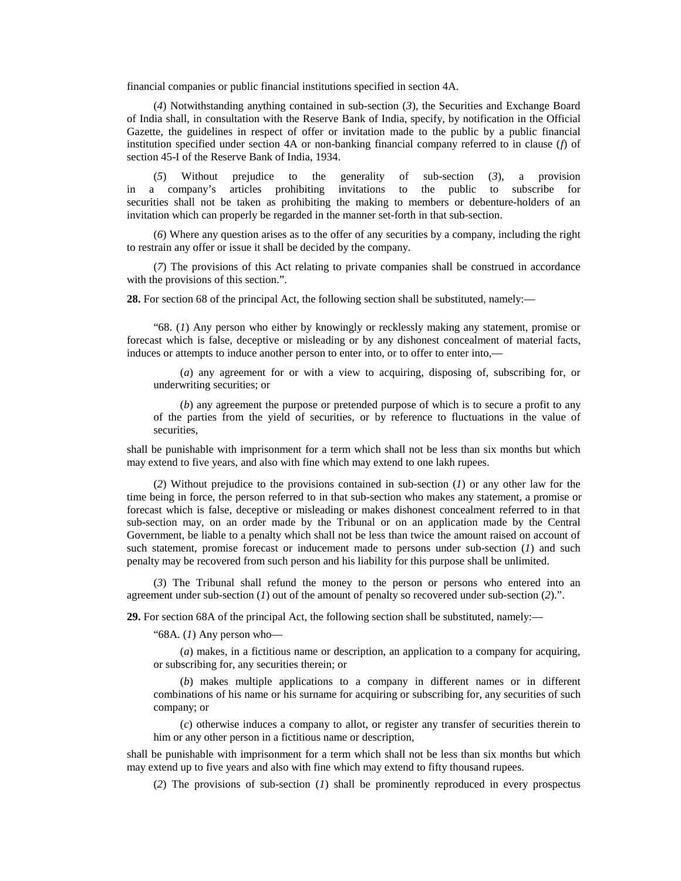financial companies or public financial institutions specified in section 4A.

(*4*) Notwithstanding anything contained in sub-section (*3*), the Securities and Exchange Board of India shall, in consultation with the Reserve Bank of India, specify, by notification in the Official Gazette, the guidelines in respect of offer or invitation made to the public by a public financial institution specified under section 4A or non-banking financial company referred to in clause (*f*) of section 45-I of the Reserve Bank of India, 1934.

(*5*) Without prejudice to the generality of sub-section (*3*), a provision in a company's articles prohibiting invitations to the public to subscribe for securities shall not be taken as prohibiting the making to members or debenture-holders of an invitation which can properly be regarded in the manner set-forth in that sub-section.

(*6*) Where any question arises as to the offer of any securities by a company, including the right to restrain any offer or issue it shall be decided by the company.

(*7*) The provisions of this Act relating to private companies shall be construed in accordance with the provisions of this section.".

**28.** For section 68 of the principal Act, the following section shall be substituted, namely:—

"68. (*1*) Any person who either by knowingly or recklessly making any statement, promise or forecast which is false, deceptive or misleading or by any dishonest concealment of material facts, induces or attempts to induce another person to enter into, or to offer to enter into,—

(*a*) any agreement for or with a view to acquiring, disposing of, subscribing for, or underwriting securities; or

(*b*) any agreement the purpose or pretended purpose of which is to secure a profit to any of the parties from the yield of securities, or by reference to fluctuations in the value of securities,

shall be punishable with imprisonment for a term which shall not be less than six months but which may extend to five years, and also with fine which may extend to one lakh rupees.

(*2*) Without prejudice to the provisions contained in sub-section (*1*) or any other law for the time being in force, the person referred to in that sub-section who makes any statement, a promise or forecast which is false, deceptive or misleading or makes dishonest concealment referred to in that sub-section may, on an order made by the Tribunal or on an application made by the Central Government, be liable to a penalty which shall not be less than twice the amount raised on account of such statement, promise forecast or inducement made to persons under sub-section (*1*) and such penalty may be recovered from such person and his liability for this purpose shall be unlimited.

(*3*) The Tribunal shall refund the money to the person or persons who entered into an agreement under sub-section (*1*) out of the amount of penalty so recovered under sub-section (*2*).".

**29.** For section 68A of the principal Act, the following section shall be substituted, namely:—

"68A. (*1*) Any person who—

(*a*) makes, in a fictitious name or description, an application to a company for acquiring, or subscribing for, any securities therein; or

(*b*) makes multiple applications to a company in different names or in different combinations of his name or his surname for acquiring or subscribing for, any securities of such company; or

(*c*) otherwise induces a company to allot, or register any transfer of securities therein to him or any other person in a fictitious name or description,

shall be punishable with imprisonment for a term which shall not be less than six months but which may extend up to five years and also with fine which may extend to fifty thousand rupees.

(*2*) The provisions of sub-section (*1*) shall be prominently reproduced in every prospectus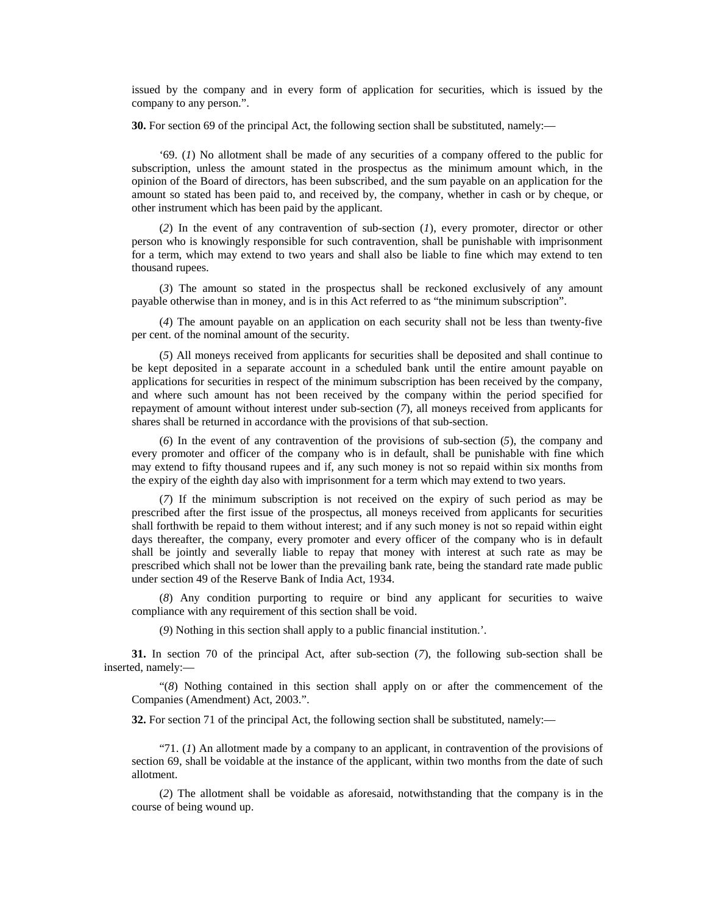issued by the company and in every form of application for securities, which is issued by the company to any person.".

**30.** For section 69 of the principal Act, the following section shall be substituted, namely:—

'69. (*1*) No allotment shall be made of any securities of a company offered to the public for subscription, unless the amount stated in the prospectus as the minimum amount which, in the opinion of the Board of directors, has been subscribed, and the sum payable on an application for the amount so stated has been paid to, and received by, the company, whether in cash or by cheque, or other instrument which has been paid by the applicant.

(*2*) In the event of any contravention of sub-section (*1*), every promoter, director or other person who is knowingly responsible for such contravention, shall be punishable with imprisonment for a term, which may extend to two years and shall also be liable to fine which may extend to ten thousand rupees.

(*3*) The amount so stated in the prospectus shall be reckoned exclusively of any amount payable otherwise than in money, and is in this Act referred to as "the minimum subscription".

(*4*) The amount payable on an application on each security shall not be less than twenty-five per cent. of the nominal amount of the security.

(*5*) All moneys received from applicants for securities shall be deposited and shall continue to be kept deposited in a separate account in a scheduled bank until the entire amount payable on applications for securities in respect of the minimum subscription has been received by the company, and where such amount has not been received by the company within the period specified for repayment of amount without interest under sub-section (*7*), all moneys received from applicants for shares shall be returned in accordance with the provisions of that sub-section.

(*6*) In the event of any contravention of the provisions of sub-section (*5*), the company and every promoter and officer of the company who is in default, shall be punishable with fine which may extend to fifty thousand rupees and if, any such money is not so repaid within six months from the expiry of the eighth day also with imprisonment for a term which may extend to two years.

(*7*) If the minimum subscription is not received on the expiry of such period as may be prescribed after the first issue of the prospectus, all moneys received from applicants for securities shall forthwith be repaid to them without interest; and if any such money is not so repaid within eight days thereafter, the company, every promoter and every officer of the company who is in default shall be jointly and severally liable to repay that money with interest at such rate as may be prescribed which shall not be lower than the prevailing bank rate, being the standard rate made public under section 49 of the Reserve Bank of India Act, 1934.

(*8*) Any condition purporting to require or bind any applicant for securities to waive compliance with any requirement of this section shall be void.

(*9*) Nothing in this section shall apply to a public financial institution.'.

**31.** In section 70 of the principal Act, after sub-section (*7*), the following sub-section shall be inserted, namely:—

"(*8*) Nothing contained in this section shall apply on or after the commencement of the Companies (Amendment) Act, 2003.".

**32.** For section 71 of the principal Act, the following section shall be substituted, namely:—

"71. (*1*) An allotment made by a company to an applicant, in contravention of the provisions of section 69, shall be voidable at the instance of the applicant, within two months from the date of such allotment.

(*2*) The allotment shall be voidable as aforesaid, notwithstanding that the company is in the course of being wound up.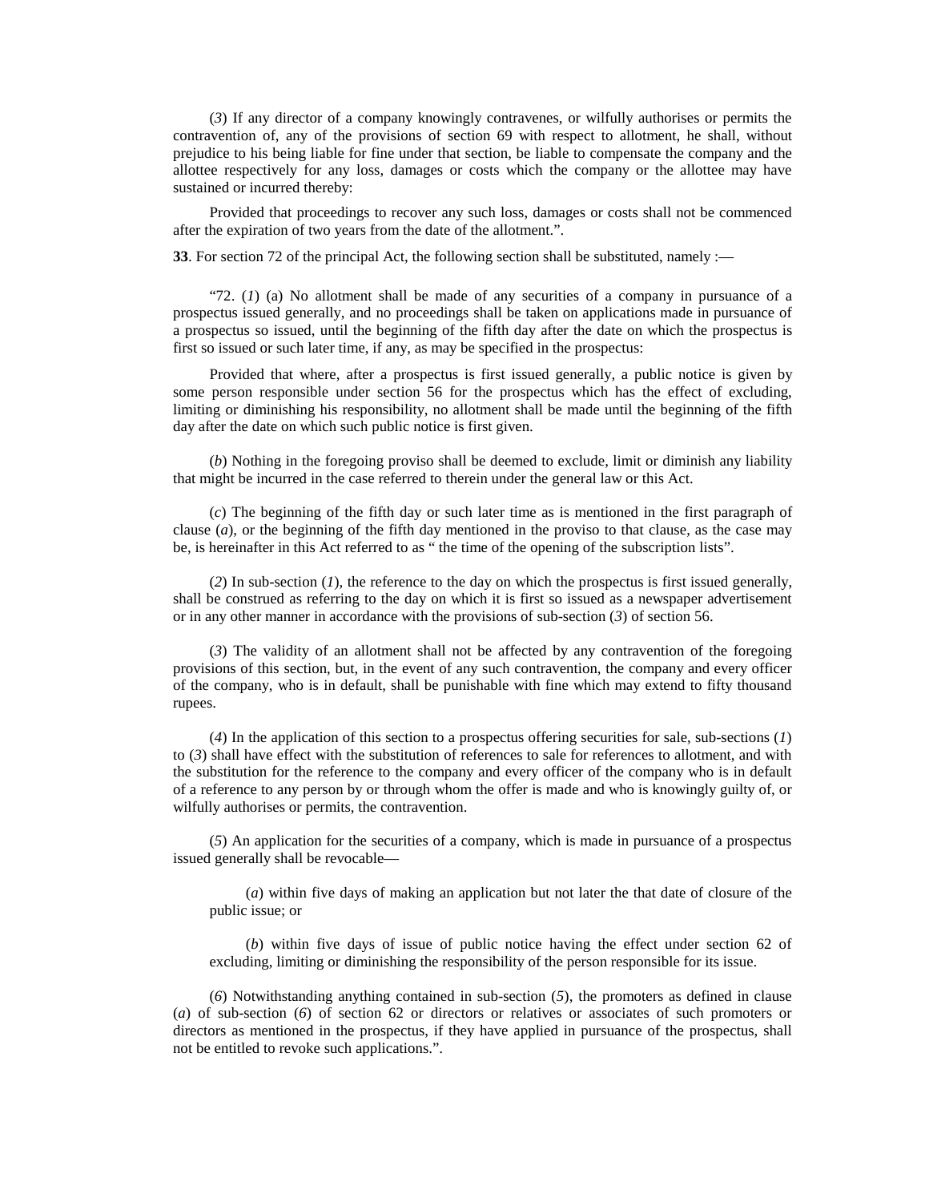(*3*) If any director of a company knowingly contravenes, or wilfully authorises or permits the contravention of, any of the provisions of section 69 with respect to allotment, he shall, without prejudice to his being liable for fine under that section, be liable to compensate the company and the allottee respectively for any loss, damages or costs which the company or the allottee may have sustained or incurred thereby:

Provided that proceedings to recover any such loss, damages or costs shall not be commenced after the expiration of two years from the date of the allotment.".

**33**. For section 72 of the principal Act, the following section shall be substituted, namely :—

"72. (*1*) (a) No allotment shall be made of any securities of a company in pursuance of a prospectus issued generally, and no proceedings shall be taken on applications made in pursuance of a prospectus so issued, until the beginning of the fifth day after the date on which the prospectus is first so issued or such later time, if any, as may be specified in the prospectus:

Provided that where, after a prospectus is first issued generally, a public notice is given by some person responsible under section 56 for the prospectus which has the effect of excluding, limiting or diminishing his responsibility, no allotment shall be made until the beginning of the fifth day after the date on which such public notice is first given.

(*b*) Nothing in the foregoing proviso shall be deemed to exclude, limit or diminish any liability that might be incurred in the case referred to therein under the general law or this Act.

(*c*) The beginning of the fifth day or such later time as is mentioned in the first paragraph of clause (*a*), or the beginning of the fifth day mentioned in the proviso to that clause, as the case may be, is hereinafter in this Act referred to as " the time of the opening of the subscription lists".

(*2*) In sub-section (*1*), the reference to the day on which the prospectus is first issued generally, shall be construed as referring to the day on which it is first so issued as a newspaper advertisement or in any other manner in accordance with the provisions of sub-section (*3*) of section 56.

(*3*) The validity of an allotment shall not be affected by any contravention of the foregoing provisions of this section, but, in the event of any such contravention, the company and every officer of the company, who is in default, shall be punishable with fine which may extend to fifty thousand rupees.

(*4*) In the application of this section to a prospectus offering securities for sale, sub-sections (*1*) to (*3*) shall have effect with the substitution of references to sale for references to allotment, and with the substitution for the reference to the company and every officer of the company who is in default of a reference to any person by or through whom the offer is made and who is knowingly guilty of, or wilfully authorises or permits, the contravention.

(*5*) An application for the securities of a company, which is made in pursuance of a prospectus issued generally shall be revocable—

(*a*) within five days of making an application but not later the that date of closure of the public issue; or

(*b*) within five days of issue of public notice having the effect under section 62 of excluding, limiting or diminishing the responsibility of the person responsible for its issue.

(*6*) Notwithstanding anything contained in sub-section (*5*), the promoters as defined in clause (*a*) of sub-section (*6*) of section 62 or directors or relatives or associates of such promoters or directors as mentioned in the prospectus, if they have applied in pursuance of the prospectus, shall not be entitled to revoke such applications.".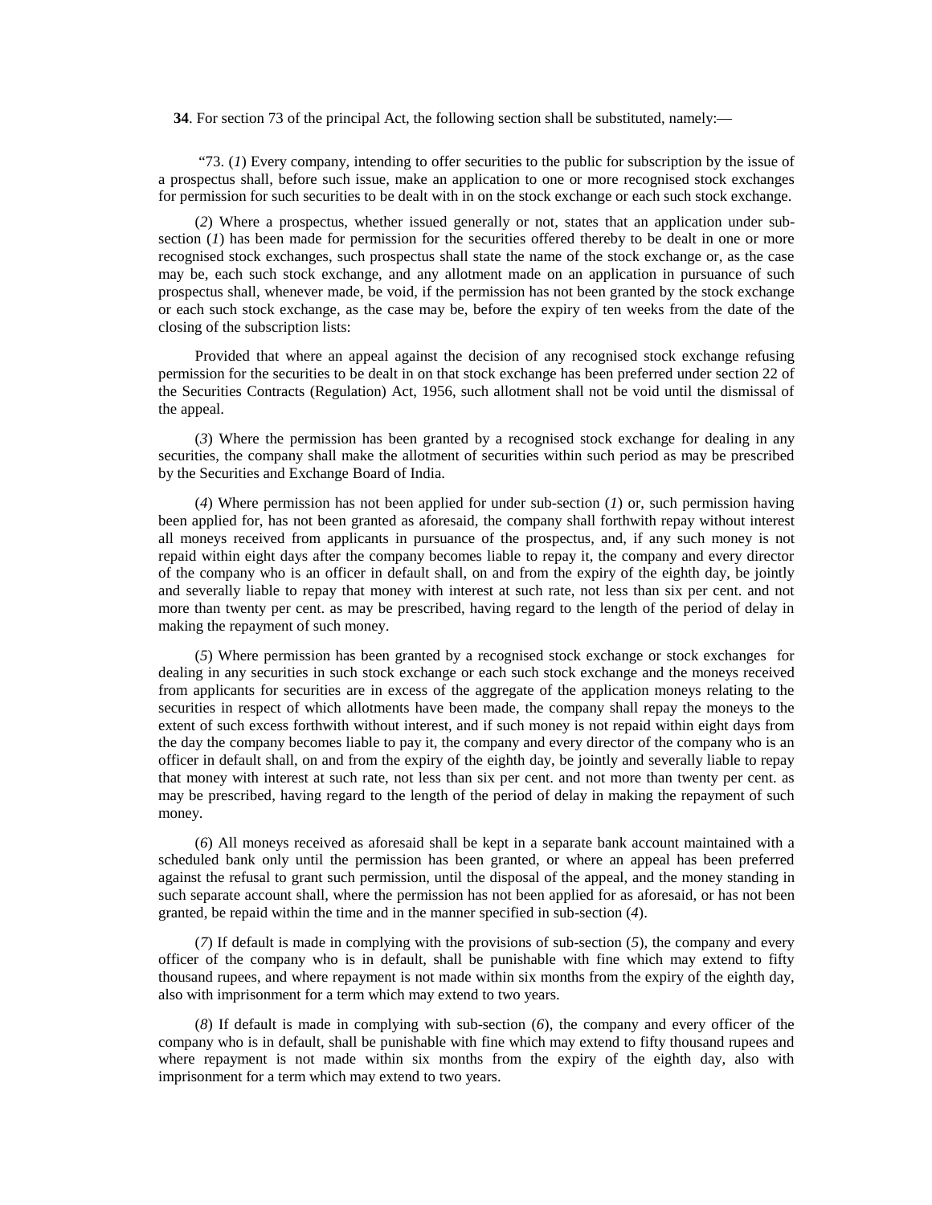**34**. For section 73 of the principal Act, the following section shall be substituted, namely:—

"73. (*1*) Every company, intending to offer securities to the public for subscription by the issue of a prospectus shall, before such issue, make an application to one or more recognised stock exchanges for permission for such securities to be dealt with in on the stock exchange or each such stock exchange.

(*2*) Where a prospectus, whether issued generally or not, states that an application under sub-section (*1*) has been made for permission for the securities offered thereby to be dealt in one or more recognised stock exchanges, such prospectus shall state the name of the stock exchange or, as the case may be, each such stock exchange, and any allotment made on an application in pursuance of such prospectus shall, whenever made, be void, if the permission has not been granted by the stock exchange or each such stock exchange, as the case may be, before the expiry of ten weeks from the date of the closing of the subscription lists:

Provided that where an appeal against the decision of any recognised stock exchange refusing permission for the securities to be dealt in on that stock exchange has been preferred under section 22 of the Securities Contracts (Regulation) Act, 1956, such allotment shall not be void until the dismissal of the appeal.

(*3*) Where the permission has been granted by a recognised stock exchange for dealing in any securities, the company shall make the allotment of securities within such period as may be prescribed by the Securities and Exchange Board of India.

(*4*) Where permission has not been applied for under sub-section (*1*) or, such permission having been applied for, has not been granted as aforesaid, the company shall forthwith repay without interest all moneys received from applicants in pursuance of the prospectus, and, if any such money is not repaid within eight days after the company becomes liable to repay it, the company and every director of the company who is an officer in default shall, on and from the expiry of the eighth day, be jointly and severally liable to repay that money with interest at such rate, not less than six per cent. and not more than twenty per cent. as may be prescribed, having regard to the length of the period of delay in making the repayment of such money.

(*5*) Where permission has been granted by a recognised stock exchange or stock exchanges for dealing in any securities in such stock exchange or each such stock exchange and the moneys received from applicants for securities are in excess of the aggregate of the application moneys relating to the securities in respect of which allotments have been made, the company shall repay the moneys to the extent of such excess forthwith without interest, and if such money is not repaid within eight days from the day the company becomes liable to pay it, the company and every director of the company who is an officer in default shall, on and from the expiry of the eighth day, be jointly and severally liable to repay that money with interest at such rate, not less than six per cent. and not more than twenty per cent. as may be prescribed, having regard to the length of the period of delay in making the repayment of such money.

(*6*) All moneys received as aforesaid shall be kept in a separate bank account maintained with a scheduled bank only until the permission has been granted, or where an appeal has been preferred against the refusal to grant such permission, until the disposal of the appeal, and the money standing in such separate account shall, where the permission has not been applied for as aforesaid, or has not been granted, be repaid within the time and in the manner specified in sub-section (*4*).

(*7*) If default is made in complying with the provisions of sub-section (*5*), the company and every officer of the company who is in default, shall be punishable with fine which may extend to fifty thousand rupees, and where repayment is not made within six months from the expiry of the eighth day, also with imprisonment for a term which may extend to two years.

(*8*) If default is made in complying with sub-section (*6*), the company and every officer of the company who is in default, shall be punishable with fine which may extend to fifty thousand rupees and where repayment is not made within six months from the expiry of the eighth day, also with imprisonment for a term which may extend to two years.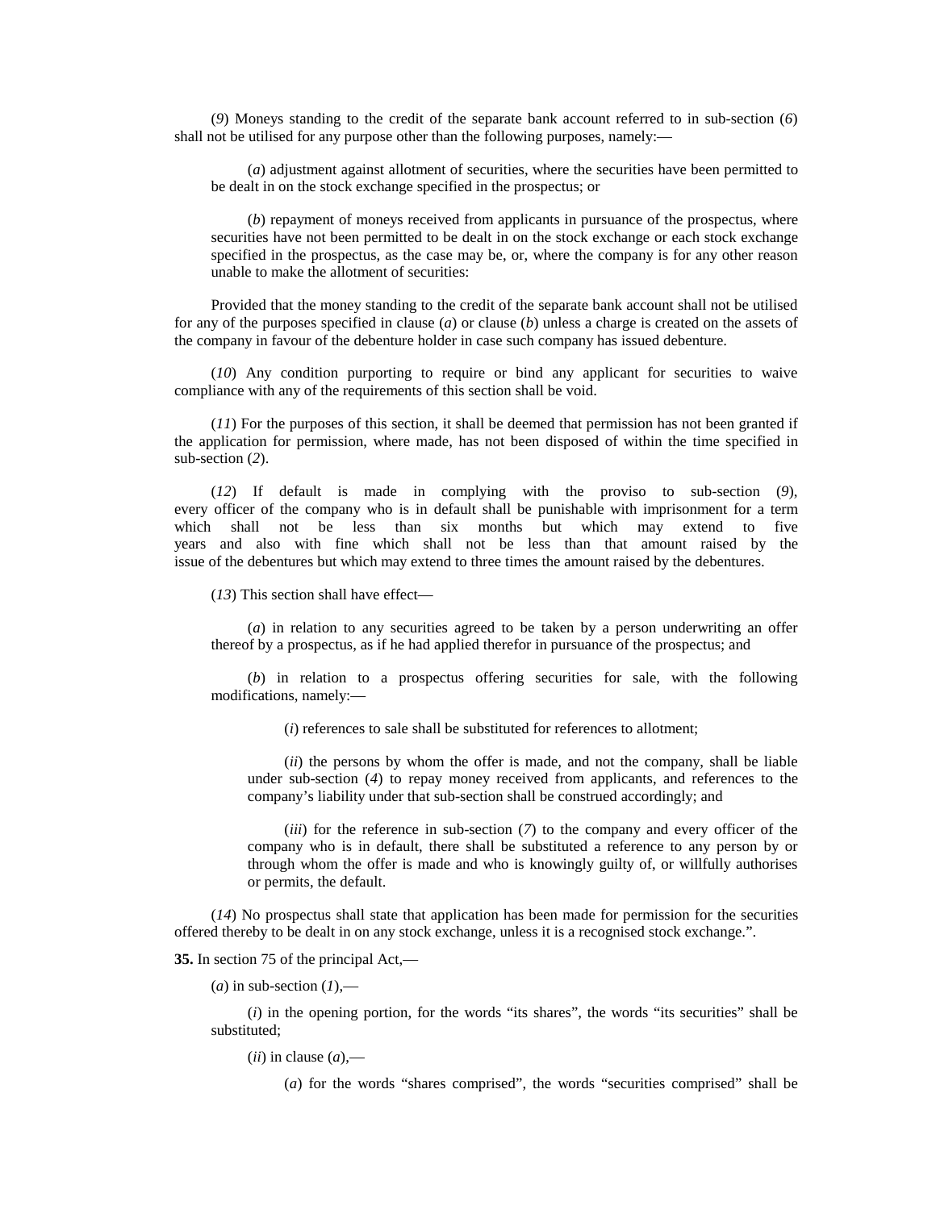(*9*) Moneys standing to the credit of the separate bank account referred to in sub-section (*6*) shall not be utilised for any purpose other than the following purposes, namely:—

(*a*) adjustment against allotment of securities, where the securities have been permitted to be dealt in on the stock exchange specified in the prospectus; or

(*b*) repayment of moneys received from applicants in pursuance of the prospectus, where securities have not been permitted to be dealt in on the stock exchange or each stock exchange specified in the prospectus, as the case may be, or, where the company is for any other reason unable to make the allotment of securities:

Provided that the money standing to the credit of the separate bank account shall not be utilised for any of the purposes specified in clause (*a*) or clause (*b*) unless a charge is created on the assets of the company in favour of the debenture holder in case such company has issued debenture.

(*10*) Any condition purporting to require or bind any applicant for securities to waive compliance with any of the requirements of this section shall be void.

(*11*) For the purposes of this section, it shall be deemed that permission has not been granted if the application for permission, where made, has not been disposed of within the time specified in sub-section (*2*).

(*12*) If default is made in complying with the proviso to sub-section (*9*), every officer of the company who is in default shall be punishable with imprisonment for a term which shall not be less than six months but which may extend to five years and also with fine which shall not be less than that amount raised by the issue of the debentures but which may extend to three times the amount raised by the debentures.

(*13*) This section shall have effect—

(*a*) in relation to any securities agreed to be taken by a person underwriting an offer thereof by a prospectus, as if he had applied therefor in pursuance of the prospectus; and

(*b*) in relation to a prospectus offering securities for sale, with the following modifications, namely:—

(*i*) references to sale shall be substituted for references to allotment;

(*ii*) the persons by whom the offer is made, and not the company, shall be liable under sub-section (*4*) to repay money received from applicants, and references to the company's liability under that sub-section shall be construed accordingly; and

(*iii*) for the reference in sub-section (*7*) to the company and every officer of the company who is in default, there shall be substituted a reference to any person by or through whom the offer is made and who is knowingly guilty of, or willfully authorises or permits, the default.

(*14*) No prospectus shall state that application has been made for permission for the securities offered thereby to be dealt in on any stock exchange, unless it is a recognised stock exchange.".

**35.** In section 75 of the principal Act,—

(*a*) in sub-section (*1*),—

(*i*) in the opening portion, for the words "its shares", the words "its securities" shall be substituted;

(*ii*) in clause (*a*),—

(*a*) for the words "shares comprised", the words "securities comprised" shall be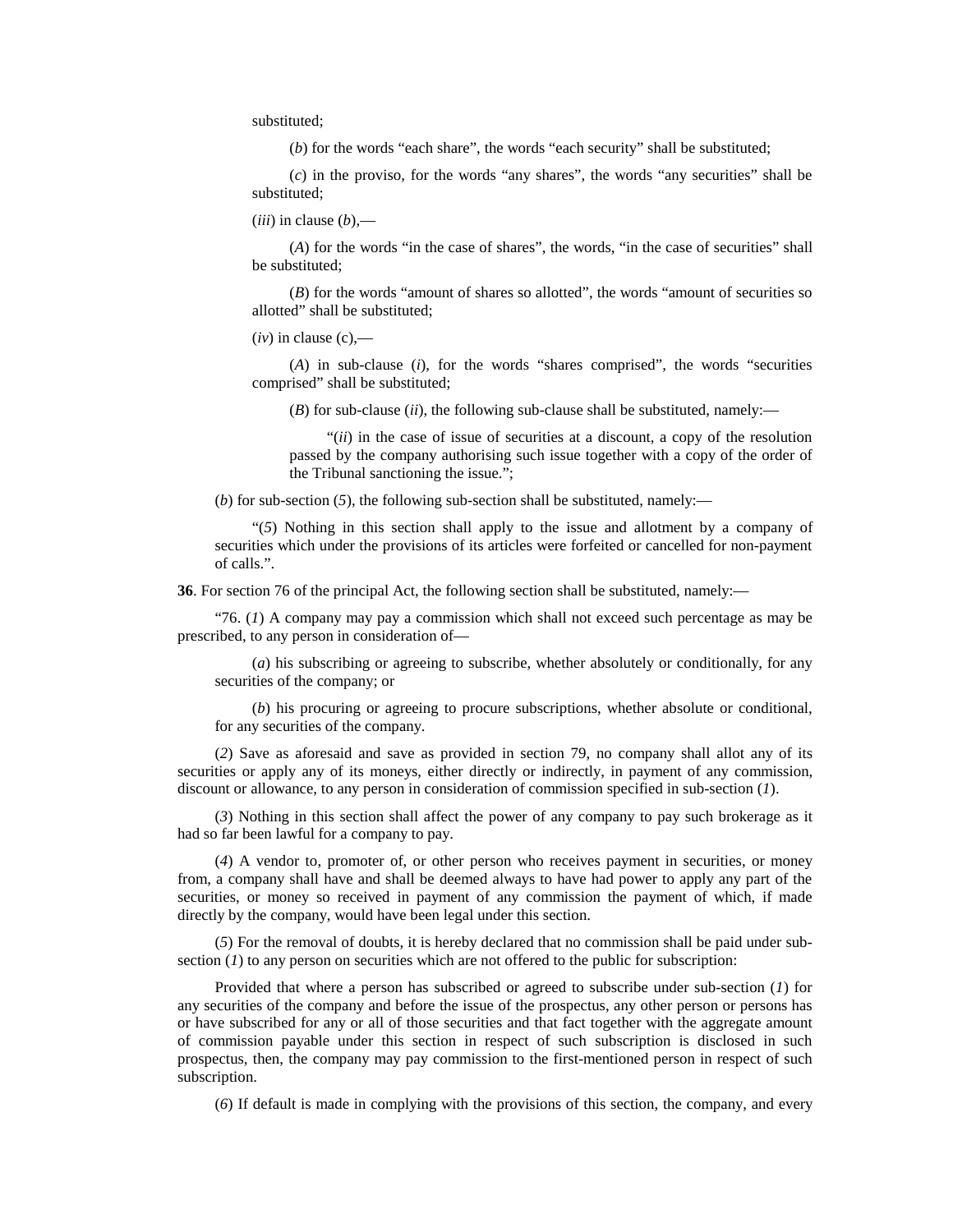substituted;

(*b*) for the words "each share", the words "each security" shall be substituted;

(*c*) in the proviso, for the words "any shares", the words "any securities" shall be substituted;

(*iii*) in clause (*b*),—

(*A*) for the words "in the case of shares", the words, "in the case of securities" shall be substituted;

(*B*) for the words "amount of shares so allotted", the words "amount of securities so allotted" shall be substituted;

(*iv*) in clause (c),—

(*A*) in sub-clause (*i*), for the words "shares comprised", the words "securities comprised" shall be substituted;

(*B*) for sub-clause (*ii*), the following sub-clause shall be substituted, namely:—

"(*ii*) in the case of issue of securities at a discount, a copy of the resolution passed by the company authorising such issue together with a copy of the order of the Tribunal sanctioning the issue.";

(*b*) for sub-section (*5*), the following sub-section shall be substituted, namely:—

"(*5*) Nothing in this section shall apply to the issue and allotment by a company of securities which under the provisions of its articles were forfeited or cancelled for non-payment of calls.".

**36**. For section 76 of the principal Act, the following section shall be substituted, namely:—

"76. (*1*) A company may pay a commission which shall not exceed such percentage as may be prescribed, to any person in consideration of—

(*a*) his subscribing or agreeing to subscribe, whether absolutely or conditionally, for any securities of the company; or

(*b*) his procuring or agreeing to procure subscriptions, whether absolute or conditional, for any securities of the company.

(*2*) Save as aforesaid and save as provided in section 79, no company shall allot any of its securities or apply any of its moneys, either directly or indirectly, in payment of any commission, discount or allowance, to any person in consideration of commission specified in sub-section (*1*).

(*3*) Nothing in this section shall affect the power of any company to pay such brokerage as it had so far been lawful for a company to pay.

(*4*) A vendor to, promoter of, or other person who receives payment in securities, or money from, a company shall have and shall be deemed always to have had power to apply any part of the securities, or money so received in payment of any commission the payment of which, if made directly by the company, would have been legal under this section.

(*5*) For the removal of doubts, it is hereby declared that no commission shall be paid under sub-section (*1*) to any person on securities which are not offered to the public for subscription:

Provided that where a person has subscribed or agreed to subscribe under sub-section (*1*) for any securities of the company and before the issue of the prospectus, any other person or persons has or have subscribed for any or all of those securities and that fact together with the aggregate amount of commission payable under this section in respect of such subscription is disclosed in such prospectus, then, the company may pay commission to the first-mentioned person in respect of such subscription.

(*6*) If default is made in complying with the provisions of this section, the company, and every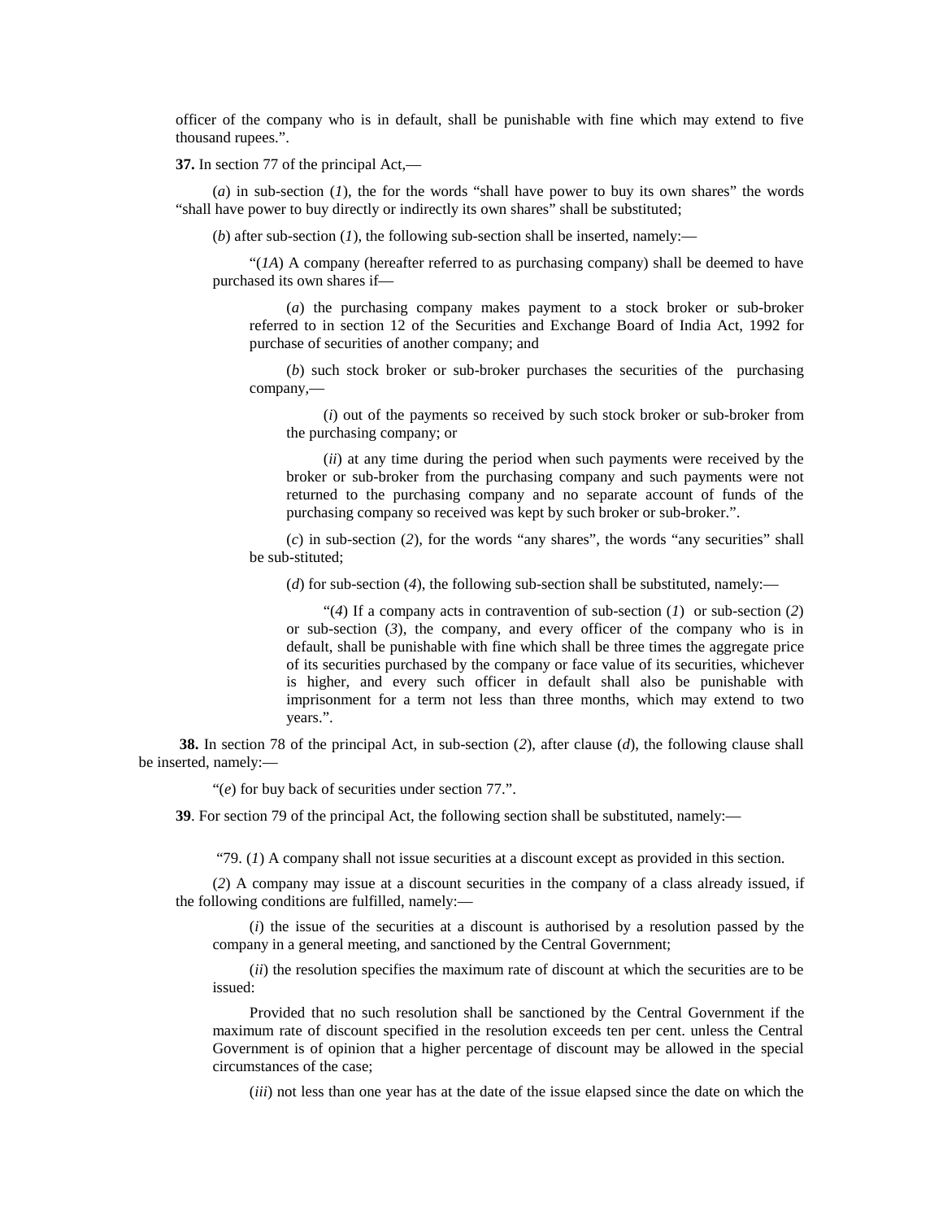officer of the company who is in default, shall be punishable with fine which may extend to five thousand rupees.".

**37.** In section 77 of the principal Act,—

(*a*) in sub-section (*1*), the for the words "shall have power to buy its own shares" the words "shall have power to buy directly or indirectly its own shares" shall be substituted;

(*b*) after sub-section (*1*), the following sub-section shall be inserted, namely:—

"(*1A*) A company (hereafter referred to as purchasing company) shall be deemed to have purchased its own shares if—

(*a*) the purchasing company makes payment to a stock broker or sub-broker referred to in section 12 of the Securities and Exchange Board of India Act, 1992 for purchase of securities of another company; and

(*b*) such stock broker or sub-broker purchases the securities of the purchasing company,—

(*i*) out of the payments so received by such stock broker or sub-broker from the purchasing company; or

(*ii*) at any time during the period when such payments were received by the broker or sub-broker from the purchasing company and such payments were not returned to the purchasing company and no separate account of funds of the purchasing company so received was kept by such broker or sub-broker.".

(*c*) in sub-section (*2*), for the words "any shares", the words "any securities" shall be sub-stituted;

(*d*) for sub-section (*4*), the following sub-section shall be substituted, namely:—

"(*4*) If a company acts in contravention of sub-section (*1*) or sub-section (*2*) or sub-section (*3*), the company, and every officer of the company who is in default, shall be punishable with fine which shall be three times the aggregate price of its securities purchased by the company or face value of its securities, whichever is higher, and every such officer in default shall also be punishable with imprisonment for a term not less than three months, which may extend to two years.".

**38.** In section 78 of the principal Act, in sub-section (*2*), after clause (*d*), the following clause shall be inserted, namely:—

"(*e*) for buy back of securities under section 77.".

**39**. For section 79 of the principal Act, the following section shall be substituted, namely:—

"79. (*1*) A company shall not issue securities at a discount except as provided in this section.

(*2*) A company may issue at a discount securities in the company of a class already issued, if the following conditions are fulfilled, namely:—

(*i*) the issue of the securities at a discount is authorised by a resolution passed by the company in a general meeting, and sanctioned by the Central Government;

(*ii*) the resolution specifies the maximum rate of discount at which the securities are to be issued:

Provided that no such resolution shall be sanctioned by the Central Government if the maximum rate of discount specified in the resolution exceeds ten per cent. unless the Central Government is of opinion that a higher percentage of discount may be allowed in the special circumstances of the case;

(*iii*) not less than one year has at the date of the issue elapsed since the date on which the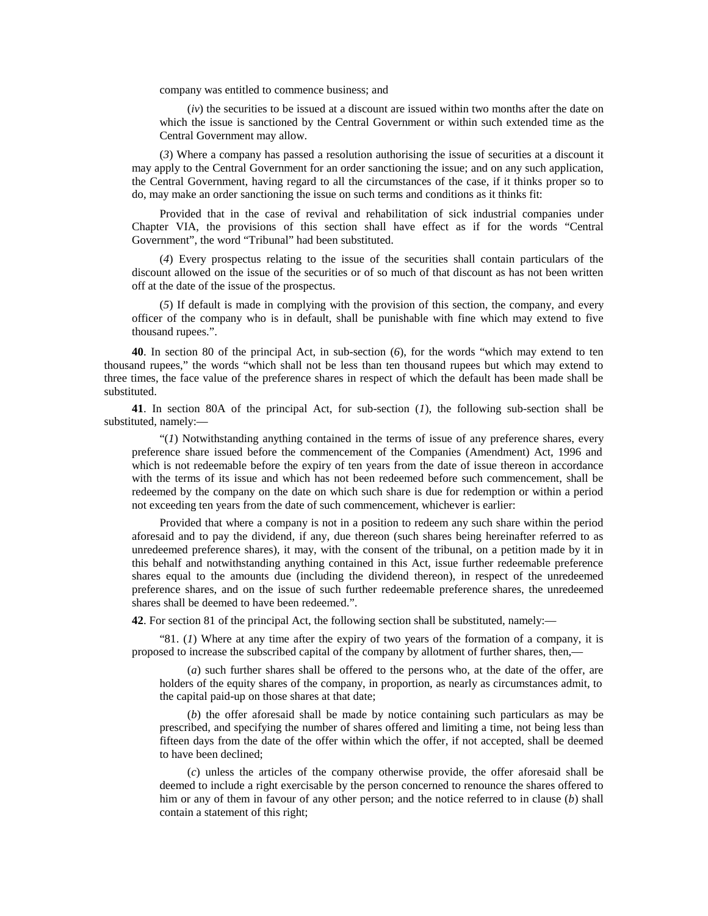company was entitled to commence business; and

(*iv*) the securities to be issued at a discount are issued within two months after the date on which the issue is sanctioned by the Central Government or within such extended time as the Central Government may allow.

(*3*) Where a company has passed a resolution authorising the issue of securities at a discount it may apply to the Central Government for an order sanctioning the issue; and on any such application, the Central Government, having regard to all the circumstances of the case, if it thinks proper so to do, may make an order sanctioning the issue on such terms and conditions as it thinks fit:

Provided that in the case of revival and rehabilitation of sick industrial companies under Chapter VIA, the provisions of this section shall have effect as if for the words "Central Government", the word "Tribunal" had been substituted.

(*4*) Every prospectus relating to the issue of the securities shall contain particulars of the discount allowed on the issue of the securities or of so much of that discount as has not been written off at the date of the issue of the prospectus.

(*5*) If default is made in complying with the provision of this section, the company, and every officer of the company who is in default, shall be punishable with fine which may extend to five thousand rupees.".

**40**. In section 80 of the principal Act, in sub-section (*6*), for the words "which may extend to ten thousand rupees," the words "which shall not be less than ten thousand rupees but which may extend to three times, the face value of the preference shares in respect of which the default has been made shall be substituted.

**41**. In section 80A of the principal Act, for sub-section (*1*), the following sub-section shall be substituted, namely:—

"(*1*) Notwithstanding anything contained in the terms of issue of any preference shares, every preference share issued before the commencement of the Companies (Amendment) Act, 1996 and which is not redeemable before the expiry of ten years from the date of issue thereon in accordance with the terms of its issue and which has not been redeemed before such commencement, shall be redeemed by the company on the date on which such share is due for redemption or within a period not exceeding ten years from the date of such commencement, whichever is earlier:

Provided that where a company is not in a position to redeem any such share within the period aforesaid and to pay the dividend, if any, due thereon (such shares being hereinafter referred to as unredeemed preference shares), it may, with the consent of the tribunal, on a petition made by it in this behalf and notwithstanding anything contained in this Act, issue further redeemable preference shares equal to the amounts due (including the dividend thereon), in respect of the unredeemed preference shares, and on the issue of such further redeemable preference shares, the unredeemed shares shall be deemed to have been redeemed.".

**42**. For section 81 of the principal Act, the following section shall be substituted, namely:—

"81. (*1*) Where at any time after the expiry of two years of the formation of a company, it is proposed to increase the subscribed capital of the company by allotment of further shares, then,—

(*a*) such further shares shall be offered to the persons who, at the date of the offer, are holders of the equity shares of the company, in proportion, as nearly as circumstances admit, to the capital paid-up on those shares at that date;

(*b*) the offer aforesaid shall be made by notice containing such particulars as may be prescribed, and specifying the number of shares offered and limiting a time, not being less than fifteen days from the date of the offer within which the offer, if not accepted, shall be deemed to have been declined;

(*c*) unless the articles of the company otherwise provide, the offer aforesaid shall be deemed to include a right exercisable by the person concerned to renounce the shares offered to him or any of them in favour of any other person; and the notice referred to in clause (*b*) shall contain a statement of this right;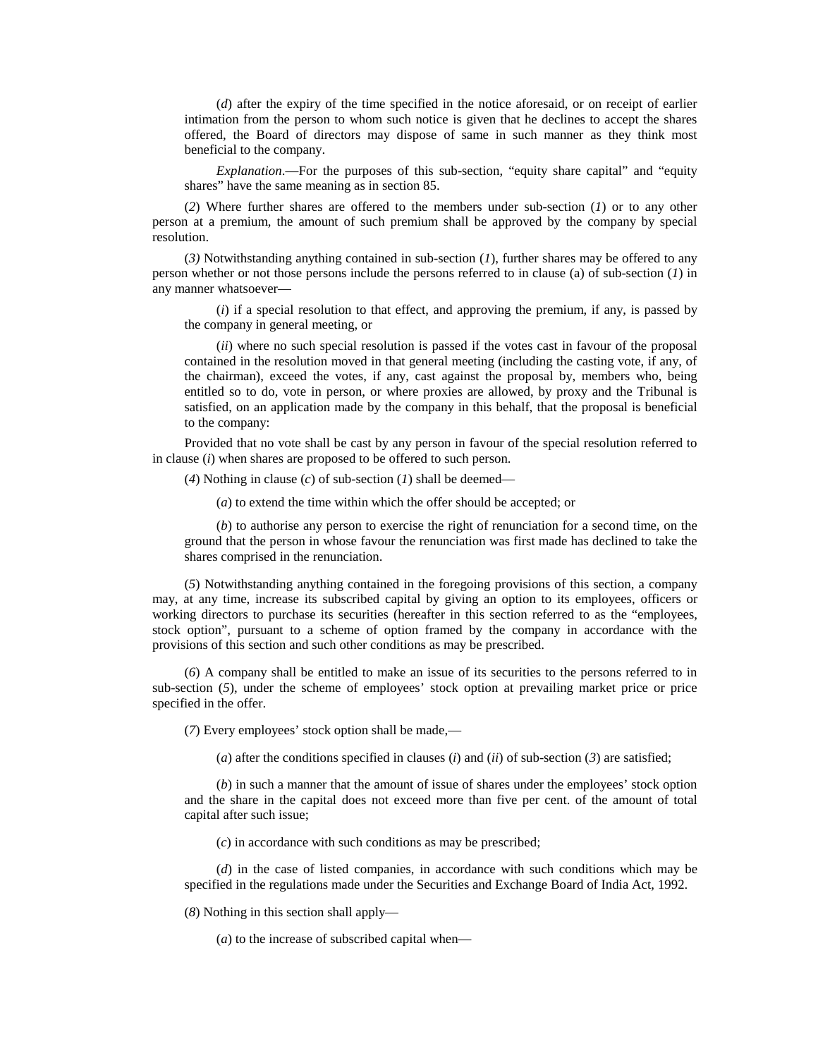(*d*) after the expiry of the time specified in the notice aforesaid, or on receipt of earlier intimation from the person to whom such notice is given that he declines to accept the shares offered, the Board of directors may dispose of same in such manner as they think most beneficial to the company.

*Explanation*.—For the purposes of this sub-section, "equity share capital" and "equity shares" have the same meaning as in section 85.

(*2*) Where further shares are offered to the members under sub-section (*1*) or to any other person at a premium, the amount of such premium shall be approved by the company by special resolution.

(*3)* Notwithstanding anything contained in sub-section (*1*), further shares may be offered to any person whether or not those persons include the persons referred to in clause (a) of sub-section (*1*) in any manner whatsoever—

(*i*) if a special resolution to that effect, and approving the premium, if any, is passed by the company in general meeting, or

(*ii*) where no such special resolution is passed if the votes cast in favour of the proposal contained in the resolution moved in that general meeting (including the casting vote, if any, of the chairman), exceed the votes, if any, cast against the proposal by, members who, being entitled so to do, vote in person, or where proxies are allowed, by proxy and the Tribunal is satisfied, on an application made by the company in this behalf, that the proposal is beneficial to the company:

Provided that no vote shall be cast by any person in favour of the special resolution referred to in clause (*i*) when shares are proposed to be offered to such person.

(*4*) Nothing in clause (*c*) of sub-section (*1*) shall be deemed—

(*a*) to extend the time within which the offer should be accepted; or

(*b*) to authorise any person to exercise the right of renunciation for a second time, on the ground that the person in whose favour the renunciation was first made has declined to take the shares comprised in the renunciation.

(*5*) Notwithstanding anything contained in the foregoing provisions of this section, a company may, at any time, increase its subscribed capital by giving an option to its employees, officers or working directors to purchase its securities (hereafter in this section referred to as the "employees, stock option", pursuant to a scheme of option framed by the company in accordance with the provisions of this section and such other conditions as may be prescribed.

(*6*) A company shall be entitled to make an issue of its securities to the persons referred to in sub-section (*5*), under the scheme of employees' stock option at prevailing market price or price specified in the offer.

(*7*) Every employees' stock option shall be made,—

(*a*) after the conditions specified in clauses (*i*) and (*ii*) of sub-section (*3*) are satisfied;

(*b*) in such a manner that the amount of issue of shares under the employees' stock option and the share in the capital does not exceed more than five per cent. of the amount of total capital after such issue;

(*c*) in accordance with such conditions as may be prescribed;

(*d*) in the case of listed companies, in accordance with such conditions which may be specified in the regulations made under the Securities and Exchange Board of India Act, 1992.

(*8*) Nothing in this section shall apply—

(*a*) to the increase of subscribed capital when—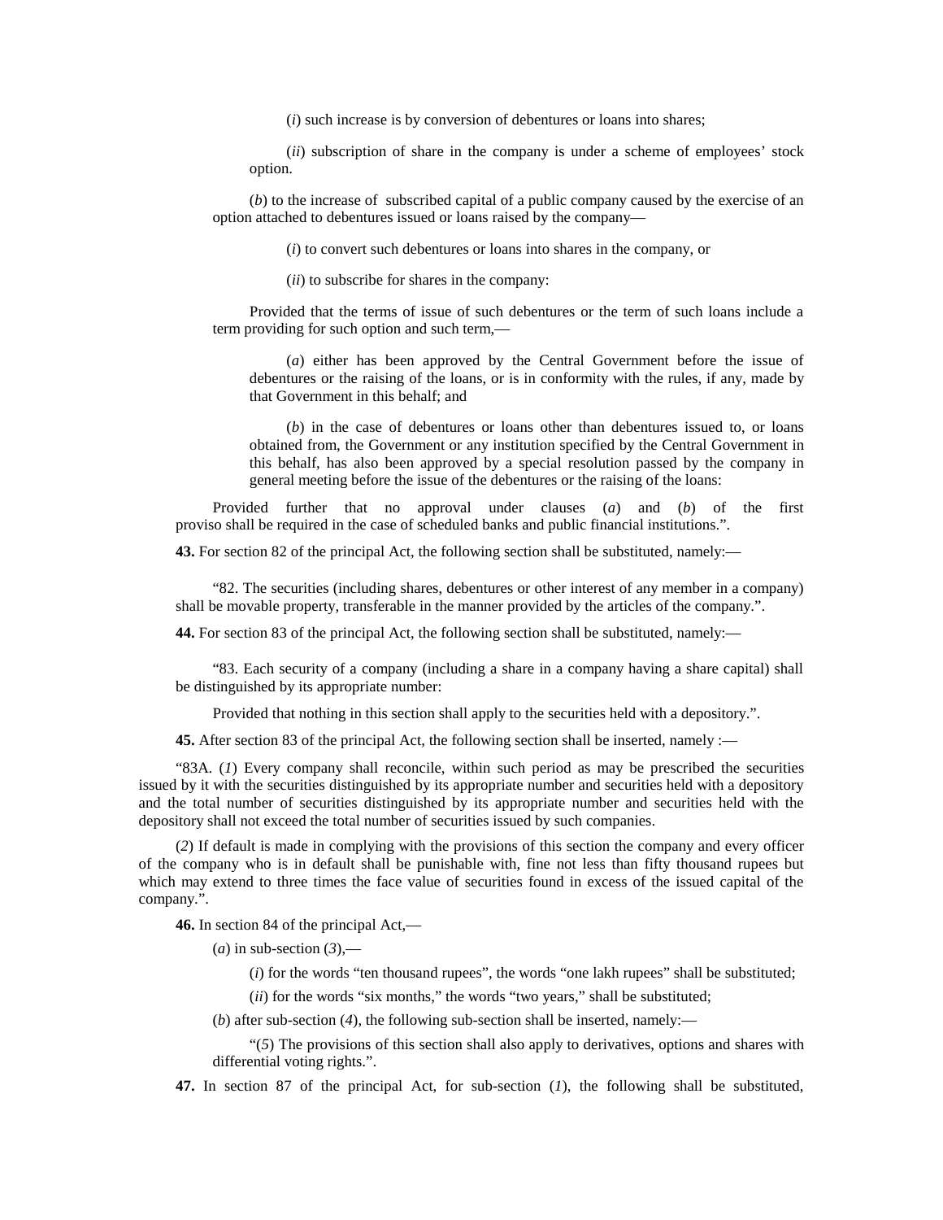(*i*) such increase is by conversion of debentures or loans into shares;

(*ii*) subscription of share in the company is under a scheme of employees' stock option.

(*b*) to the increase of subscribed capital of a public company caused by the exercise of an option attached to debentures issued or loans raised by the company—

(*i*) to convert such debentures or loans into shares in the company, or

(*ii*) to subscribe for shares in the company:

Provided that the terms of issue of such debentures or the term of such loans include a term providing for such option and such term,—

(*a*) either has been approved by the Central Government before the issue of debentures or the raising of the loans, or is in conformity with the rules, if any, made by that Government in this behalf; and

(*b*) in the case of debentures or loans other than debentures issued to, or loans obtained from, the Government or any institution specified by the Central Government in this behalf, has also been approved by a special resolution passed by the company in general meeting before the issue of the debentures or the raising of the loans:

Provided further that no approval under clauses (*a*) and (*b*) of the first proviso shall be required in the case of scheduled banks and public financial institutions.".

**43.** For section 82 of the principal Act, the following section shall be substituted, namely:—

"82. The securities (including shares, debentures or other interest of any member in a company) shall be movable property, transferable in the manner provided by the articles of the company.".

**44.** For section 83 of the principal Act, the following section shall be substituted, namely:—

"83. Each security of a company (including a share in a company having a share capital) shall be distinguished by its appropriate number:

Provided that nothing in this section shall apply to the securities held with a depository.".

**45.** After section 83 of the principal Act, the following section shall be inserted, namely :—

"83A. (*1*) Every company shall reconcile, within such period as may be prescribed the securities issued by it with the securities distinguished by its appropriate number and securities held with a depository and the total number of securities distinguished by its appropriate number and securities held with the depository shall not exceed the total number of securities issued by such companies.

(*2*) If default is made in complying with the provisions of this section the company and every officer of the company who is in default shall be punishable with, fine not less than fifty thousand rupees but which may extend to three times the face value of securities found in excess of the issued capital of the company.".

**46.** In section 84 of the principal Act,—

(*a*) in sub-section (*3*),—

(*i*) for the words "ten thousand rupees", the words "one lakh rupees" shall be substituted;

(*ii*) for the words "six months," the words "two years," shall be substituted;

(*b*) after sub-section (*4*), the following sub-section shall be inserted, namely:—

"(*5*) The provisions of this section shall also apply to derivatives, options and shares with differential voting rights.".

**47.** In section 87 of the principal Act, for sub-section (*1*), the following shall be substituted,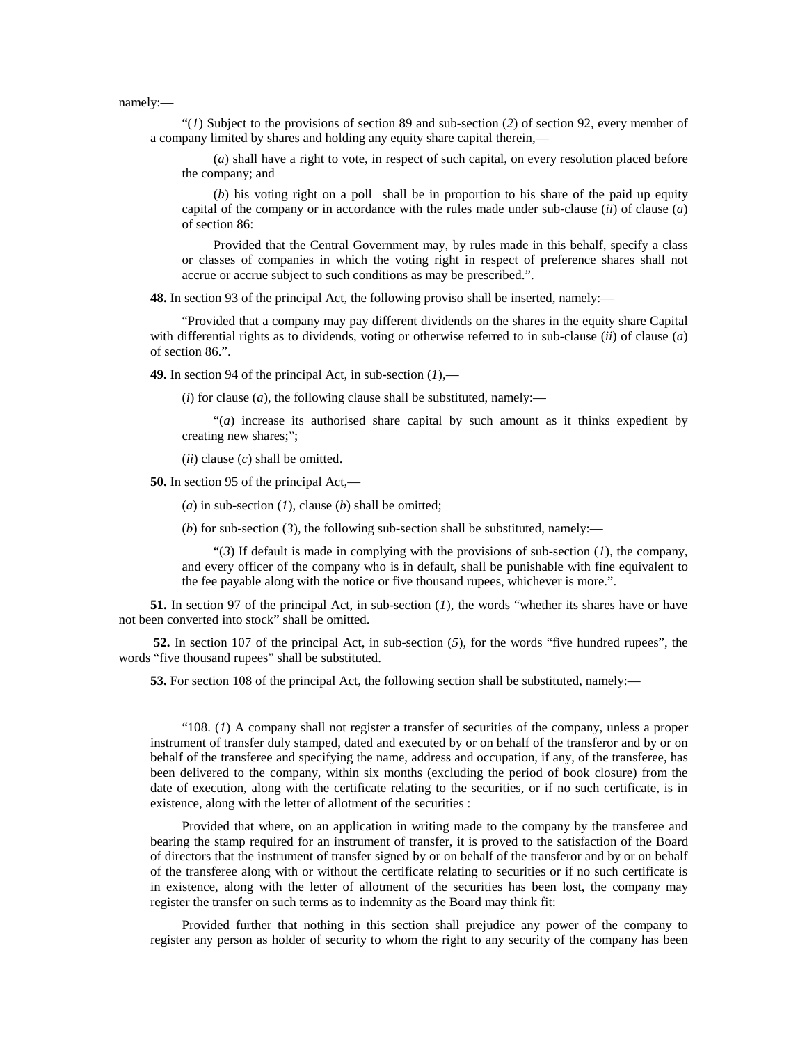namely:—

"(*1*) Subject to the provisions of section 89 and sub-section (*2*) of section 92, every member of a company limited by shares and holding any equity share capital therein,—

(*a*) shall have a right to vote, in respect of such capital, on every resolution placed before the company; and

(*b*) his voting right on a poll shall be in proportion to his share of the paid up equity capital of the company or in accordance with the rules made under sub-clause (*ii*) of clause (*a*) of section 86:

Provided that the Central Government may, by rules made in this behalf, specify a class or classes of companies in which the voting right in respect of preference shares shall not accrue or accrue subject to such conditions as may be prescribed.".

**48.** In section 93 of the principal Act, the following proviso shall be inserted, namely:—

"Provided that a company may pay different dividends on the shares in the equity share Capital with differential rights as to dividends, voting or otherwise referred to in sub-clause (*ii*) of clause (*a*) of section 86.".

**49.** In section 94 of the principal Act, in sub-section (*1*),—

(*i*) for clause (*a*), the following clause shall be substituted, namely:—

"(*a*) increase its authorised share capital by such amount as it thinks expedient by creating new shares;";

(*ii*) clause (*c*) shall be omitted.

**50.** In section 95 of the principal Act,—

(*a*) in sub-section (*1*), clause (*b*) shall be omitted;

(*b*) for sub-section (*3*), the following sub-section shall be substituted, namely:—

"(*3*) If default is made in complying with the provisions of sub-section (*1*), the company, and every officer of the company who is in default, shall be punishable with fine equivalent to the fee payable along with the notice or five thousand rupees, whichever is more.".

**51.** In section 97 of the principal Act, in sub-section (*1*), the words "whether its shares have or have not been converted into stock" shall be omitted.

**52.** In section 107 of the principal Act, in sub-section (*5*), for the words "five hundred rupees", the words "five thousand rupees" shall be substituted.

**53.** For section 108 of the principal Act, the following section shall be substituted, namely:—

"108. (*1*) A company shall not register a transfer of securities of the company, unless a proper instrument of transfer duly stamped, dated and executed by or on behalf of the transferor and by or on behalf of the transferee and specifying the name, address and occupation, if any, of the transferee, has been delivered to the company, within six months (excluding the period of book closure) from the date of execution, along with the certificate relating to the securities, or if no such certificate, is in existence, along with the letter of allotment of the securities :

Provided that where, on an application in writing made to the company by the transferee and bearing the stamp required for an instrument of transfer, it is proved to the satisfaction of the Board of directors that the instrument of transfer signed by or on behalf of the transferor and by or on behalf of the transferee along with or without the certificate relating to securities or if no such certificate is in existence, along with the letter of allotment of the securities has been lost, the company may register the transfer on such terms as to indemnity as the Board may think fit:

Provided further that nothing in this section shall prejudice any power of the company to register any person as holder of security to whom the right to any security of the company has been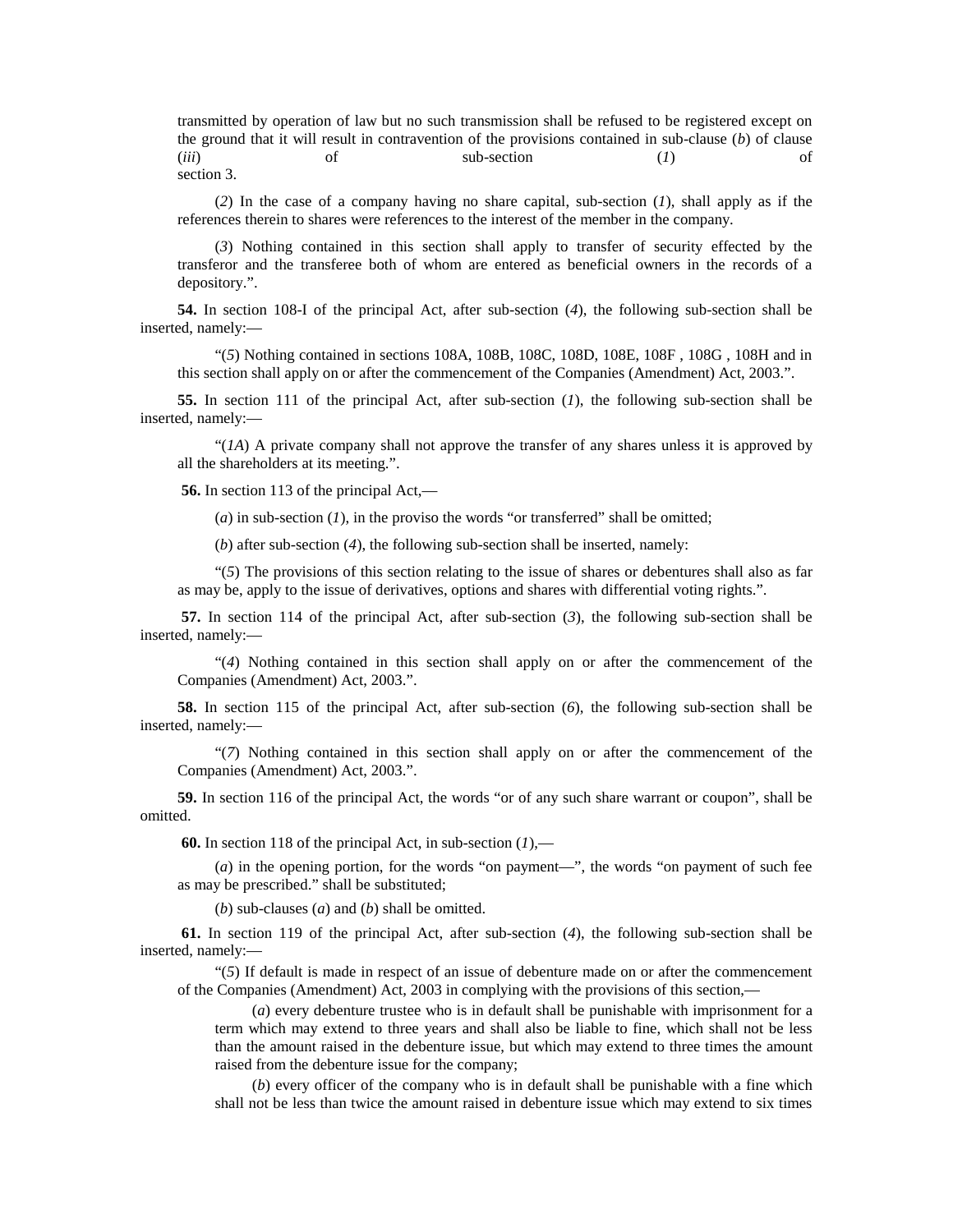transmitted by operation of law but no such transmission shall be refused to be registered except on the ground that it will result in contravention of the provisions contained in sub-clause (*b*) of clause (*iii*) of sub-section (*1*) of section 3.

(*2*) In the case of a company having no share capital, sub-section (*1*), shall apply as if the references therein to shares were references to the interest of the member in the company.

(*3*) Nothing contained in this section shall apply to transfer of security effected by the transferor and the transferee both of whom are entered as beneficial owners in the records of a depository.".

**54.** In section 108-I of the principal Act, after sub-section (*4*), the following sub-section shall be inserted, namely:—

"(*5*) Nothing contained in sections 108A, 108B, 108C, 108D, 108E, 108F , 108G , 108H and in this section shall apply on or after the commencement of the Companies (Amendment) Act, 2003.".

**55.** In section 111 of the principal Act, after sub-section (*1*), the following sub-section shall be inserted, namely:—

"(*1A*) A private company shall not approve the transfer of any shares unless it is approved by all the shareholders at its meeting.".

**56.** In section 113 of the principal Act,—

(*a*) in sub-section (*1*), in the proviso the words "or transferred" shall be omitted;

(*b*) after sub-section (*4*), the following sub-section shall be inserted, namely:

"(*5*) The provisions of this section relating to the issue of shares or debentures shall also as far as may be, apply to the issue of derivatives, options and shares with differential voting rights.".

**57.** In section 114 of the principal Act, after sub-section (*3*), the following sub-section shall be inserted, namely:—

"(*4*) Nothing contained in this section shall apply on or after the commencement of the Companies (Amendment) Act, 2003.".

**58.** In section 115 of the principal Act, after sub-section (*6*), the following sub-section shall be inserted, namely:—

"(*7*) Nothing contained in this section shall apply on or after the commencement of the Companies (Amendment) Act, 2003.".

**59.** In section 116 of the principal Act, the words "or of any such share warrant or coupon", shall be omitted.

**60.** In section 118 of the principal Act, in sub-section (*1*),—

(*a*) in the opening portion, for the words "on payment—", the words "on payment of such fee as may be prescribed." shall be substituted;

(*b*) sub-clauses (*a*) and (*b*) shall be omitted.

**61.** In section 119 of the principal Act, after sub-section (*4*), the following sub-section shall be inserted, namely:—

"(*5*) If default is made in respect of an issue of debenture made on or after the commencement of the Companies (Amendment) Act, 2003 in complying with the provisions of this section,—

(*a*) every debenture trustee who is in default shall be punishable with imprisonment for a term which may extend to three years and shall also be liable to fine, which shall not be less than the amount raised in the debenture issue, but which may extend to three times the amount raised from the debenture issue for the company;

(*b*) every officer of the company who is in default shall be punishable with a fine which shall not be less than twice the amount raised in debenture issue which may extend to six times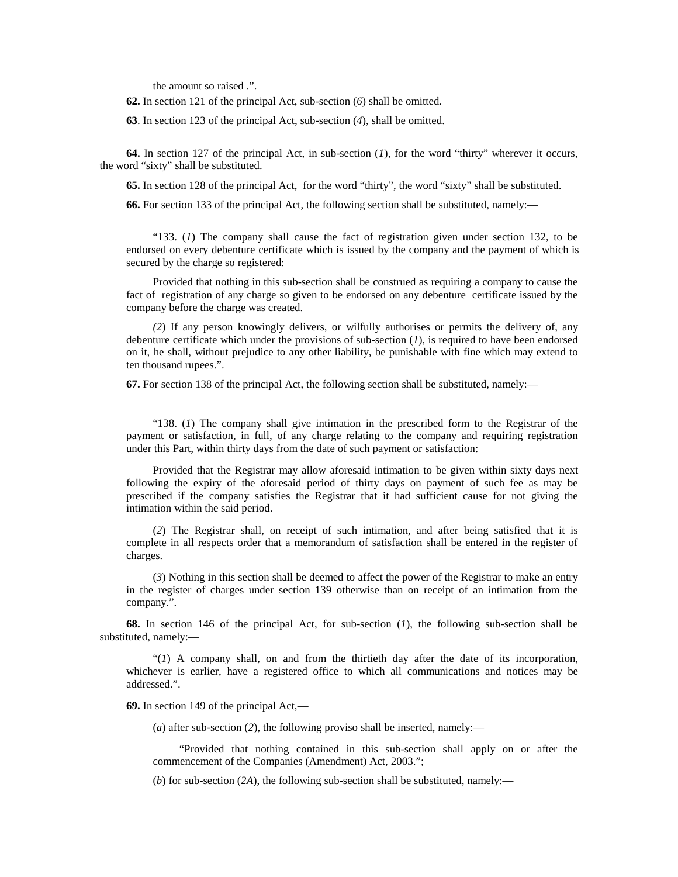the amount so raised .".

**62.** In section 121 of the principal Act, sub-section (*6*) shall be omitted.

**63**. In section 123 of the principal Act, sub-section (*4*), shall be omitted.

**64.** In section 127 of the principal Act, in sub-section (*1*), for the word "thirty" wherever it occurs, the word "sixty" shall be substituted.

**65.** In section 128 of the principal Act, for the word "thirty", the word "sixty" shall be substituted.

**66.** For section 133 of the principal Act, the following section shall be substituted, namely:—

"133. (*1*) The company shall cause the fact of registration given under section 132, to be endorsed on every debenture certificate which is issued by the company and the payment of which is secured by the charge so registered:

Provided that nothing in this sub-section shall be construed as requiring a company to cause the fact of registration of any charge so given to be endorsed on any debenture certificate issued by the company before the charge was created.

*(2*) If any person knowingly delivers, or wilfully authorises or permits the delivery of, any debenture certificate which under the provisions of sub-section (*1*), is required to have been endorsed on it, he shall, without prejudice to any other liability, be punishable with fine which may extend to ten thousand rupees.".

**67.** For section 138 of the principal Act, the following section shall be substituted, namely:—

"138. (*1*) The company shall give intimation in the prescribed form to the Registrar of the payment or satisfaction, in full, of any charge relating to the company and requiring registration under this Part, within thirty days from the date of such payment or satisfaction:

Provided that the Registrar may allow aforesaid intimation to be given within sixty days next following the expiry of the aforesaid period of thirty days on payment of such fee as may be prescribed if the company satisfies the Registrar that it had sufficient cause for not giving the intimation within the said period.

(*2*) The Registrar shall, on receipt of such intimation, and after being satisfied that it is complete in all respects order that a memorandum of satisfaction shall be entered in the register of charges.

(*3*) Nothing in this section shall be deemed to affect the power of the Registrar to make an entry in the register of charges under section 139 otherwise than on receipt of an intimation from the company.".

**68.** In section 146 of the principal Act, for sub-section (*1*), the following sub-section shall be substituted, namely:—

"(*1*) A company shall, on and from the thirtieth day after the date of its incorporation, whichever is earlier, have a registered office to which all communications and notices may be addressed.".

**69.** In section 149 of the principal Act,—

(*a*) after sub-section (*2*), the following proviso shall be inserted, namely:—

"Provided that nothing contained in this sub-section shall apply on or after the commencement of the Companies (Amendment) Act, 2003.";

(*b*) for sub-section (*2A*), the following sub-section shall be substituted, namely:—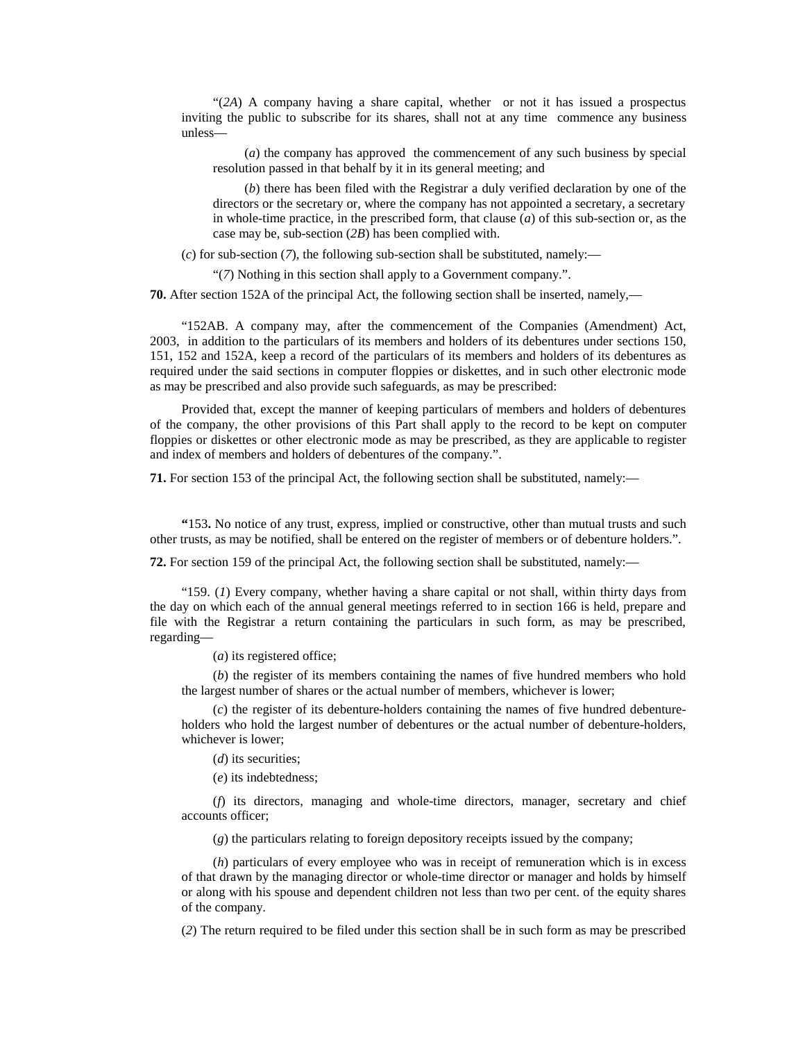"(*2A*) A company having a share capital, whether or not it has issued a prospectus inviting the public to subscribe for its shares, shall not at any time commence any business unless—

(*a*) the company has approved the commencement of any such business by special resolution passed in that behalf by it in its general meeting; and

(*b*) there has been filed with the Registrar a duly verified declaration by one of the directors or the secretary or, where the company has not appointed a secretary, a secretary in whole-time practice, in the prescribed form, that clause (*a*) of this sub-section or, as the case may be, sub-section (*2B*) has been complied with.

(*c*) for sub-section (*7*), the following sub-section shall be substituted, namely:—

"(*7*) Nothing in this section shall apply to a Government company.".

**70.** After section 152A of the principal Act, the following section shall be inserted, namely,—

"152AB. A company may, after the commencement of the Companies (Amendment) Act, 2003, in addition to the particulars of its members and holders of its debentures under sections 150, 151, 152 and 152A, keep a record of the particulars of its members and holders of its debentures as required under the said sections in computer floppies or diskettes, and in such other electronic mode as may be prescribed and also provide such safeguards, as may be prescribed:

Provided that, except the manner of keeping particulars of members and holders of debentures of the company, the other provisions of this Part shall apply to the record to be kept on computer floppies or diskettes or other electronic mode as may be prescribed, as they are applicable to register and index of members and holders of debentures of the company.".

**71.** For section 153 of the principal Act, the following section shall be substituted, namely:—

**"**153**.** No notice of any trust, express, implied or constructive, other than mutual trusts and such other trusts, as may be notified, shall be entered on the register of members or of debenture holders.".

**72.** For section 159 of the principal Act, the following section shall be substituted, namely:—

"159. (*1*) Every company, whether having a share capital or not shall, within thirty days from the day on which each of the annual general meetings referred to in section 166 is held, prepare and file with the Registrar a return containing the particulars in such form, as may be prescribed, regarding—

(*a*) its registered office;

(*b*) the register of its members containing the names of five hundred members who hold the largest number of shares or the actual number of members, whichever is lower;

(*c*) the register of its debenture-holders containing the names of five hundred debenture-holders who hold the largest number of debentures or the actual number of debenture-holders, whichever is lower;

(*d*) its securities;

(*e*) its indebtedness;

(*f*) its directors, managing and whole-time directors, manager, secretary and chief accounts officer;

(*g*) the particulars relating to foreign depository receipts issued by the company;

(*h*) particulars of every employee who was in receipt of remuneration which is in excess of that drawn by the managing director or whole-time director or manager and holds by himself or along with his spouse and dependent children not less than two per cent. of the equity shares of the company.

(*2*) The return required to be filed under this section shall be in such form as may be prescribed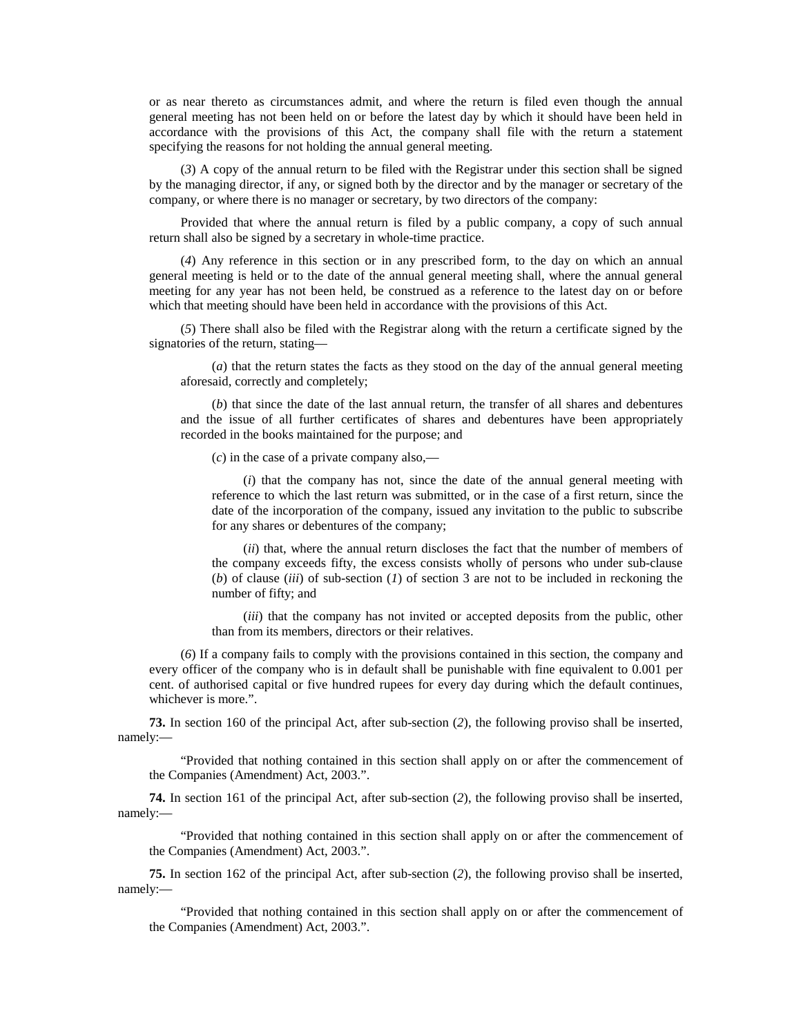or as near thereto as circumstances admit, and where the return is filed even though the annual general meeting has not been held on or before the latest day by which it should have been held in accordance with the provisions of this Act, the company shall file with the return a statement specifying the reasons for not holding the annual general meeting.

(*3*) A copy of the annual return to be filed with the Registrar under this section shall be signed by the managing director, if any, or signed both by the director and by the manager or secretary of the company, or where there is no manager or secretary, by two directors of the company:

Provided that where the annual return is filed by a public company, a copy of such annual return shall also be signed by a secretary in whole-time practice.

(*4*) Any reference in this section or in any prescribed form, to the day on which an annual general meeting is held or to the date of the annual general meeting shall, where the annual general meeting for any year has not been held, be construed as a reference to the latest day on or before which that meeting should have been held in accordance with the provisions of this Act.

(*5*) There shall also be filed with the Registrar along with the return a certificate signed by the signatories of the return, stating—

(*a*) that the return states the facts as they stood on the day of the annual general meeting aforesaid, correctly and completely;

(*b*) that since the date of the last annual return, the transfer of all shares and debentures and the issue of all further certificates of shares and debentures have been appropriately recorded in the books maintained for the purpose; and

(*c*) in the case of a private company also,—

(*i*) that the company has not, since the date of the annual general meeting with reference to which the last return was submitted, or in the case of a first return, since the date of the incorporation of the company, issued any invitation to the public to subscribe for any shares or debentures of the company;

(*ii*) that, where the annual return discloses the fact that the number of members of the company exceeds fifty, the excess consists wholly of persons who under sub-clause (*b*) of clause (*iii*) of sub-section (*1*) of section 3 are not to be included in reckoning the number of fifty; and

(*iii*) that the company has not invited or accepted deposits from the public, other than from its members, directors or their relatives.

(*6*) If a company fails to comply with the provisions contained in this section, the company and every officer of the company who is in default shall be punishable with fine equivalent to 0.001 per cent. of authorised capital or five hundred rupees for every day during which the default continues, whichever is more.".

**73.** In section 160 of the principal Act, after sub-section (*2*), the following proviso shall be inserted, namely:—

"Provided that nothing contained in this section shall apply on or after the commencement of the Companies (Amendment) Act, 2003.".

**74.** In section 161 of the principal Act, after sub-section (*2*), the following proviso shall be inserted, namely:—

"Provided that nothing contained in this section shall apply on or after the commencement of the Companies (Amendment) Act, 2003.".

**75.** In section 162 of the principal Act, after sub-section (*2*), the following proviso shall be inserted, namely:—

"Provided that nothing contained in this section shall apply on or after the commencement of the Companies (Amendment) Act, 2003.".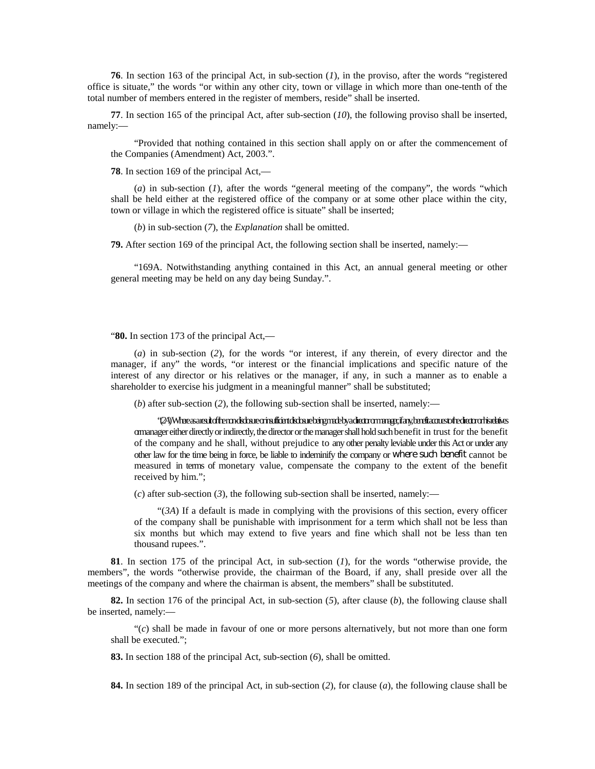**76**. In section 163 of the principal Act, in sub-section (*1*), in the proviso, after the words "registered office is situate," the words "or within any other city, town or village in which more than one-tenth of the total number of members entered in the register of members, reside" shall be inserted.

**77**. In section 165 of the principal Act, after sub-section (*10*), the following proviso shall be inserted, namely:—

"Provided that nothing contained in this section shall apply on or after the commencement of the Companies (Amendment) Act, 2003.".

**78**. In section 169 of the principal Act,—

(*a*) in sub-section (*1*), after the words "general meeting of the company", the words "which shall be held either at the registered office of the company or at some other place within the city, town or village in which the registered office is situate" shall be inserted;

(*b*) in sub-section (*7*), the *Explanation* shall be omitted.

**79.** After section 169 of the principal Act, the following section shall be inserted, namely:—

"169A. Notwithstanding anything contained in this Act, an annual general meeting or other general meeting may be held on any day being Sunday.".

"**80.** In section 173 of the principal Act,—

(*a*) in sub-section (*2*), for the words "or interest, if any therein, of every director and the manager, if any" the words, "or interest or the financial implications and specific nature of the interest of any director or his relatives or the manager, if any, in such a manner as to enable a shareholder to exercise his judgment in a meaningful manner" shall be substituted;

(*b*) after sub-section (*2*), the following sub-section shall be inserted, namely:—

"(*2A*) Where as a result of the non-disclosure or insufficient disclosure being made by a director or manager, if any, benefit accrues to the director or his relatives or manager either directly or indirectly, the director or the manager shall hold such benefit in trust for the benefit of the company and he shall, without prejudice to any other penalty leviable under this Act or under any other law for the time being in force, be liable to indeminify the company or where such benefit cannot be measured in terms of monetary value, compensate the company to the extent of the benefit received by him.";

(*c*) after sub-section (*3*), the following sub-section shall be inserted, namely:—

"(*3A*) If a default is made in complying with the provisions of this section, every officer of the company shall be punishable with imprisonment for a term which shall not be less than six months but which may extend to five years and fine which shall not be less than ten thousand rupees.".

**81**. In section 175 of the principal Act, in sub-section (*1*), for the words "otherwise provide, the members", the words "otherwise provide, the chairman of the Board, if any, shall preside over all the meetings of the company and where the chairman is absent, the members" shall be substituted.

**82.** In section 176 of the principal Act, in sub-section (*5*), after clause (*b*), the following clause shall be inserted, namely:—

"(*c*) shall be made in favour of one or more persons alternatively, but not more than one form shall be executed.";

**83.** In section 188 of the principal Act, sub-section (*6*), shall be omitted.

**84.** In section 189 of the principal Act, in sub-section (*2*), for clause (*a*), the following clause shall be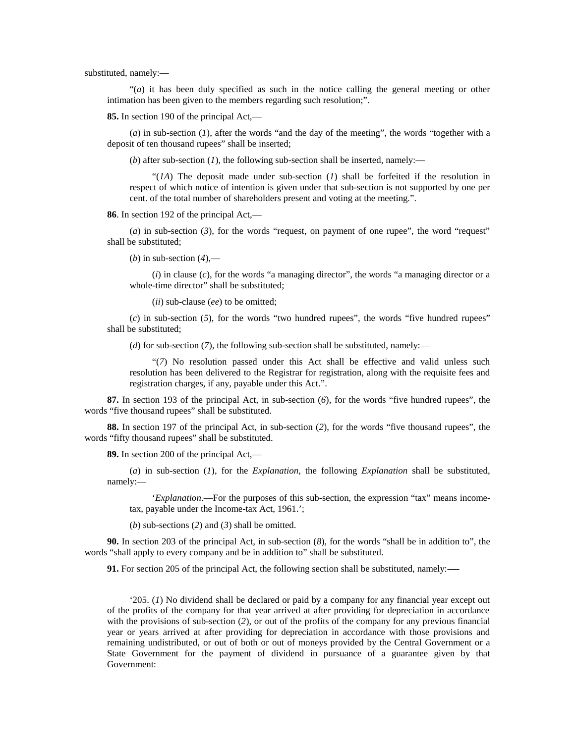substituted, namely:—

"(*a*) it has been duly specified as such in the notice calling the general meeting or other intimation has been given to the members regarding such resolution;".

**85.** In section 190 of the principal Act,—

(*a*) in sub-section (*1*), after the words "and the day of the meeting", the words "together with a deposit of ten thousand rupees" shall be inserted;

(*b*) after sub-section (*1*), the following sub-section shall be inserted, namely:—

"(*1A*) The deposit made under sub-section (*1*) shall be forfeited if the resolution in respect of which notice of intention is given under that sub-section is not supported by one per cent. of the total number of shareholders present and voting at the meeting.".

**86**. In section 192 of the principal Act,—

(*a*) in sub-section (*3*), for the words "request, on payment of one rupee", the word "request" shall be substituted;

(*b*) in sub-section (*4*),—

(*i*) in clause (*c*), for the words "a managing director", the words "a managing director or a whole-time director" shall be substituted;

(*ii*) sub-clause (*ee*) to be omitted;

(*c*) in sub-section (*5*), for the words "two hundred rupees", the words "five hundred rupees" shall be substituted;

(*d*) for sub-section (*7*), the following sub-section shall be substituted, namely:—

"(*7*) No resolution passed under this Act shall be effective and valid unless such resolution has been delivered to the Registrar for registration, along with the requisite fees and registration charges, if any, payable under this Act.".

**87.** In section 193 of the principal Act, in sub-section (*6*), for the words "five hundred rupees", the words "five thousand rupees" shall be substituted.

**88.** In section 197 of the principal Act, in sub-section (*2*), for the words "five thousand rupees", the words "fifty thousand rupees" shall be substituted.

**89.** In section 200 of the principal Act,—

(*a*) in sub-section (*1*), for the *Explanation*, the following *Explanation* shall be substituted, namely:—

'*Explanation*.—For the purposes of this sub-section, the expression "tax" means income-tax, payable under the Income-tax Act, 1961.';

(*b*) sub-sections (*2*) and (*3*) shall be omitted.

**90.** In section 203 of the principal Act, in sub-section (*8*), for the words "shall be in addition to", the words "shall apply to every company and be in addition to" shall be substituted.

**91.** For section 205 of the principal Act, the following section shall be substituted, namely:—

'205. (*1*) No dividend shall be declared or paid by a company for any financial year except out of the profits of the company for that year arrived at after providing for depreciation in accordance with the provisions of sub-section (*2*), or out of the profits of the company for any previous financial year or years arrived at after providing for depreciation in accordance with those provisions and remaining undistributed, or out of both or out of moneys provided by the Central Government or a State Government for the payment of dividend in pursuance of a guarantee given by that Government: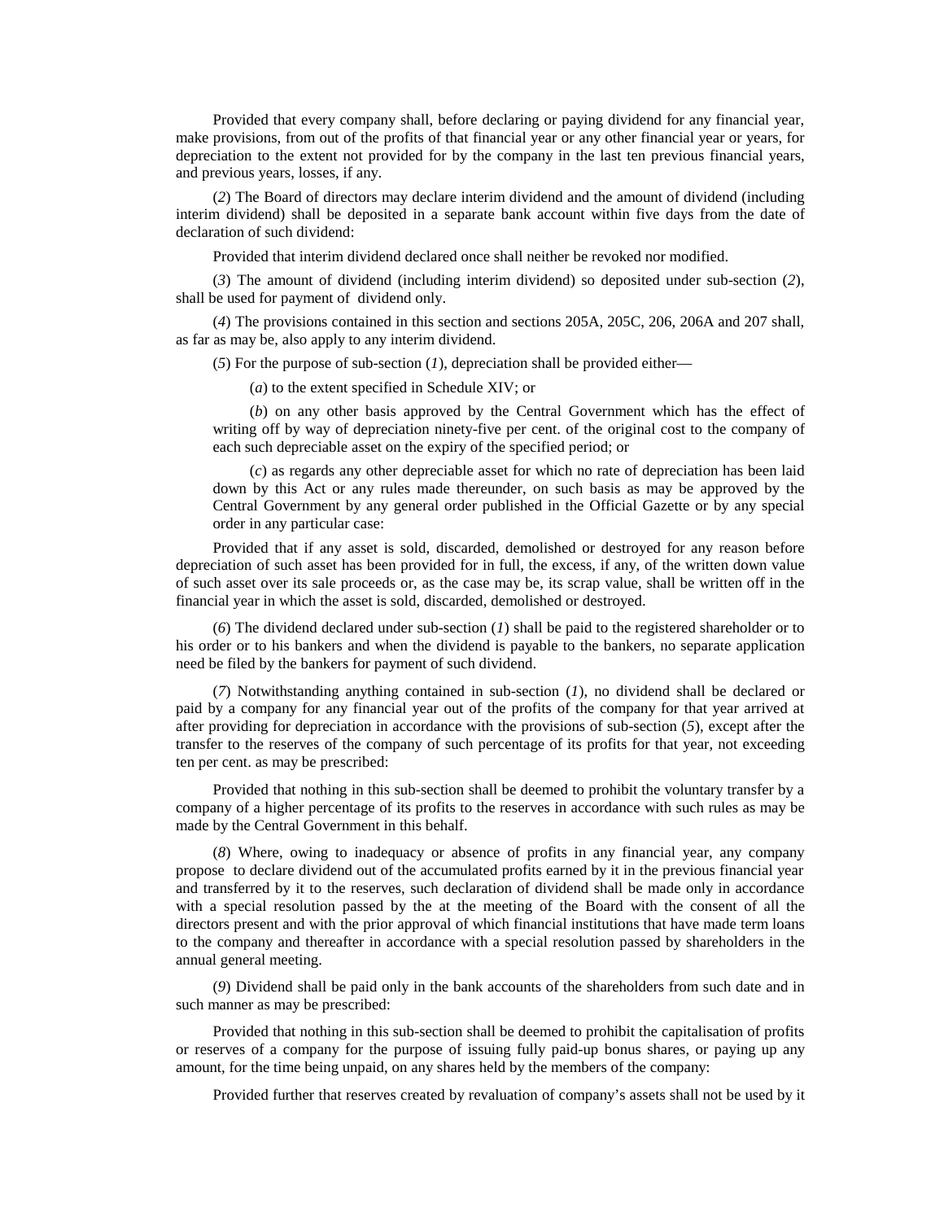Provided that every company shall, before declaring or paying dividend for any financial year, make provisions, from out of the profits of that financial year or any other financial year or years, for depreciation to the extent not provided for by the company in the last ten previous financial years, and previous years, losses, if any.

(*2*) The Board of directors may declare interim dividend and the amount of dividend (including interim dividend) shall be deposited in a separate bank account within five days from the date of declaration of such dividend:

Provided that interim dividend declared once shall neither be revoked nor modified.

(*3*) The amount of dividend (including interim dividend) so deposited under sub-section (*2*), shall be used for payment of dividend only.

(*4*) The provisions contained in this section and sections 205A, 205C, 206, 206A and 207 shall, as far as may be, also apply to any interim dividend.

(*5*) For the purpose of sub-section (*1*), depreciation shall be provided either—

(*a*) to the extent specified in Schedule XIV; or

(*b*) on any other basis approved by the Central Government which has the effect of writing off by way of depreciation ninety-five per cent. of the original cost to the company of each such depreciable asset on the expiry of the specified period; or

(*c*) as regards any other depreciable asset for which no rate of depreciation has been laid down by this Act or any rules made thereunder, on such basis as may be approved by the Central Government by any general order published in the Official Gazette or by any special order in any particular case:

Provided that if any asset is sold, discarded, demolished or destroyed for any reason before depreciation of such asset has been provided for in full, the excess, if any, of the written down value of such asset over its sale proceeds or, as the case may be, its scrap value, shall be written off in the financial year in which the asset is sold, discarded, demolished or destroyed.

(*6*) The dividend declared under sub-section (*1*) shall be paid to the registered shareholder or to his order or to his bankers and when the dividend is payable to the bankers, no separate application need be filed by the bankers for payment of such dividend.

(*7*) Notwithstanding anything contained in sub-section (*1*), no dividend shall be declared or paid by a company for any financial year out of the profits of the company for that year arrived at after providing for depreciation in accordance with the provisions of sub-section (*5*), except after the transfer to the reserves of the company of such percentage of its profits for that year, not exceeding ten per cent. as may be prescribed:

Provided that nothing in this sub-section shall be deemed to prohibit the voluntary transfer by a company of a higher percentage of its profits to the reserves in accordance with such rules as may be made by the Central Government in this behalf.

(*8*) Where, owing to inadequacy or absence of profits in any financial year, any company propose to declare dividend out of the accumulated profits earned by it in the previous financial year and transferred by it to the reserves, such declaration of dividend shall be made only in accordance with a special resolution passed by the at the meeting of the Board with the consent of all the directors present and with the prior approval of which financial institutions that have made term loans to the company and thereafter in accordance with a special resolution passed by shareholders in the annual general meeting.

(*9*) Dividend shall be paid only in the bank accounts of the shareholders from such date and in such manner as may be prescribed:

Provided that nothing in this sub-section shall be deemed to prohibit the capitalisation of profits or reserves of a company for the purpose of issuing fully paid-up bonus shares, or paying up any amount, for the time being unpaid, on any shares held by the members of the company:

Provided further that reserves created by revaluation of company's assets shall not be used by it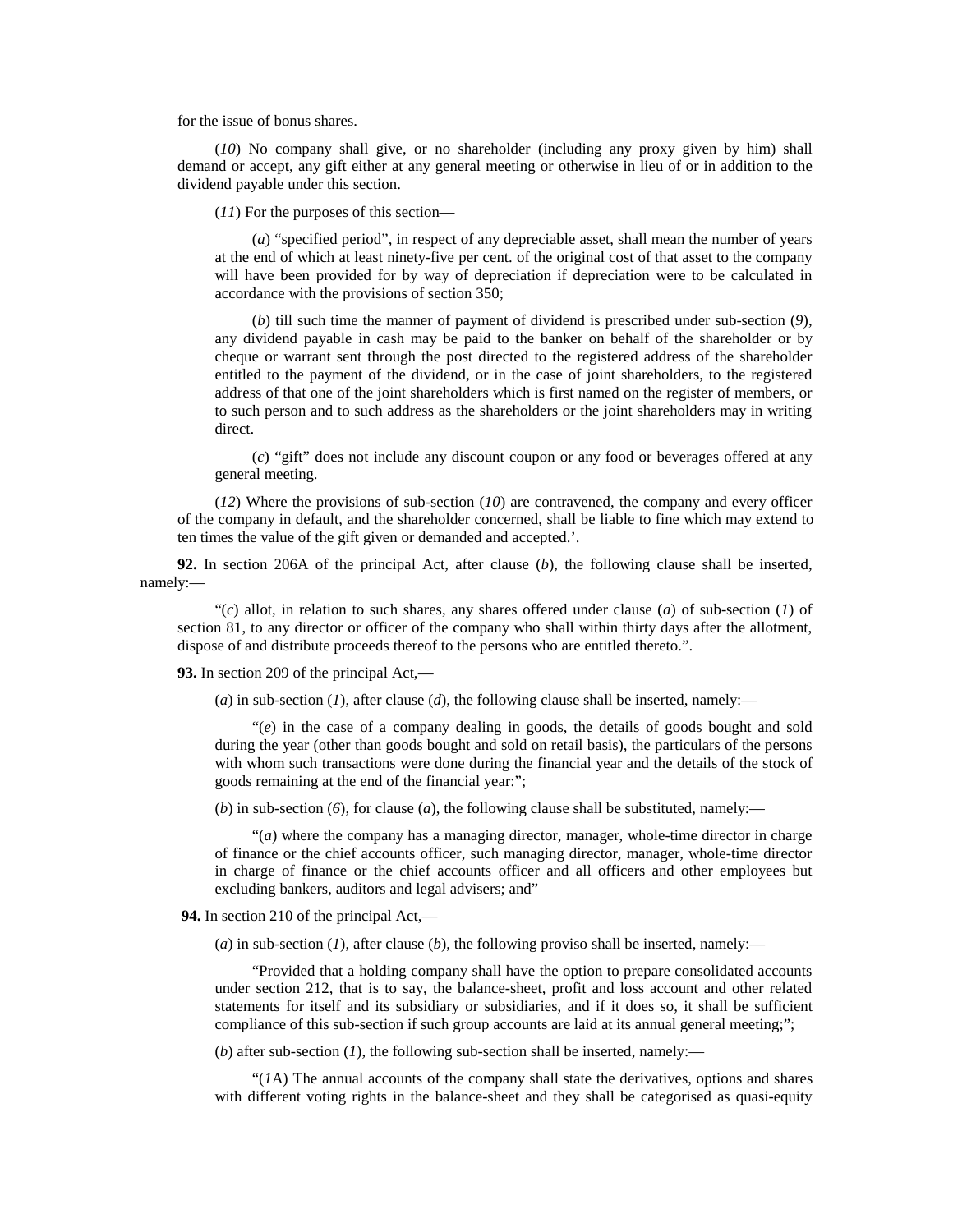for the issue of bonus shares.

(*10*) No company shall give, or no shareholder (including any proxy given by him) shall demand or accept, any gift either at any general meeting or otherwise in lieu of or in addition to the dividend payable under this section.

(*11*) For the purposes of this section—

(*a*) "specified period", in respect of any depreciable asset, shall mean the number of years at the end of which at least ninety-five per cent. of the original cost of that asset to the company will have been provided for by way of depreciation if depreciation were to be calculated in accordance with the provisions of section 350;

(*b*) till such time the manner of payment of dividend is prescribed under sub-section (*9*), any dividend payable in cash may be paid to the banker on behalf of the shareholder or by cheque or warrant sent through the post directed to the registered address of the shareholder entitled to the payment of the dividend, or in the case of joint shareholders, to the registered address of that one of the joint shareholders which is first named on the register of members, or to such person and to such address as the shareholders or the joint shareholders may in writing direct.

(*c*) "gift" does not include any discount coupon or any food or beverages offered at any general meeting.

(*12*) Where the provisions of sub-section (*10*) are contravened, the company and every officer of the company in default, and the shareholder concerned, shall be liable to fine which may extend to ten times the value of the gift given or demanded and accepted.'.

**92.** In section 206A of the principal Act, after clause (*b*), the following clause shall be inserted, namely:—

"(*c*) allot, in relation to such shares, any shares offered under clause (*a*) of sub-section (*1*) of section 81, to any director or officer of the company who shall within thirty days after the allotment, dispose of and distribute proceeds thereof to the persons who are entitled thereto.".

**93.** In section 209 of the principal Act,—

(*a*) in sub-section (*1*), after clause (*d*), the following clause shall be inserted, namely:—

"(*e*) in the case of a company dealing in goods, the details of goods bought and sold during the year (other than goods bought and sold on retail basis), the particulars of the persons with whom such transactions were done during the financial year and the details of the stock of goods remaining at the end of the financial year:";

(*b*) in sub-section (*6*), for clause (*a*), the following clause shall be substituted, namely:—

"(*a*) where the company has a managing director, manager, whole-time director in charge of finance or the chief accounts officer, such managing director, manager, whole-time director in charge of finance or the chief accounts officer and all officers and other employees but excluding bankers, auditors and legal advisers; and"

**94.** In section 210 of the principal Act,—

(*a*) in sub-section (*1*), after clause (*b*), the following proviso shall be inserted, namely:—

"Provided that a holding company shall have the option to prepare consolidated accounts under section 212, that is to say, the balance-sheet, profit and loss account and other related statements for itself and its subsidiary or subsidiaries, and if it does so, it shall be sufficient compliance of this sub-section if such group accounts are laid at its annual general meeting;";

(*b*) after sub-section (*1*), the following sub-section shall be inserted, namely:—

"(*1*A) The annual accounts of the company shall state the derivatives, options and shares with different voting rights in the balance-sheet and they shall be categorised as quasi-equity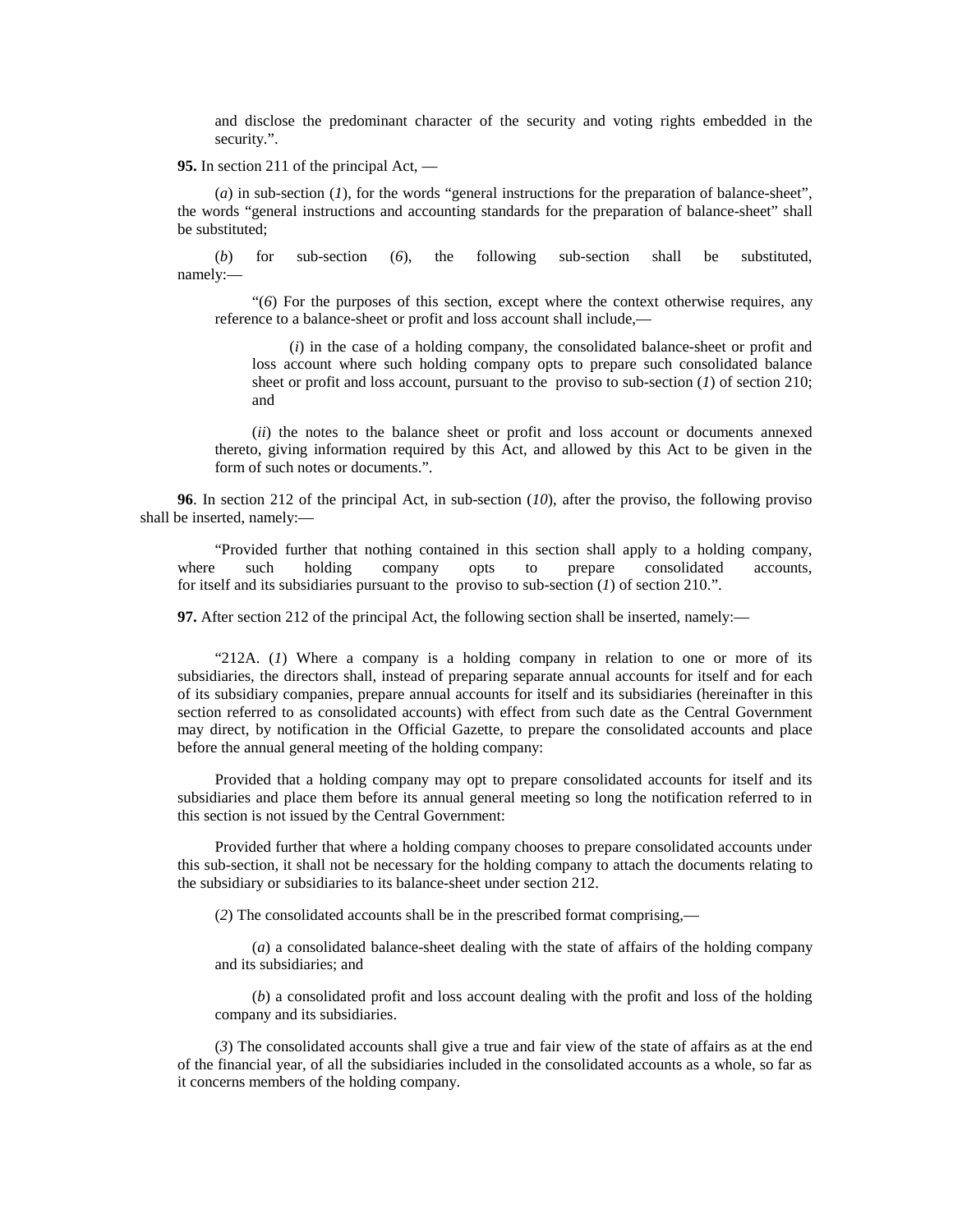and disclose the predominant character of the security and voting rights embedded in the security.".

**95.** In section 211 of the principal Act, —

(*a*) in sub-section (*1*), for the words "general instructions for the preparation of balance-sheet", the words "general instructions and accounting standards for the preparation of balance-sheet" shall be substituted;

(*b*) for sub-section (*6*), the following sub-section shall be substituted, namely:—

"(*6*) For the purposes of this section, except where the context otherwise requires, any reference to a balance-sheet or profit and loss account shall include,—

(*i*) in the case of a holding company, the consolidated balance-sheet or profit and loss account where such holding company opts to prepare such consolidated balance sheet or profit and loss account, pursuant to the proviso to sub-section (*1*) of section 210; and

(*ii*) the notes to the balance sheet or profit and loss account or documents annexed thereto, giving information required by this Act, and allowed by this Act to be given in the form of such notes or documents.".

**96**. In section 212 of the principal Act, in sub-section (*10*), after the proviso, the following proviso shall be inserted, namely:—

"Provided further that nothing contained in this section shall apply to a holding company, where such holding company opts to prepare consolidated accounts, for itself and its subsidiaries pursuant to the proviso to sub-section (*1*) of section 210.".

**97.** After section 212 of the principal Act, the following section shall be inserted, namely:—

"212A. (*1*) Where a company is a holding company in relation to one or more of its subsidiaries, the directors shall, instead of preparing separate annual accounts for itself and for each of its subsidiary companies, prepare annual accounts for itself and its subsidiaries (hereinafter in this section referred to as consolidated accounts) with effect from such date as the Central Government may direct, by notification in the Official Gazette, to prepare the consolidated accounts and place before the annual general meeting of the holding company:

Provided that a holding company may opt to prepare consolidated accounts for itself and its subsidiaries and place them before its annual general meeting so long the notification referred to in this section is not issued by the Central Government:

Provided further that where a holding company chooses to prepare consolidated accounts under this sub-section, it shall not be necessary for the holding company to attach the documents relating to the subsidiary or subsidiaries to its balance-sheet under section 212.

(*2*) The consolidated accounts shall be in the prescribed format comprising,—

(*a*) a consolidated balance-sheet dealing with the state of affairs of the holding company and its subsidiaries; and

(*b*) a consolidated profit and loss account dealing with the profit and loss of the holding company and its subsidiaries.

(*3*) The consolidated accounts shall give a true and fair view of the state of affairs as at the end of the financial year, of all the subsidiaries included in the consolidated accounts as a whole, so far as it concerns members of the holding company.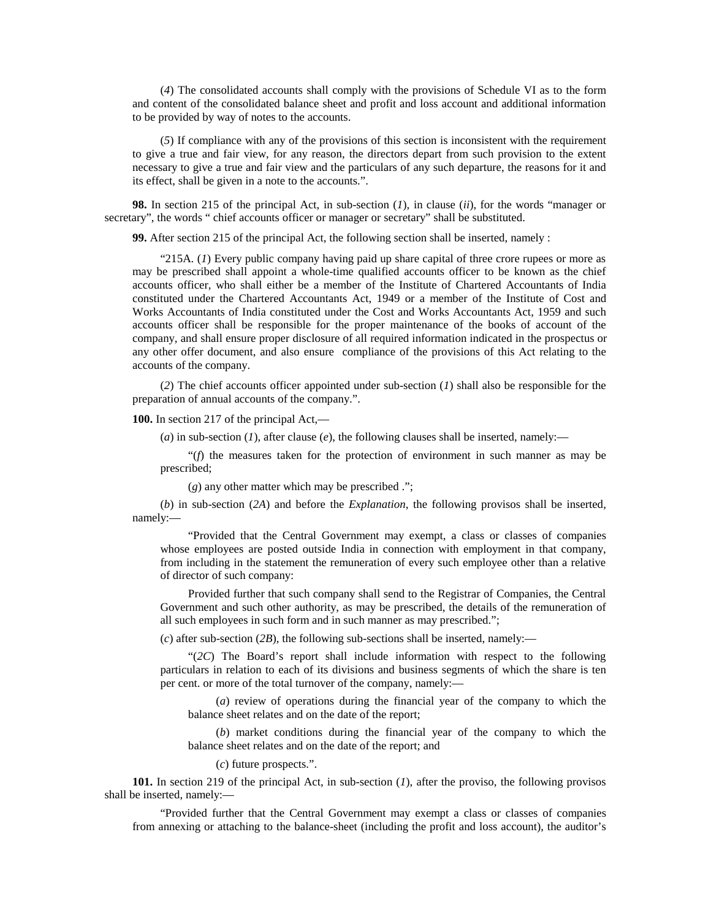(*4*) The consolidated accounts shall comply with the provisions of Schedule VI as to the form and content of the consolidated balance sheet and profit and loss account and additional information to be provided by way of notes to the accounts.

(*5*) If compliance with any of the provisions of this section is inconsistent with the requirement to give a true and fair view, for any reason, the directors depart from such provision to the extent necessary to give a true and fair view and the particulars of any such departure, the reasons for it and its effect, shall be given in a note to the accounts.".

**98.** In section 215 of the principal Act, in sub-section (*1*), in clause (*ii*), for the words "manager or secretary", the words " chief accounts officer or manager or secretary" shall be substituted.

**99.** After section 215 of the principal Act, the following section shall be inserted, namely :

"215A. (*1*) Every public company having paid up share capital of three crore rupees or more as may be prescribed shall appoint a whole-time qualified accounts officer to be known as the chief accounts officer, who shall either be a member of the Institute of Chartered Accountants of India constituted under the Chartered Accountants Act, 1949 or a member of the Institute of Cost and Works Accountants of India constituted under the Cost and Works Accountants Act, 1959 and such accounts officer shall be responsible for the proper maintenance of the books of account of the company, and shall ensure proper disclosure of all required information indicated in the prospectus or any other offer document, and also ensure compliance of the provisions of this Act relating to the accounts of the company.

(*2*) The chief accounts officer appointed under sub-section (*1*) shall also be responsible for the preparation of annual accounts of the company.".

**100.** In section 217 of the principal Act,—

(*a*) in sub-section (*1*), after clause (*e*), the following clauses shall be inserted, namely:—

"(*f*) the measures taken for the protection of environment in such manner as may be prescribed;

(*g*) any other matter which may be prescribed .";

(*b*) in sub-section (*2A*) and before the *Explanation*, the following provisos shall be inserted, namely:—

"Provided that the Central Government may exempt, a class or classes of companies whose employees are posted outside India in connection with employment in that company, from including in the statement the remuneration of every such employee other than a relative of director of such company:

Provided further that such company shall send to the Registrar of Companies, the Central Government and such other authority, as may be prescribed, the details of the remuneration of all such employees in such form and in such manner as may prescribed.";

(*c*) after sub-section (*2B*), the following sub-sections shall be inserted, namely:—

"(*2C*) The Board's report shall include information with respect to the following particulars in relation to each of its divisions and business segments of which the share is ten per cent. or more of the total turnover of the company, namely:—

(*a*) review of operations during the financial year of the company to which the balance sheet relates and on the date of the report;

(*b*) market conditions during the financial year of the company to which the balance sheet relates and on the date of the report; and

(*c*) future prospects.".

**101.** In section 219 of the principal Act, in sub-section (*1*), after the proviso, the following provisos shall be inserted, namely:—

"Provided further that the Central Government may exempt a class or classes of companies from annexing or attaching to the balance-sheet (including the profit and loss account), the auditor's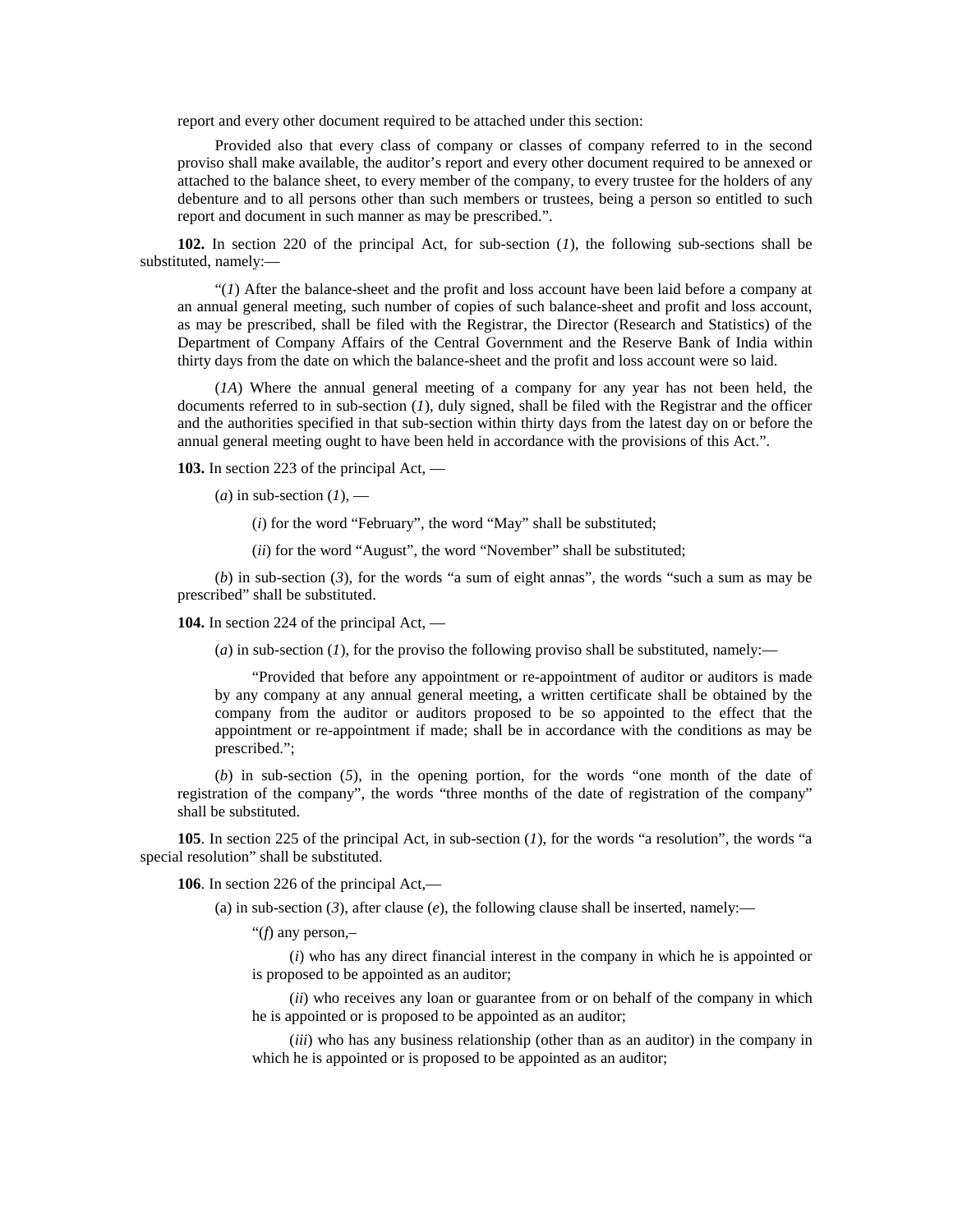report and every other document required to be attached under this section:

Provided also that every class of company or classes of company referred to in the second proviso shall make available, the auditor's report and every other document required to be annexed or attached to the balance sheet, to every member of the company, to every trustee for the holders of any debenture and to all persons other than such members or trustees, being a person so entitled to such report and document in such manner as may be prescribed.".

**102.** In section 220 of the principal Act, for sub-section (*1*), the following sub-sections shall be substituted, namely:—

"(*1*) After the balance-sheet and the profit and loss account have been laid before a company at an annual general meeting, such number of copies of such balance-sheet and profit and loss account, as may be prescribed, shall be filed with the Registrar, the Director (Research and Statistics) of the Department of Company Affairs of the Central Government and the Reserve Bank of India within thirty days from the date on which the balance-sheet and the profit and loss account were so laid.

(*1A*) Where the annual general meeting of a company for any year has not been held, the documents referred to in sub-section (*1*), duly signed, shall be filed with the Registrar and the officer and the authorities specified in that sub-section within thirty days from the latest day on or before the annual general meeting ought to have been held in accordance with the provisions of this Act.".

**103.** In section 223 of the principal Act, —

(*a*) in sub-section (*1*), —

(*i*) for the word "February", the word "May" shall be substituted;

(*ii*) for the word "August", the word "November" shall be substituted;

(*b*) in sub-section (*3*), for the words "a sum of eight annas", the words "such a sum as may be prescribed" shall be substituted.

**104.** In section 224 of the principal Act, —

(*a*) in sub-section (*1*), for the proviso the following proviso shall be substituted, namely:—

"Provided that before any appointment or re-appointment of auditor or auditors is made by any company at any annual general meeting, a written certificate shall be obtained by the company from the auditor or auditors proposed to be so appointed to the effect that the appointment or re-appointment if made; shall be in accordance with the conditions as may be prescribed.";

(*b*) in sub-section (*5*), in the opening portion, for the words "one month of the date of registration of the company", the words "three months of the date of registration of the company" shall be substituted.

**105**. In section 225 of the principal Act, in sub-section (*1*), for the words "a resolution", the words "a special resolution" shall be substituted.

**106**. In section 226 of the principal Act,—

(a) in sub-section (*3*), after clause (*e*), the following clause shall be inserted, namely:—

"(*f*) any person,–

(*i*) who has any direct financial interest in the company in which he is appointed or is proposed to be appointed as an auditor;

(*ii*) who receives any loan or guarantee from or on behalf of the company in which he is appointed or is proposed to be appointed as an auditor;

(*iii*) who has any business relationship (other than as an auditor) in the company in which he is appointed or is proposed to be appointed as an auditor;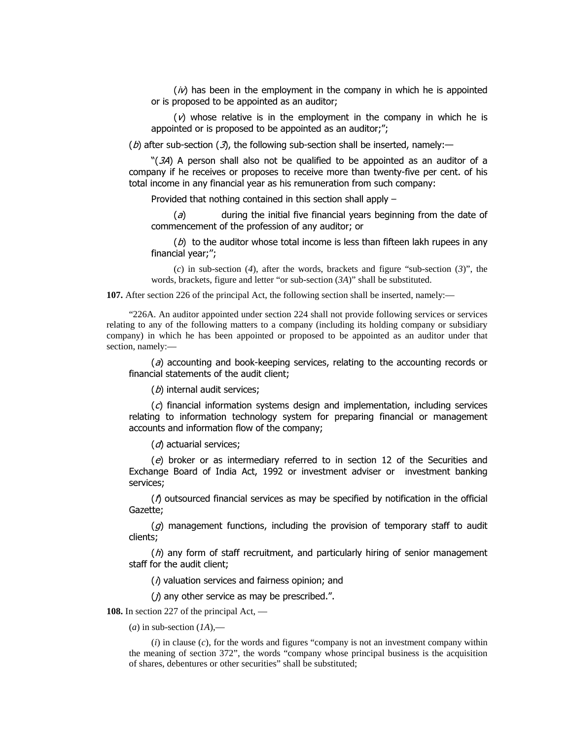(*iv*) has been in the employment in the company in which he is appointed or is proposed to be appointed as an auditor;

(*v*) whose relative is in the employment in the company in which he is appointed or is proposed to be appointed as an auditor;";

(*b*) after sub-section (*3*), the following sub-section shall be inserted, namely:—

"(*3A*) A person shall also not be qualified to be appointed as an auditor of a company if he receives or proposes to receive more than twenty-five per cent. of his total income in any financial year as his remuneration from such company:

Provided that nothing contained in this section shall apply –

(*a*) during the initial five financial years beginning from the date of commencement of the profession of any auditor; or

(*b*) to the auditor whose total income is less than fifteen lakh rupees in any financial year;";

(*c*) in sub-section (*4*), after the words, brackets and figure "sub-section (*3*)", the words, brackets, figure and letter "or sub-section (*3A*)" shall be substituted.

**107.** After section 226 of the principal Act, the following section shall be inserted, namely:—

"226A. An auditor appointed under section 224 shall not provide following services or services relating to any of the following matters to a company (including its holding company or subsidiary company) in which he has been appointed or proposed to be appointed as an auditor under that section, namely:—

(*a*) accounting and book-keeping services, relating to the accounting records or financial statements of the audit client;

(*b*) internal audit services;

(*c*) financial information systems design and implementation, including services relating to information technology system for preparing financial or management accounts and information flow of the company;

(*d*) actuarial services;

(*e*) broker or as intermediary referred to in section 12 of the Securities and Exchange Board of India Act, 1992 or investment adviser or investment banking services;

(*f*) outsourced financial services as may be specified by notification in the official Gazette;

(*g*) management functions, including the provision of temporary staff to audit clients;

(*h*) any form of staff recruitment, and particularly hiring of senior management staff for the audit client;

(*i*) valuation services and fairness opinion; and

(*j*) any other service as may be prescribed.".

**108.** In section 227 of the principal Act, —

(*a*) in sub-section (*1A*),—

(*i*) in clause (*c*), for the words and figures "company is not an investment company within the meaning of section 372", the words "company whose principal business is the acquisition of shares, debentures or other securities" shall be substituted;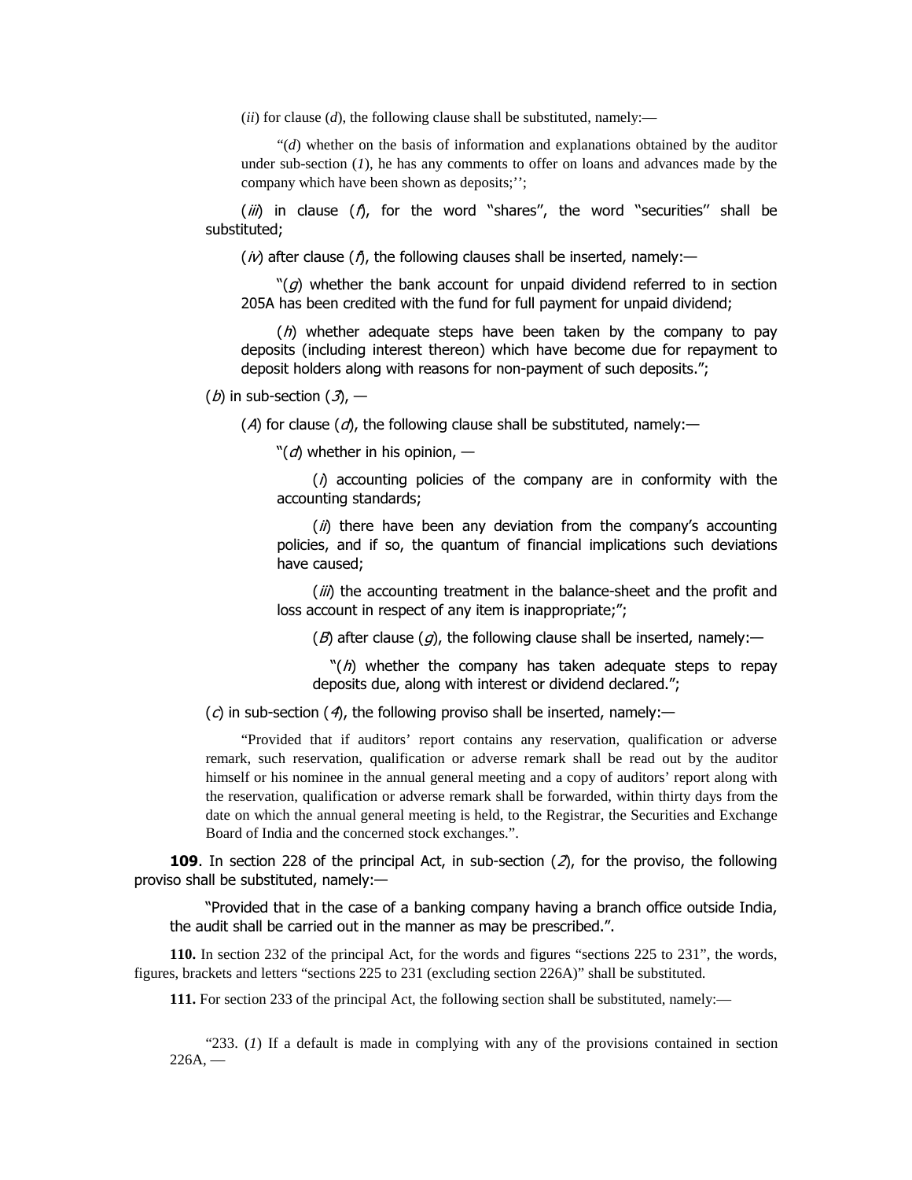(*ii*) for clause (*d*), the following clause shall be substituted, namely:—

"(*d*) whether on the basis of information and explanations obtained by the auditor under sub-section (*1*), he has any comments to offer on loans and advances made by the company which have been shown as deposits;'';

(*iii*) in clause (*f*), for the word "shares", the word "securities" shall be substituted;

(*iv*) after clause (*f*), the following clauses shall be inserted, namely:—

"(*g*) whether the bank account for unpaid dividend referred to in section 205A has been credited with the fund for full payment for unpaid dividend;

(*h*) whether adequate steps have been taken by the company to pay deposits (including interest thereon) which have become due for repayment to deposit holders along with reasons for non-payment of such deposits.";

(*b*) in sub-section (*3*), —

(*A*) for clause (*d*), the following clause shall be substituted, namely:—

"(*d*) whether in his opinion, —

(*i*) accounting policies of the company are in conformity with the accounting standards;

(*ii*) there have been any deviation from the company's accounting policies, and if so, the quantum of financial implications such deviations have caused;

(*iii*) the accounting treatment in the balance-sheet and the profit and loss account in respect of any item is inappropriate;";

(*B*) after clause (*g*), the following clause shall be inserted, namely:—

"(*h*) whether the company has taken adequate steps to repay deposits due, along with interest or dividend declared.";

(*c*) in sub-section (*4*), the following proviso shall be inserted, namely:—

"Provided that if auditors' report contains any reservation, qualification or adverse remark, such reservation, qualification or adverse remark shall be read out by the auditor himself or his nominee in the annual general meeting and a copy of auditors' report along with the reservation, qualification or adverse remark shall be forwarded, within thirty days from the date on which the annual general meeting is held, to the Registrar, the Securities and Exchange Board of India and the concerned stock exchanges.".

**109**. In section 228 of the principal Act, in sub-section (*2*), for the proviso, the following proviso shall be substituted, namely:—

"Provided that in the case of a banking company having a branch office outside India, the audit shall be carried out in the manner as may be prescribed.".

**110.** In section 232 of the principal Act, for the words and figures "sections 225 to 231", the words, figures, brackets and letters "sections 225 to 231 (excluding section 226A)" shall be substituted.

**111.** For section 233 of the principal Act, the following section shall be substituted, namely:—

"233. (*1*) If a default is made in complying with any of the provisions contained in section 226A, —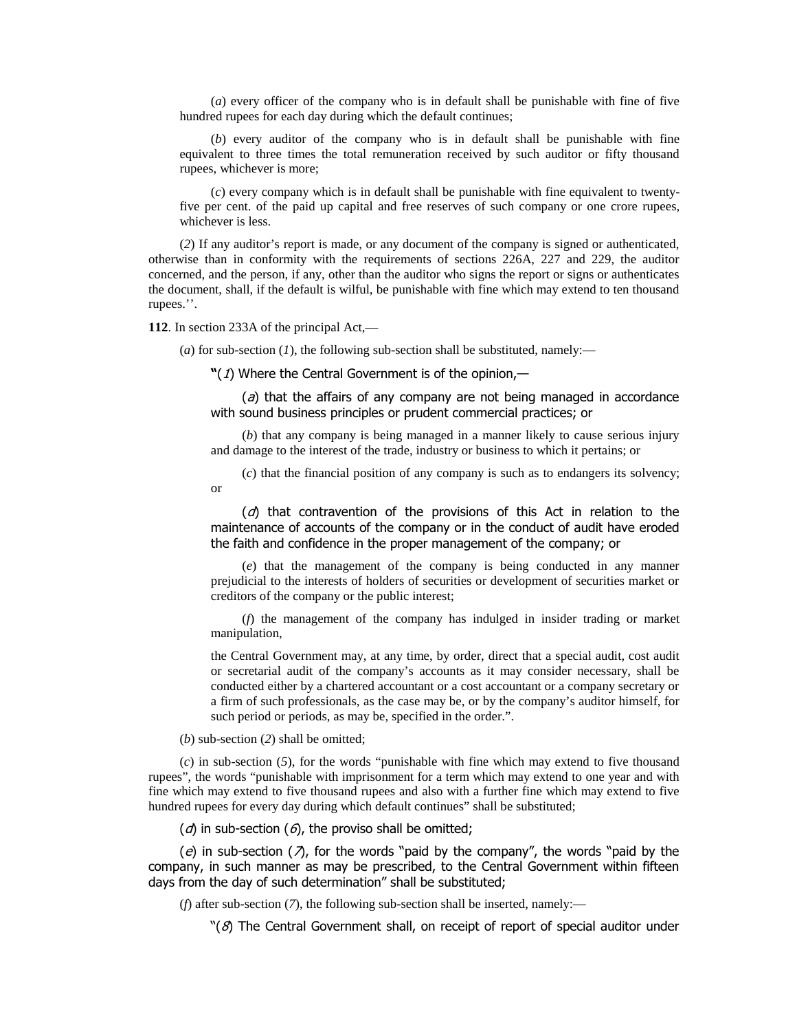(*a*) every officer of the company who is in default shall be punishable with fine of five hundred rupees for each day during which the default continues;

(*b*) every auditor of the company who is in default shall be punishable with fine equivalent to three times the total remuneration received by such auditor or fifty thousand rupees, whichever is more;

(*c*) every company which is in default shall be punishable with fine equivalent to twenty-five per cent. of the paid up capital and free reserves of such company or one crore rupees, whichever is less.

(*2*) If any auditor's report is made, or any document of the company is signed or authenticated, otherwise than in conformity with the requirements of sections 226A, 227 and 229, the auditor concerned, and the person, if any, other than the auditor who signs the report or signs or authenticates the document, shall, if the default is wilful, be punishable with fine which may extend to ten thousand rupees.''.

**112**. In section 233A of the principal Act,—

(*a*) for sub-section (*1*), the following sub-section shall be substituted, namely:—

"(*1*) Where the Central Government is of the opinion,—

(*a*) that the affairs of any company are not being managed in accordance with sound business principles or prudent commercial practices; or

(*b*) that any company is being managed in a manner likely to cause serious injury and damage to the interest of the trade, industry or business to which it pertains; or

(*c*) that the financial position of any company is such as to endangers its solvency; or

(*d*) that contravention of the provisions of this Act in relation to the maintenance of accounts of the company or in the conduct of audit have eroded the faith and confidence in the proper management of the company; or

(*e*) that the management of the company is being conducted in any manner prejudicial to the interests of holders of securities or development of securities market or creditors of the company or the public interest;

(*f*) the management of the company has indulged in insider trading or market manipulation,

the Central Government may, at any time, by order, direct that a special audit, cost audit or secretarial audit of the company's accounts as it may consider necessary, shall be conducted either by a chartered accountant or a cost accountant or a company secretary or a firm of such professionals, as the case may be, or by the company's auditor himself, for such period or periods, as may be, specified in the order.".

(*b*) sub-section (*2*) shall be omitted;

(*c*) in sub-section (*5*), for the words "punishable with fine which may extend to five thousand rupees", the words "punishable with imprisonment for a term which may extend to one year and with fine which may extend to five thousand rupees and also with a further fine which may extend to five hundred rupees for every day during which default continues" shall be substituted;

(*d*) in sub-section (*6*), the proviso shall be omitted;

(*e*) in sub-section (*7*), for the words "paid by the company", the words "paid by the company, in such manner as may be prescribed, to the Central Government within fifteen days from the day of such determination" shall be substituted;

(*f*) after sub-section (*7*), the following sub-section shall be inserted, namely:—

"(*8*) The Central Government shall, on receipt of report of special auditor under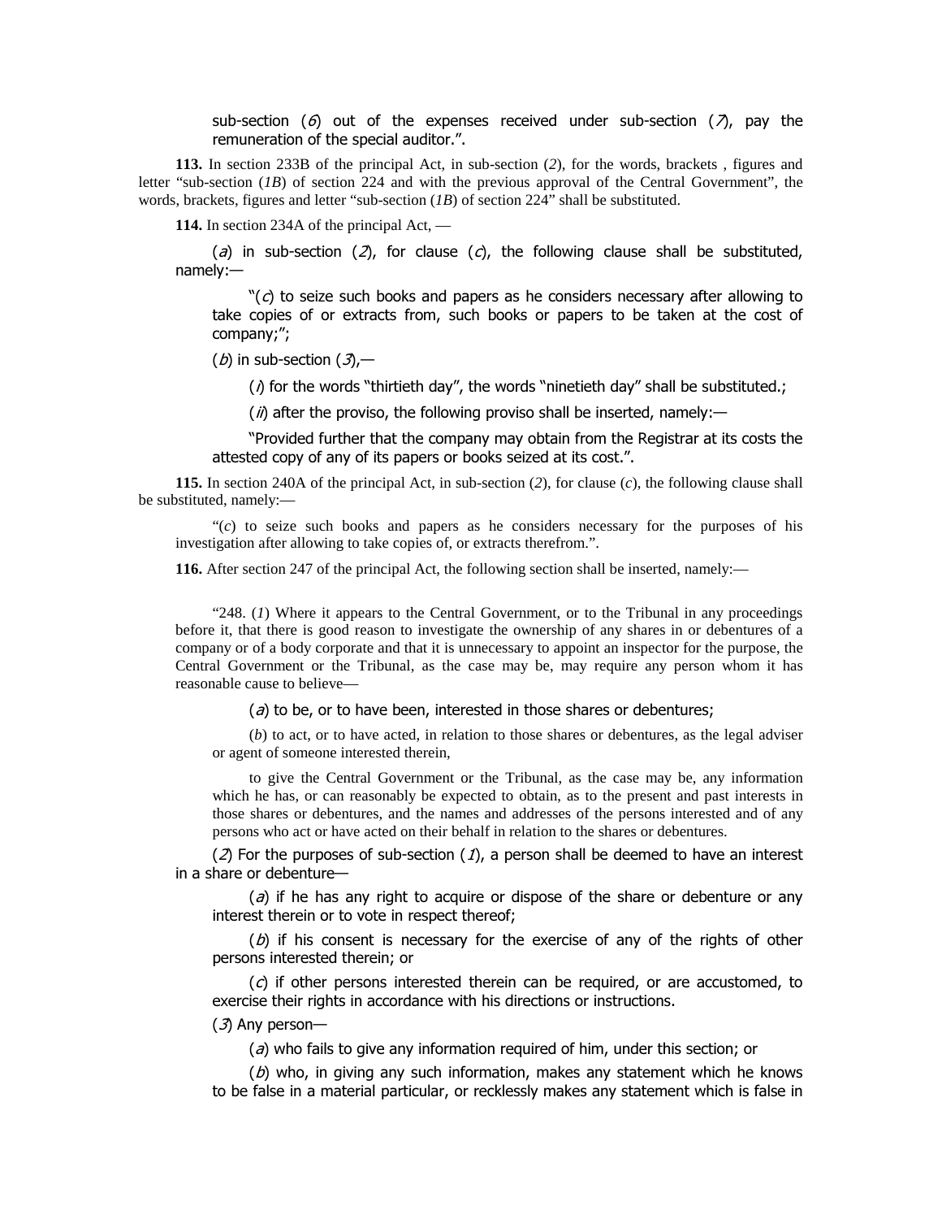sub-section (*6*) out of the expenses received under sub-section (*7*), pay the remuneration of the special auditor.".

**113.** In section 233B of the principal Act, in sub-section (*2*), for the words, brackets , figures and letter "sub-section (*1B*) of section 224 and with the previous approval of the Central Government", the words, brackets, figures and letter "sub-section (*1B*) of section 224" shall be substituted.

**114.** In section 234A of the principal Act, —

(*a*) in sub-section (*2*), for clause (*c*), the following clause shall be substituted, namely:—

"(*c*) to seize such books and papers as he considers necessary after allowing to take copies of or extracts from, such books or papers to be taken at the cost of company;";

(*b*) in sub-section (*3*),—

(*i*) for the words "thirtieth day", the words "ninetieth day" shall be substituted.;

(*ii*) after the proviso, the following proviso shall be inserted, namely:—

"Provided further that the company may obtain from the Registrar at its costs the attested copy of any of its papers or books seized at its cost.".

**115.** In section 240A of the principal Act, in sub-section (*2*), for clause (*c*), the following clause shall be substituted, namely:—

"(*c*) to seize such books and papers as he considers necessary for the purposes of his investigation after allowing to take copies of, or extracts therefrom.".

**116.** After section 247 of the principal Act, the following section shall be inserted, namely:—

"248. (*1*) Where it appears to the Central Government, or to the Tribunal in any proceedings before it, that there is good reason to investigate the ownership of any shares in or debentures of a company or of a body corporate and that it is unnecessary to appoint an inspector for the purpose, the Central Government or the Tribunal, as the case may be, may require any person whom it has reasonable cause to believe—

(*a*) to be, or to have been, interested in those shares or debentures;

(*b*) to act, or to have acted, in relation to those shares or debentures, as the legal adviser or agent of someone interested therein,

to give the Central Government or the Tribunal, as the case may be, any information which he has, or can reasonably be expected to obtain, as to the present and past interests in those shares or debentures, and the names and addresses of the persons interested and of any persons who act or have acted on their behalf in relation to the shares or debentures.

(*2*) For the purposes of sub-section (*1*), a person shall be deemed to have an interest in a share or debenture—

(*a*) if he has any right to acquire or dispose of the share or debenture or any interest therein or to vote in respect thereof;

(*b*) if his consent is necessary for the exercise of any of the rights of other persons interested therein; or

(*c*) if other persons interested therein can be required, or are accustomed, to exercise their rights in accordance with his directions or instructions.

(*3*) Any person—

(*a*) who fails to give any information required of him, under this section; or

(*b*) who, in giving any such information, makes any statement which he knows to be false in a material particular, or recklessly makes any statement which is false in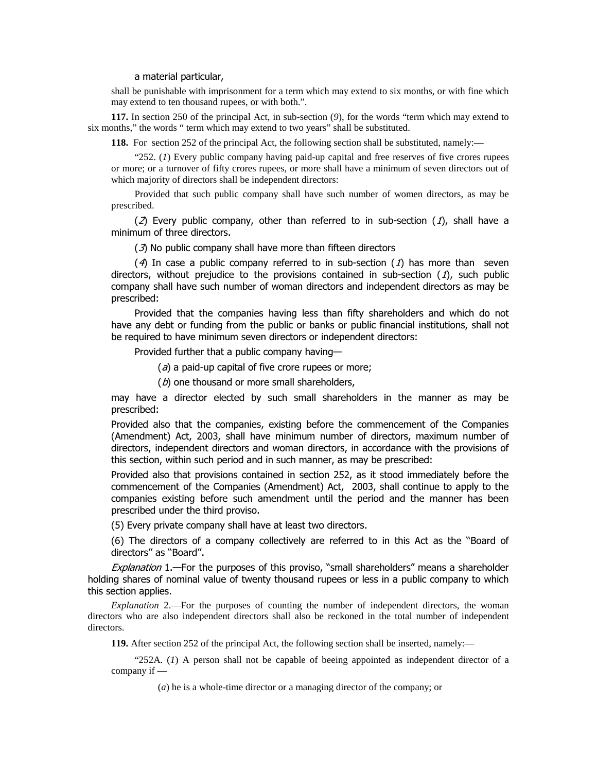a material particular,

shall be punishable with imprisonment for a term which may extend to six months, or with fine which may extend to ten thousand rupees, or with both.".

**117.** In section 250 of the principal Act, in sub-section (*9*), for the words "term which may extend to six months," the words " term which may extend to two years" shall be substituted.

**118.** For section 252 of the principal Act, the following section shall be substituted, namely:—

"252. (*1*) Every public company having paid-up capital and free reserves of five crores rupees or more; or a turnover of fifty crores rupees, or more shall have a minimum of seven directors out of which majority of directors shall be independent directors:

Provided that such public company shall have such number of women directors, as may be prescribed.

(*2*) Every public company, other than referred to in sub-section (*1*), shall have a minimum of three directors.

(*3*) No public company shall have more than fifteen directors

(*4*) In case a public company referred to in sub-section (*1*) has more than seven directors, without prejudice to the provisions contained in sub-section (*1*), such public company shall have such number of woman directors and independent directors as may be prescribed:

Provided that the companies having less than fifty shareholders and which do not have any debt or funding from the public or banks or public financial institutions, shall not be required to have minimum seven directors or independent directors:

Provided further that a public company having—

(*a*) a paid-up capital of five crore rupees or more;

(*b*) one thousand or more small shareholders,

may have a director elected by such small shareholders in the manner as may be prescribed:

Provided also that the companies, existing before the commencement of the Companies (Amendment) Act, 2003, shall have minimum number of directors, maximum number of directors, independent directors and woman directors, in accordance with the provisions of this section, within such period and in such manner, as may be prescribed:

Provided also that provisions contained in section 252, as it stood immediately before the commencement of the Companies (Amendment) Act, 2003, shall continue to apply to the companies existing before such amendment until the period and the manner has been prescribed under the third proviso.

(5) Every private company shall have at least two directors.

(6) The directors of a company collectively are referred to in this Act as the "Board of directors" as "Board".

*Explanation* 1.—For the purposes of this proviso, "small shareholders" means a shareholder holding shares of nominal value of twenty thousand rupees or less in a public company to which this section applies.

*Explanation* 2.—For the purposes of counting the number of independent directors, the woman directors who are also independent directors shall also be reckoned in the total number of independent directors.

**119.** After section 252 of the principal Act, the following section shall be inserted, namely:—

"252A. (*1*) A person shall not be capable of beeing appointed as independent director of a company if —

(*a*) he is a whole-time director or a managing director of the company; or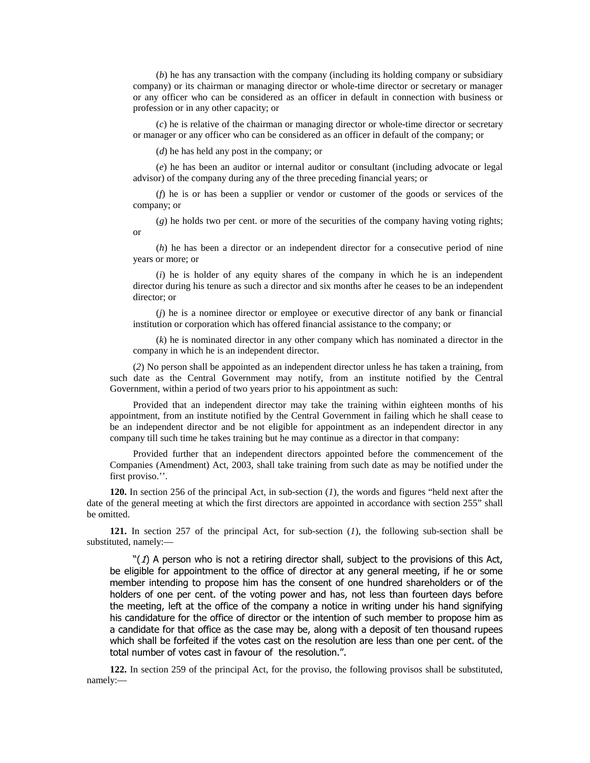(*b*) he has any transaction with the company (including its holding company or subsidiary company) or its chairman or managing director or whole-time director or secretary or manager or any officer who can be considered as an officer in default in connection with business or profession or in any other capacity; or

(*c*) he is relative of the chairman or managing director or whole-time director or secretary or manager or any officer who can be considered as an officer in default of the company; or

(*d*) he has held any post in the company; or

(*e*) he has been an auditor or internal auditor or consultant (including advocate or legal advisor) of the company during any of the three preceding financial years; or

(*f*) he is or has been a supplier or vendor or customer of the goods or services of the company; or

(*g*) he holds two per cent. or more of the securities of the company having voting rights; or

(*h*) he has been a director or an independent director for a consecutive period of nine years or more; or

(*i*) he is holder of any equity shares of the company in which he is an independent director during his tenure as such a director and six months after he ceases to be an independent director; or

(*j*) he is a nominee director or employee or executive director of any bank or financial institution or corporation which has offered financial assistance to the company; or

(*k*) he is nominated director in any other company which has nominated a director in the company in which he is an independent director.

(*2*) No person shall be appointed as an independent director unless he has taken a training, from such date as the Central Government may notify, from an institute notified by the Central Government, within a period of two years prior to his appointment as such:

Provided that an independent director may take the training within eighteen months of his appointment, from an institute notified by the Central Government in failing which he shall cease to be an independent director and be not eligible for appointment as an independent director in any company till such time he takes training but he may continue as a director in that company:

Provided further that an independent directors appointed before the commencement of the Companies (Amendment) Act, 2003, shall take training from such date as may be notified under the first proviso.''.

**120.** In section 256 of the principal Act, in sub-section (*1*), the words and figures "held next after the date of the general meeting at which the first directors are appointed in accordance with section 255" shall be omitted.

**121.** In section 257 of the principal Act, for sub-section (*1*), the following sub-section shall be substituted, namely:—

"(*1*) A person who is not a retiring director shall, subject to the provisions of this Act, be eligible for appointment to the office of director at any general meeting, if he or some member intending to propose him has the consent of one hundred shareholders or of the holders of one per cent. of the voting power and has, not less than fourteen days before the meeting, left at the office of the company a notice in writing under his hand signifying his candidature for the office of director or the intention of such member to propose him as a candidate for that office as the case may be, along with a deposit of ten thousand rupees which shall be forfeited if the votes cast on the resolution are less than one per cent. of the total number of votes cast in favour of the resolution.".

**122.** In section 259 of the principal Act, for the proviso, the following provisos shall be substituted, namely:—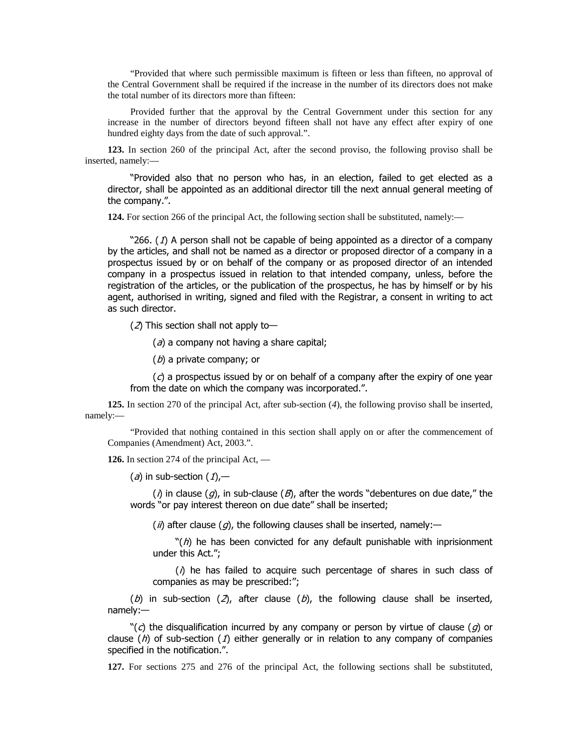"Provided that where such permissible maximum is fifteen or less than fifteen, no approval of the Central Government shall be required if the increase in the number of its directors does not make the total number of its directors more than fifteen:

Provided further that the approval by the Central Government under this section for any increase in the number of directors beyond fifteen shall not have any effect after expiry of one hundred eighty days from the date of such approval.".

**123.** In section 260 of the principal Act, after the second proviso, the following proviso shall be inserted, namely:—

"Provided also that no person who has, in an election, failed to get elected as a director, shall be appointed as an additional director till the next annual general meeting of the company.".

**124.** For section 266 of the principal Act, the following section shall be substituted, namely:—

"266. (*1*) A person shall not be capable of being appointed as a director of a company by the articles, and shall not be named as a director or proposed director of a company in a prospectus issued by or on behalf of the company or as proposed director of an intended company in a prospectus issued in relation to that intended company, unless, before the registration of the articles, or the publication of the prospectus, he has by himself or by his agent, authorised in writing, signed and filed with the Registrar, a consent in writing to act as such director.

(*2*) This section shall not apply to—

(*a*) a company not having a share capital;

(*b*) a private company; or

(*c*) a prospectus issued by or on behalf of a company after the expiry of one year from the date on which the company was incorporated.".

**125.** In section 270 of the principal Act, after sub-section (*4*), the following proviso shall be inserted, namely:—

"Provided that nothing contained in this section shall apply on or after the commencement of Companies (Amendment) Act, 2003.".

**126.** In section 274 of the principal Act, —

(*a*) in sub-section (*1*),—

(*i*) in clause (*g*), in sub-clause (*B*), after the words "debentures on due date," the words "or pay interest thereon on due date" shall be inserted;

(*ii*) after clause (*g*), the following clauses shall be inserted, namely:—

"(*h*) he has been convicted for any default punishable with inprisionment under this Act.";

(*i*) he has failed to acquire such percentage of shares in such class of companies as may be prescribed:";

(*b*) in sub-section (*2*), after clause (*b*), the following clause shall be inserted, namely:—

"(*c*) the disqualification incurred by any company or person by virtue of clause (*g*) or clause (*h*) of sub-section (*1*) either generally or in relation to any company of companies specified in the notification.".

**127.** For sections 275 and 276 of the principal Act, the following sections shall be substituted,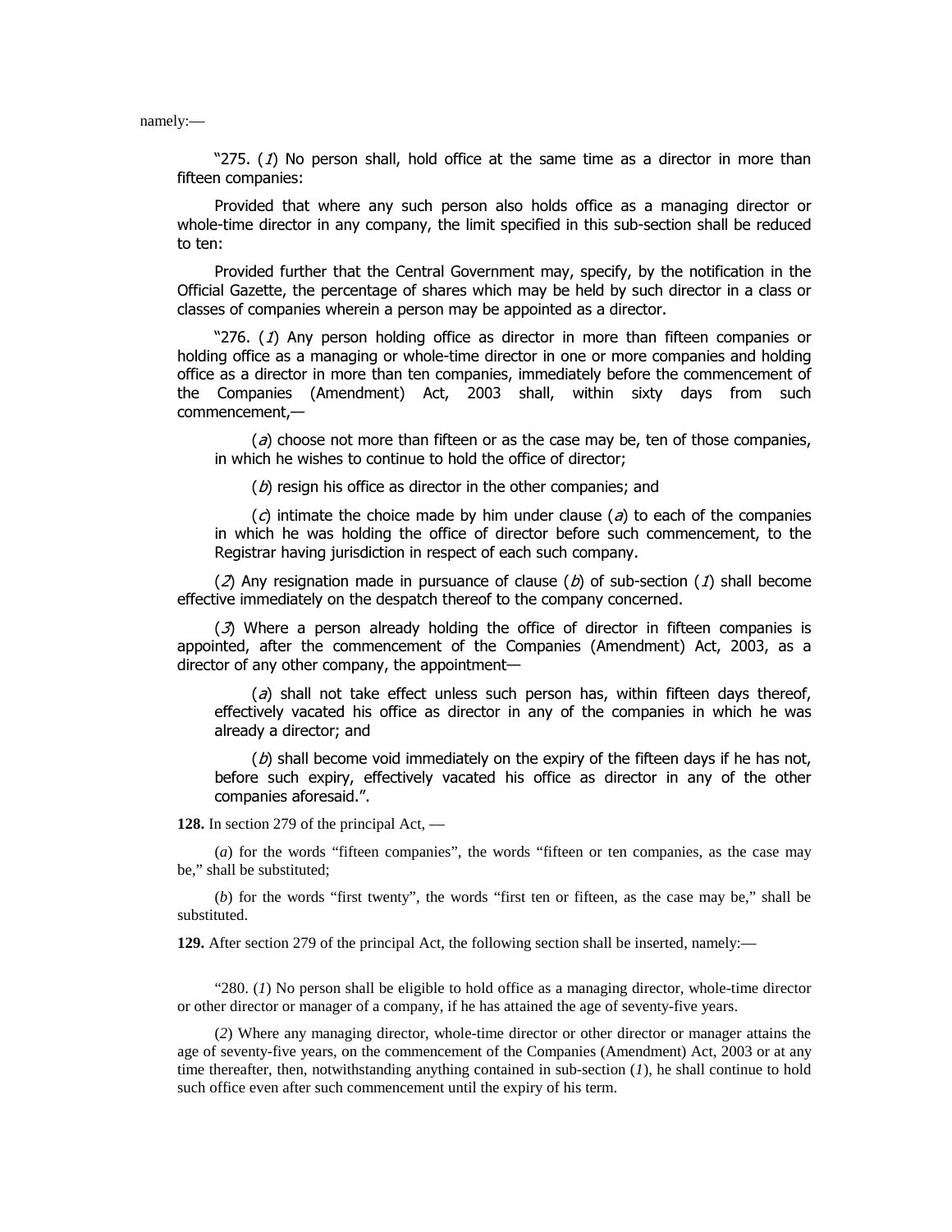namely:—

"275. (*1*) No person shall, hold office at the same time as a director in more than fifteen companies:

Provided that where any such person also holds office as a managing director or whole-time director in any company, the limit specified in this sub-section shall be reduced to ten:

Provided further that the Central Government may, specify, by the notification in the Official Gazette, the percentage of shares which may be held by such director in a class or classes of companies wherein a person may be appointed as a director.

"276. (*1*) Any person holding office as director in more than fifteen companies or holding office as a managing or whole-time director in one or more companies and holding office as a director in more than ten companies, immediately before the commencement of the Companies (Amendment) Act, 2003 shall, within sixty days from such commencement,—

(*a*) choose not more than fifteen or as the case may be, ten of those companies, in which he wishes to continue to hold the office of director;

(*b*) resign his office as director in the other companies; and

(*c*) intimate the choice made by him under clause (*a*) to each of the companies in which he was holding the office of director before such commencement, to the Registrar having jurisdiction in respect of each such company.

(*2*) Any resignation made in pursuance of clause (*b*) of sub-section (*1*) shall become effective immediately on the despatch thereof to the company concerned.

(*3*) Where a person already holding the office of director in fifteen companies is appointed, after the commencement of the Companies (Amendment) Act, 2003, as a director of any other company, the appointment—

(*a*) shall not take effect unless such person has, within fifteen days thereof, effectively vacated his office as director in any of the companies in which he was already a director; and

(*b*) shall become void immediately on the expiry of the fifteen days if he has not, before such expiry, effectively vacated his office as director in any of the other companies aforesaid.".

**128.** In section 279 of the principal Act, —

(*a*) for the words "fifteen companies", the words "fifteen or ten companies, as the case may be," shall be substituted;

(*b*) for the words "first twenty", the words "first ten or fifteen, as the case may be," shall be substituted.

**129.** After section 279 of the principal Act, the following section shall be inserted, namely:—

"280. (*1*) No person shall be eligible to hold office as a managing director, whole-time director or other director or manager of a company, if he has attained the age of seventy-five years.

(*2*) Where any managing director, whole-time director or other director or manager attains the age of seventy-five years, on the commencement of the Companies (Amendment) Act, 2003 or at any time thereafter, then, notwithstanding anything contained in sub-section (*1*), he shall continue to hold such office even after such commencement until the expiry of his term.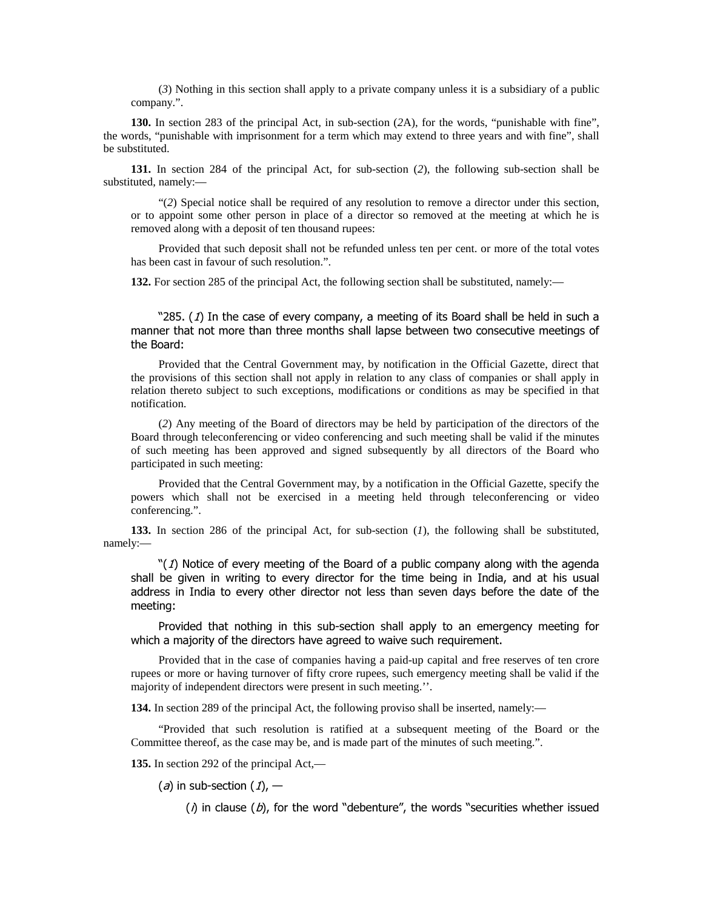(*3*) Nothing in this section shall apply to a private company unless it is a subsidiary of a public company.".

**130.** In section 283 of the principal Act, in sub-section (*2*A), for the words, "punishable with fine", the words, "punishable with imprisonment for a term which may extend to three years and with fine", shall be substituted.

**131.** In section 284 of the principal Act, for sub-section (*2*), the following sub-section shall be substituted, namely:—

"(*2*) Special notice shall be required of any resolution to remove a director under this section, or to appoint some other person in place of a director so removed at the meeting at which he is removed along with a deposit of ten thousand rupees:

Provided that such deposit shall not be refunded unless ten per cent. or more of the total votes has been cast in favour of such resolution.".

**132.** For section 285 of the principal Act, the following section shall be substituted, namely:—

"285. (*1*) In the case of every company, a meeting of its Board shall be held in such a manner that not more than three months shall lapse between two consecutive meetings of the Board:

Provided that the Central Government may, by notification in the Official Gazette, direct that the provisions of this section shall not apply in relation to any class of companies or shall apply in relation thereto subject to such exceptions, modifications or conditions as may be specified in that notification.

(*2*) Any meeting of the Board of directors may be held by participation of the directors of the Board through teleconferencing or video conferencing and such meeting shall be valid if the minutes of such meeting has been approved and signed subsequently by all directors of the Board who participated in such meeting:

Provided that the Central Government may, by a notification in the Official Gazette, specify the powers which shall not be exercised in a meeting held through teleconferencing or video conferencing.".

**133.** In section 286 of the principal Act, for sub-section (*1*), the following shall be substituted, namely:—

"(*1*) Notice of every meeting of the Board of a public company along with the agenda shall be given in writing to every director for the time being in India, and at his usual address in India to every other director not less than seven days before the date of the meeting:

Provided that nothing in this sub-section shall apply to an emergency meeting for which a majority of the directors have agreed to waive such requirement.

Provided that in the case of companies having a paid-up capital and free reserves of ten crore rupees or more or having turnover of fifty crore rupees, such emergency meeting shall be valid if the majority of independent directors were present in such meeting.''.

**134.** In section 289 of the principal Act, the following proviso shall be inserted, namely:—

"Provided that such resolution is ratified at a subsequent meeting of the Board or the Committee thereof, as the case may be, and is made part of the minutes of such meeting.".

**135.** In section 292 of the principal Act,—

(*a*) in sub-section (*1*), —

(*i*) in clause (*b*), for the word "debenture", the words "securities whether issued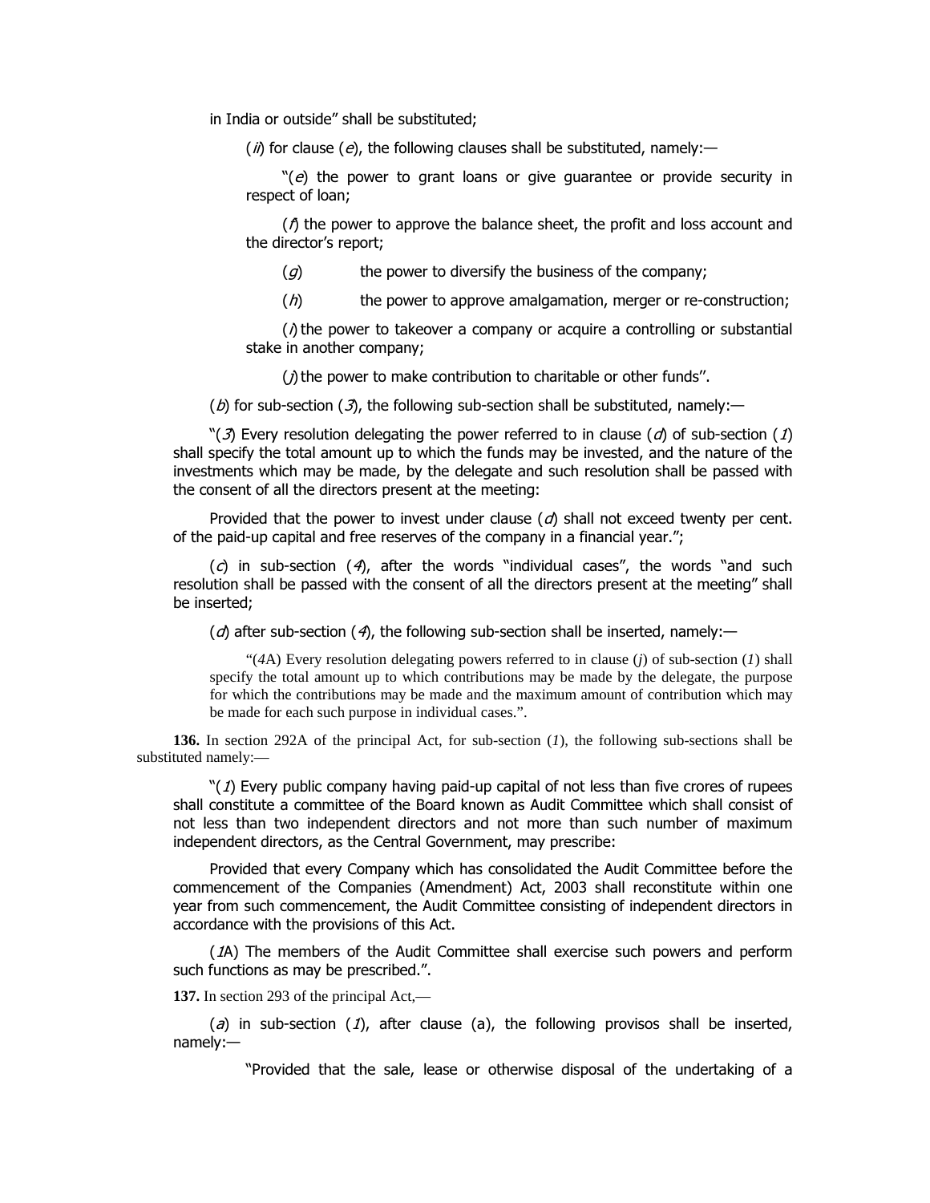in India or outside" shall be substituted;

(*ii*) for clause (*e*), the following clauses shall be substituted, namely:—

"(*e*) the power to grant loans or give guarantee or provide security in respect of loan;

(*f*) the power to approve the balance sheet, the profit and loss account and the director's report;

(*g*) the power to diversify the business of the company;

(*h*) the power to approve amalgamation, merger or re-construction;

(*i*) the power to takeover a company or acquire a controlling or substantial stake in another company;

(*j*) the power to make contribution to charitable or other funds".

(*b*) for sub-section (*3*), the following sub-section shall be substituted, namely:—

"(*3*) Every resolution delegating the power referred to in clause (*d*) of sub-section (*1*) shall specify the total amount up to which the funds may be invested, and the nature of the investments which may be made, by the delegate and such resolution shall be passed with the consent of all the directors present at the meeting:

Provided that the power to invest under clause (*d*) shall not exceed twenty per cent. of the paid-up capital and free reserves of the company in a financial year.";

(*c*) in sub-section (*4*), after the words "individual cases", the words "and such resolution shall be passed with the consent of all the directors present at the meeting" shall be inserted;

(*d*) after sub-section (*4*), the following sub-section shall be inserted, namely:—

"(*4*A) Every resolution delegating powers referred to in clause (*j*) of sub-section (*1*) shall specify the total amount up to which contributions may be made by the delegate, the purpose for which the contributions may be made and the maximum amount of contribution which may be made for each such purpose in individual cases.".

**136.** In section 292A of the principal Act, for sub-section (*1*), the following sub-sections shall be substituted namely:—

"(*1*) Every public company having paid-up capital of not less than five crores of rupees shall constitute a committee of the Board known as Audit Committee which shall consist of not less than two independent directors and not more than such number of maximum independent directors, as the Central Government, may prescribe:

Provided that every Company which has consolidated the Audit Committee before the commencement of the Companies (Amendment) Act, 2003 shall reconstitute within one year from such commencement, the Audit Committee consisting of independent directors in accordance with the provisions of this Act.

(*1*A) The members of the Audit Committee shall exercise such powers and perform such functions as may be prescribed.".

**137.** In section 293 of the principal Act,—

(*a*) in sub-section (*1*), after clause (a), the following provisos shall be inserted, namely:—

"Provided that the sale, lease or otherwise disposal of the undertaking of a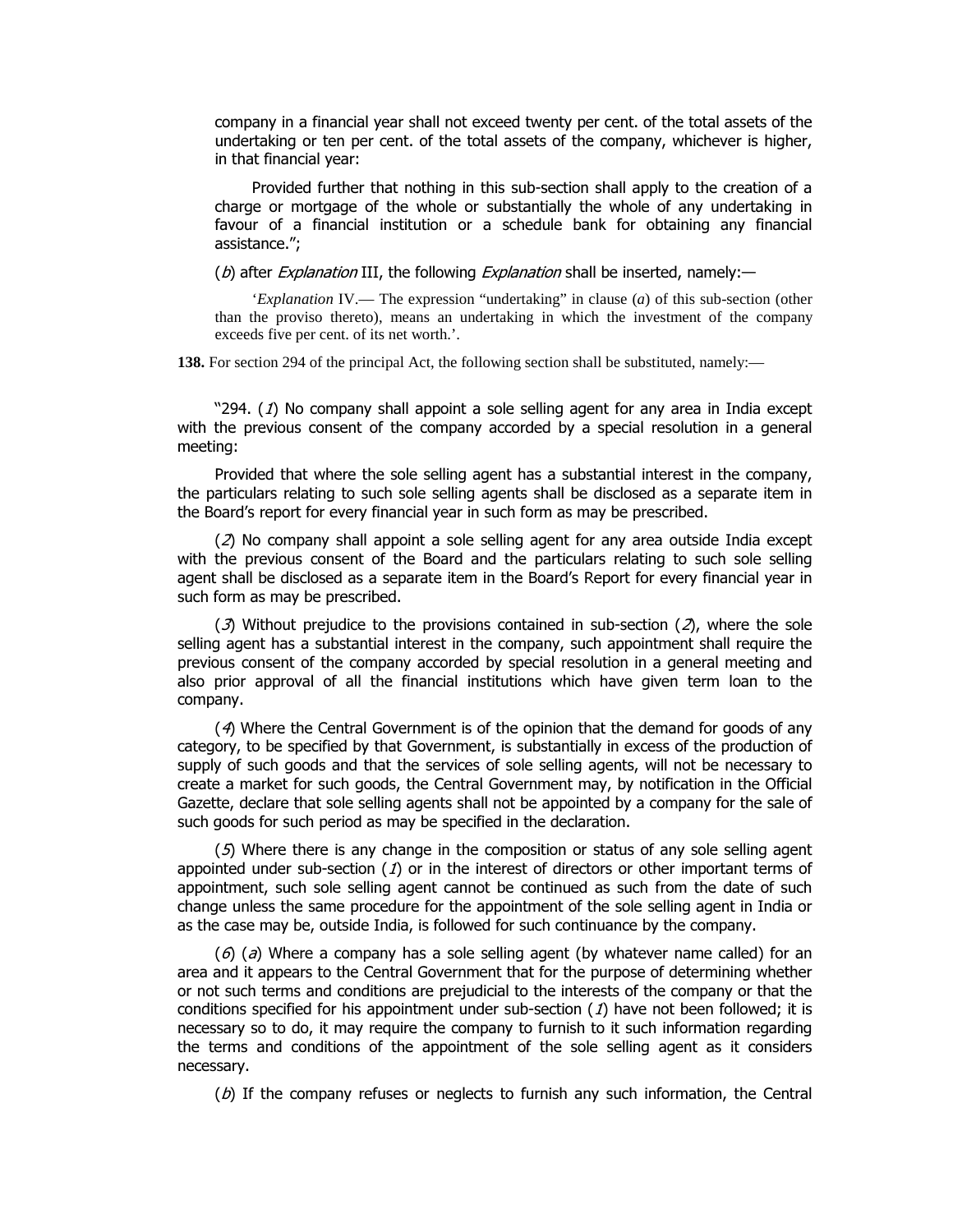company in a financial year shall not exceed twenty per cent. of the total assets of the undertaking or ten per cent. of the total assets of the company, whichever is higher, in that financial year:

Provided further that nothing in this sub-section shall apply to the creation of a charge or mortgage of the whole or substantially the whole of any undertaking in favour of a financial institution or a schedule bank for obtaining any financial assistance.";

(*b*) after *Explanation* III, the following *Explanation* shall be inserted, namely:—

'*Explanation* IV.— The expression "undertaking" in clause (*a*) of this sub-section (other than the proviso thereto), means an undertaking in which the investment of the company exceeds five per cent. of its net worth.'.

**138.** For section 294 of the principal Act, the following section shall be substituted, namely:—

"294. (*1*) No company shall appoint a sole selling agent for any area in India except with the previous consent of the company accorded by a special resolution in a general meeting:

Provided that where the sole selling agent has a substantial interest in the company, the particulars relating to such sole selling agents shall be disclosed as a separate item in the Board's report for every financial year in such form as may be prescribed.

(*2*) No company shall appoint a sole selling agent for any area outside India except with the previous consent of the Board and the particulars relating to such sole selling agent shall be disclosed as a separate item in the Board's Report for every financial year in such form as may be prescribed.

(*3*) Without prejudice to the provisions contained in sub-section (*2*), where the sole selling agent has a substantial interest in the company, such appointment shall require the previous consent of the company accorded by special resolution in a general meeting and also prior approval of all the financial institutions which have given term loan to the company.

(*4*) Where the Central Government is of the opinion that the demand for goods of any category, to be specified by that Government, is substantially in excess of the production of supply of such goods and that the services of sole selling agents, will not be necessary to create a market for such goods, the Central Government may, by notification in the Official Gazette, declare that sole selling agents shall not be appointed by a company for the sale of such goods for such period as may be specified in the declaration.

(*5*) Where there is any change in the composition or status of any sole selling agent appointed under sub-section (*1*) or in the interest of directors or other important terms of appointment, such sole selling agent cannot be continued as such from the date of such change unless the same procedure for the appointment of the sole selling agent in India or as the case may be, outside India, is followed for such continuance by the company.

(*6*) (*a*) Where a company has a sole selling agent (by whatever name called) for an area and it appears to the Central Government that for the purpose of determining whether or not such terms and conditions are prejudicial to the interests of the company or that the conditions specified for his appointment under sub-section (*1*) have not been followed; it is necessary so to do, it may require the company to furnish to it such information regarding the terms and conditions of the appointment of the sole selling agent as it considers necessary.

(*b*) If the company refuses or neglects to furnish any such information, the Central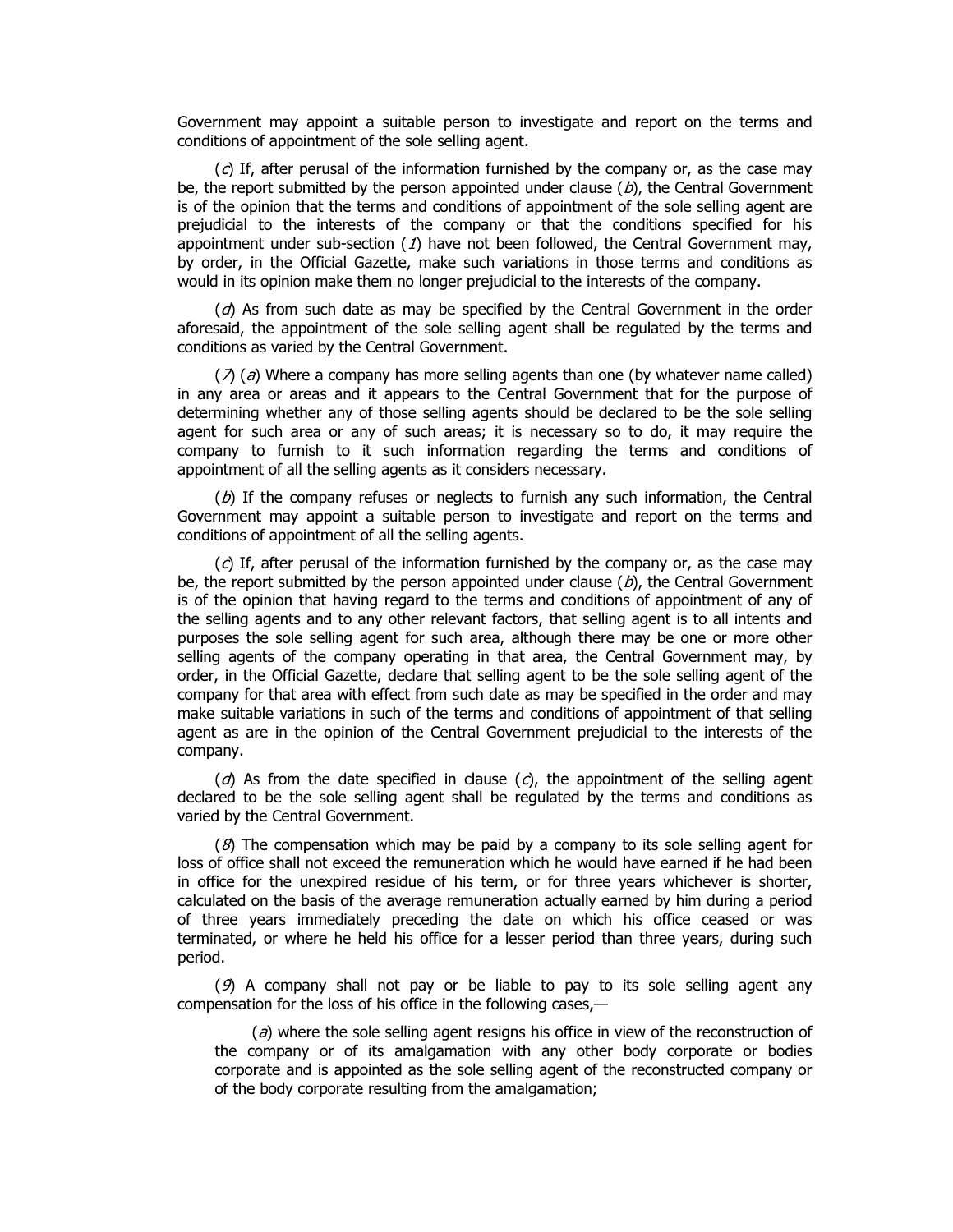Government may appoint a suitable person to investigate and report on the terms and conditions of appointment of the sole selling agent.

(*c*) If, after perusal of the information furnished by the company or, as the case may be, the report submitted by the person appointed under clause (*b*), the Central Government is of the opinion that the terms and conditions of appointment of the sole selling agent are prejudicial to the interests of the company or that the conditions specified for his appointment under sub-section (*1*) have not been followed, the Central Government may, by order, in the Official Gazette, make such variations in those terms and conditions as would in its opinion make them no longer prejudicial to the interests of the company.

(*d*) As from such date as may be specified by the Central Government in the order aforesaid, the appointment of the sole selling agent shall be regulated by the terms and conditions as varied by the Central Government.

(*7*) (*a*) Where a company has more selling agents than one (by whatever name called) in any area or areas and it appears to the Central Government that for the purpose of determining whether any of those selling agents should be declared to be the sole selling agent for such area or any of such areas; it is necessary so to do, it may require the company to furnish to it such information regarding the terms and conditions of appointment of all the selling agents as it considers necessary.

(*b*) If the company refuses or neglects to furnish any such information, the Central Government may appoint a suitable person to investigate and report on the terms and conditions of appointment of all the selling agents.

(*c*) If, after perusal of the information furnished by the company or, as the case may be, the report submitted by the person appointed under clause (*b*), the Central Government is of the opinion that having regard to the terms and conditions of appointment of any of the selling agents and to any other relevant factors, that selling agent is to all intents and purposes the sole selling agent for such area, although there may be one or more other selling agents of the company operating in that area, the Central Government may, by order, in the Official Gazette, declare that selling agent to be the sole selling agent of the company for that area with effect from such date as may be specified in the order and may make suitable variations in such of the terms and conditions of appointment of that selling agent as are in the opinion of the Central Government prejudicial to the interests of the company.

(*d*) As from the date specified in clause (*c*), the appointment of the selling agent declared to be the sole selling agent shall be regulated by the terms and conditions as varied by the Central Government.

(*8*) The compensation which may be paid by a company to its sole selling agent for loss of office shall not exceed the remuneration which he would have earned if he had been in office for the unexpired residue of his term, or for three years whichever is shorter, calculated on the basis of the average remuneration actually earned by him during a period of three years immediately preceding the date on which his office ceased or was terminated, or where he held his office for a lesser period than three years, during such period.

(*9*) A company shall not pay or be liable to pay to its sole selling agent any compensation for the loss of his office in the following cases,—

(*a*) where the sole selling agent resigns his office in view of the reconstruction of the company or of its amalgamation with any other body corporate or bodies corporate and is appointed as the sole selling agent of the reconstructed company or of the body corporate resulting from the amalgamation;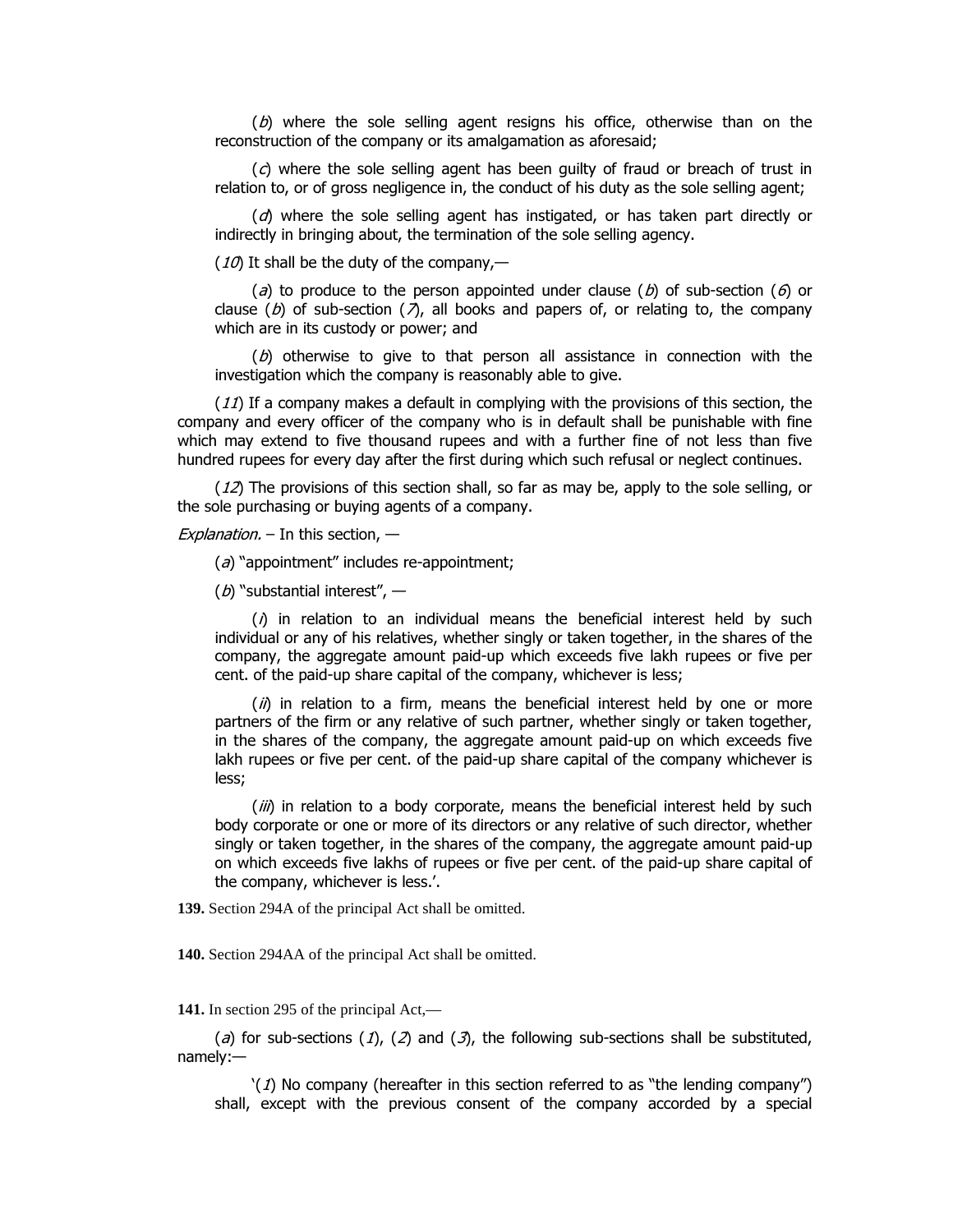(*b*) where the sole selling agent resigns his office, otherwise than on the reconstruction of the company or its amalgamation as aforesaid;

(*c*) where the sole selling agent has been guilty of fraud or breach of trust in relation to, or of gross negligence in, the conduct of his duty as the sole selling agent;

(*d*) where the sole selling agent has instigated, or has taken part directly or indirectly in bringing about, the termination of the sole selling agency.

(*10*) It shall be the duty of the company,—

(*a*) to produce to the person appointed under clause (*b*) of sub-section (*6*) or clause (*b*) of sub-section (*7*), all books and papers of, or relating to, the company which are in its custody or power; and

(*b*) otherwise to give to that person all assistance in connection with the investigation which the company is reasonably able to give.

(*11*) If a company makes a default in complying with the provisions of this section, the company and every officer of the company who is in default shall be punishable with fine which may extend to five thousand rupees and with a further fine of not less than five hundred rupees for every day after the first during which such refusal or neglect continues.

(*12*) The provisions of this section shall, so far as may be, apply to the sole selling, or the sole purchasing or buying agents of a company.

*Explanation.* – In this section, —

(*a*) "appointment" includes re-appointment;

(*b*) "substantial interest", —

(*i*) in relation to an individual means the beneficial interest held by such individual or any of his relatives, whether singly or taken together, in the shares of the company, the aggregate amount paid-up which exceeds five lakh rupees or five per cent. of the paid-up share capital of the company, whichever is less;

(*ii*) in relation to a firm, means the beneficial interest held by one or more partners of the firm or any relative of such partner, whether singly or taken together, in the shares of the company, the aggregate amount paid-up on which exceeds five lakh rupees or five per cent. of the paid-up share capital of the company whichever is less;

(*iii*) in relation to a body corporate, means the beneficial interest held by such body corporate or one or more of its directors or any relative of such director, whether singly or taken together, in the shares of the company, the aggregate amount paid-up on which exceeds five lakhs of rupees or five per cent. of the paid-up share capital of the company, whichever is less.'.

**139.** Section 294A of the principal Act shall be omitted.

**140.** Section 294AA of the principal Act shall be omitted.

**141.** In section 295 of the principal Act,—

(*a*) for sub-sections (*1*), (*2*) and (*3*), the following sub-sections shall be substituted, namely:—

'(*1*) No company (hereafter in this section referred to as "the lending company") shall, except with the previous consent of the company accorded by a special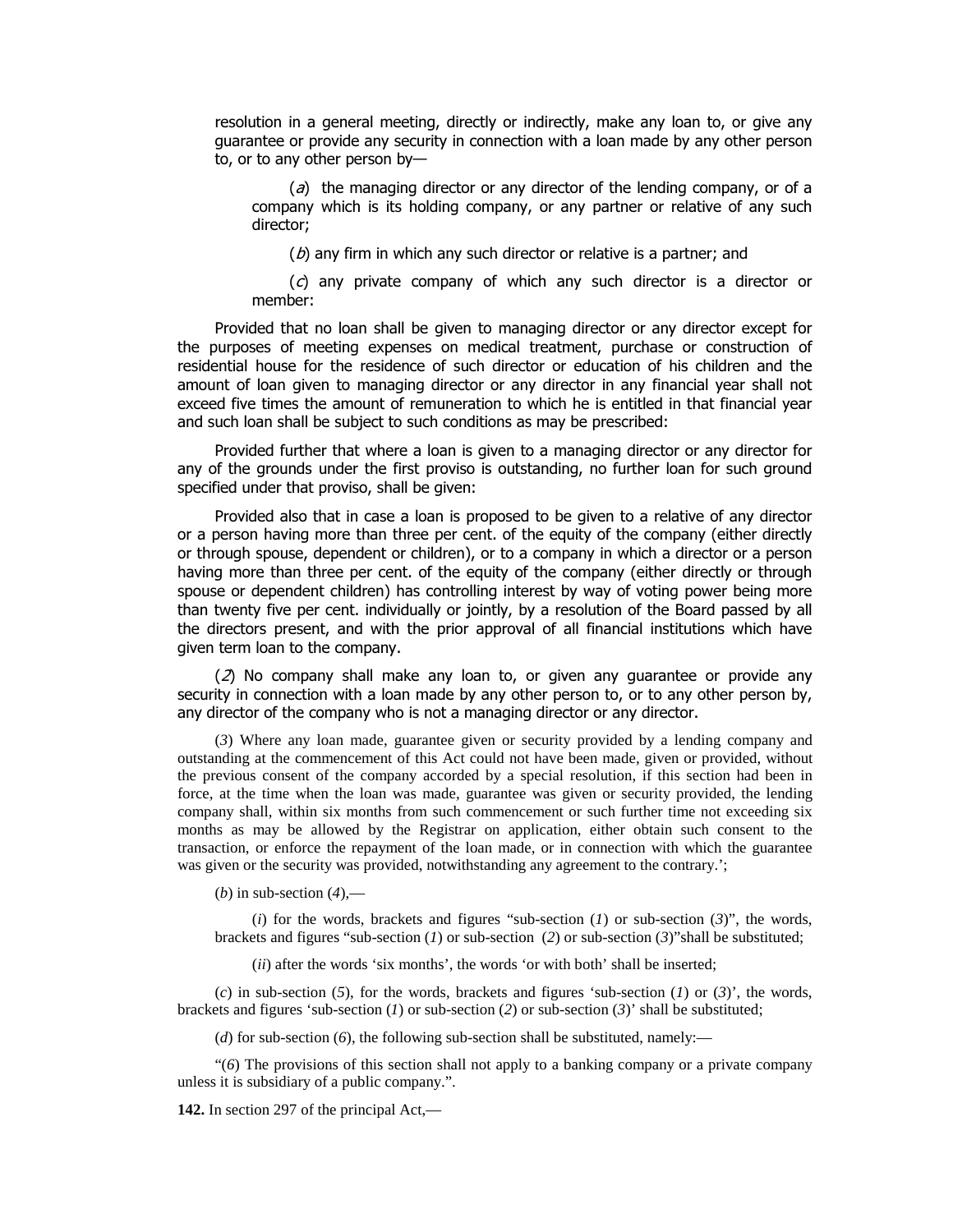resolution in a general meeting, directly or indirectly, make any loan to, or give any guarantee or provide any security in connection with a loan made by any other person to, or to any other person by—

(*a*) the managing director or any director of the lending company, or of a company which is its holding company, or any partner or relative of any such director;

(*b*) any firm in which any such director or relative is a partner; and

(*c*) any private company of which any such director is a director or member:

Provided that no loan shall be given to managing director or any director except for the purposes of meeting expenses on medical treatment, purchase or construction of residential house for the residence of such director or education of his children and the amount of loan given to managing director or any director in any financial year shall not exceed five times the amount of remuneration to which he is entitled in that financial year and such loan shall be subject to such conditions as may be prescribed:

Provided further that where a loan is given to a managing director or any director for any of the grounds under the first proviso is outstanding, no further loan for such ground specified under that proviso, shall be given:

Provided also that in case a loan is proposed to be given to a relative of any director or a person having more than three per cent. of the equity of the company (either directly or through spouse, dependent or children), or to a company in which a director or a person having more than three per cent. of the equity of the company (either directly or through spouse or dependent children) has controlling interest by way of voting power being more than twenty five per cent. individually or jointly, by a resolution of the Board passed by all the directors present, and with the prior approval of all financial institutions which have given term loan to the company.

(*2*) No company shall make any loan to, or given any guarantee or provide any security in connection with a loan made by any other person to, or to any other person by, any director of the company who is not a managing director or any director.

(*3*) Where any loan made, guarantee given or security provided by a lending company and outstanding at the commencement of this Act could not have been made, given or provided, without the previous consent of the company accorded by a special resolution, if this section had been in force, at the time when the loan was made, guarantee was given or security provided, the lending company shall, within six months from such commencement or such further time not exceeding six months as may be allowed by the Registrar on application, either obtain such consent to the transaction, or enforce the repayment of the loan made, or in connection with which the guarantee was given or the security was provided, notwithstanding any agreement to the contrary.';

(*b*) in sub-section (*4*),—

(*i*) for the words, brackets and figures "sub-section (*1*) or sub-section (*3*)", the words, brackets and figures "sub-section (*1*) or sub-section (*2*) or sub-section (*3*)"shall be substituted;

(*ii*) after the words 'six months', the words 'or with both' shall be inserted;

(*c*) in sub-section (*5*), for the words, brackets and figures 'sub-section (*1*) or (*3*)', the words, brackets and figures 'sub-section (*1*) or sub-section (*2*) or sub-section (*3*)' shall be substituted;

(*d*) for sub-section (*6*), the following sub-section shall be substituted, namely:—

"(*6*) The provisions of this section shall not apply to a banking company or a private company unless it is subsidiary of a public company.".

**142.** In section 297 of the principal Act,—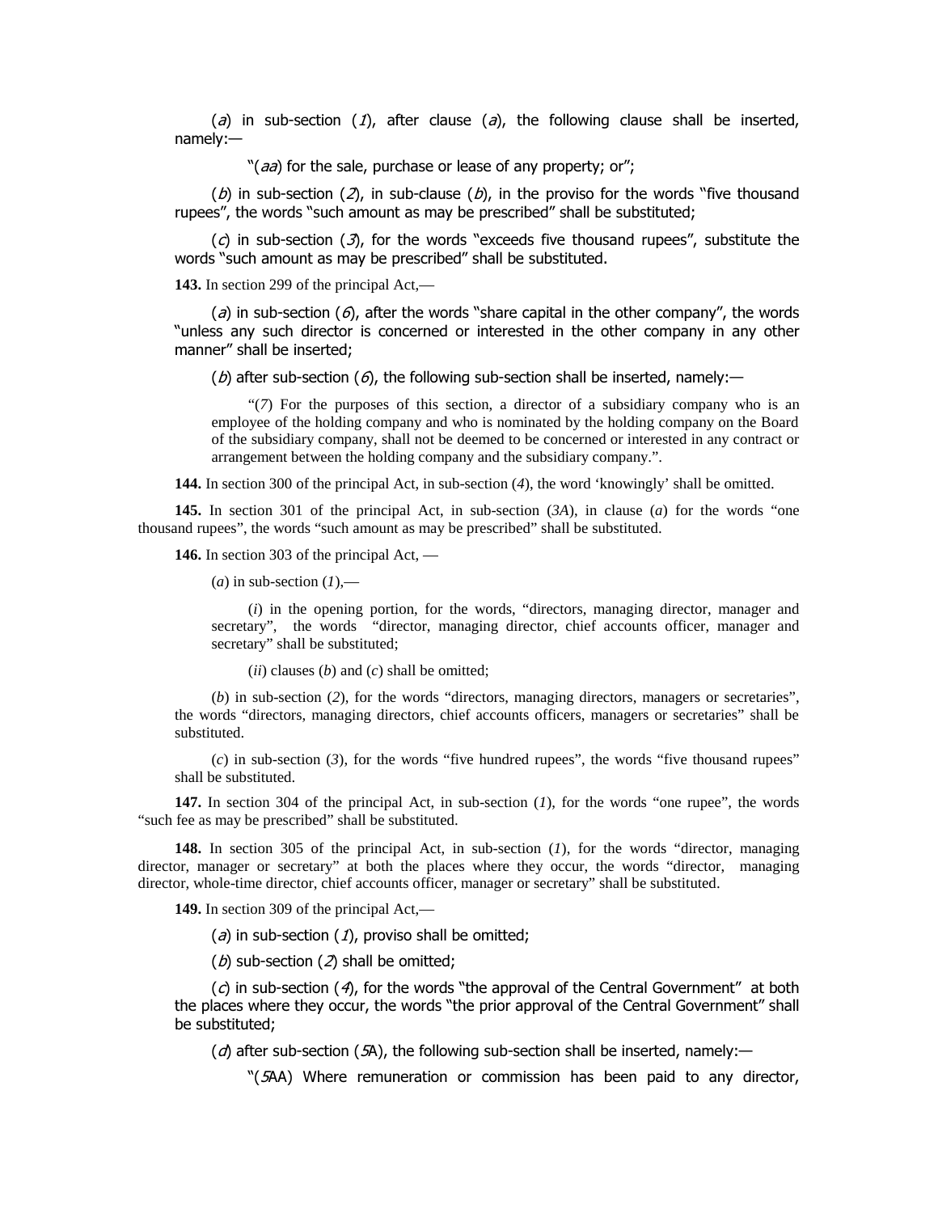(*a*) in sub-section (*1*), after clause (*a*), the following clause shall be inserted, namely:—

"(*aa*) for the sale, purchase or lease of any property; or";

(*b*) in sub-section (*2*), in sub-clause (*b*), in the proviso for the words "five thousand rupees", the words "such amount as may be prescribed" shall be substituted;

(*c*) in sub-section (*3*), for the words "exceeds five thousand rupees", substitute the words "such amount as may be prescribed" shall be substituted.

**143.** In section 299 of the principal Act,—

(*a*) in sub-section (*6*), after the words "share capital in the other company", the words "unless any such director is concerned or interested in the other company in any other manner" shall be inserted;

(*b*) after sub-section (*6*), the following sub-section shall be inserted, namely:—

"(*7*) For the purposes of this section, a director of a subsidiary company who is an employee of the holding company and who is nominated by the holding company on the Board of the subsidiary company, shall not be deemed to be concerned or interested in any contract or arrangement between the holding company and the subsidiary company.".

**144.** In section 300 of the principal Act, in sub-section (*4*), the word 'knowingly' shall be omitted.

**145.** In section 301 of the principal Act, in sub-section (*3A*), in clause (*a*) for the words "one thousand rupees", the words "such amount as may be prescribed" shall be substituted.

**146.** In section 303 of the principal Act, —

(*a*) in sub-section (*1*),—

(*i*) in the opening portion, for the words, "directors, managing director, manager and secretary", the words "director, managing director, chief accounts officer, manager and secretary" shall be substituted;

(*ii*) clauses (*b*) and (*c*) shall be omitted;

(*b*) in sub-section (*2*), for the words "directors, managing directors, managers or secretaries", the words "directors, managing directors, chief accounts officers, managers or secretaries" shall be substituted.

(*c*) in sub-section (*3*), for the words "five hundred rupees", the words "five thousand rupees" shall be substituted.

**147.** In section 304 of the principal Act, in sub-section (*1*), for the words "one rupee", the words "such fee as may be prescribed" shall be substituted.

**148.** In section 305 of the principal Act, in sub-section (*1*), for the words "director, managing director, manager or secretary" at both the places where they occur, the words "director, managing director, whole-time director, chief accounts officer, manager or secretary" shall be substituted.

**149.** In section 309 of the principal Act,—

(*a*) in sub-section (*1*), proviso shall be omitted;

(*b*) sub-section (*2*) shall be omitted;

(*c*) in sub-section (*4*), for the words "the approval of the Central Government" at both the places where they occur, the words "the prior approval of the Central Government" shall be substituted;

(*d*) after sub-section (*5*A), the following sub-section shall be inserted, namely:—

"(*5*AA) Where remuneration or commission has been paid to any director,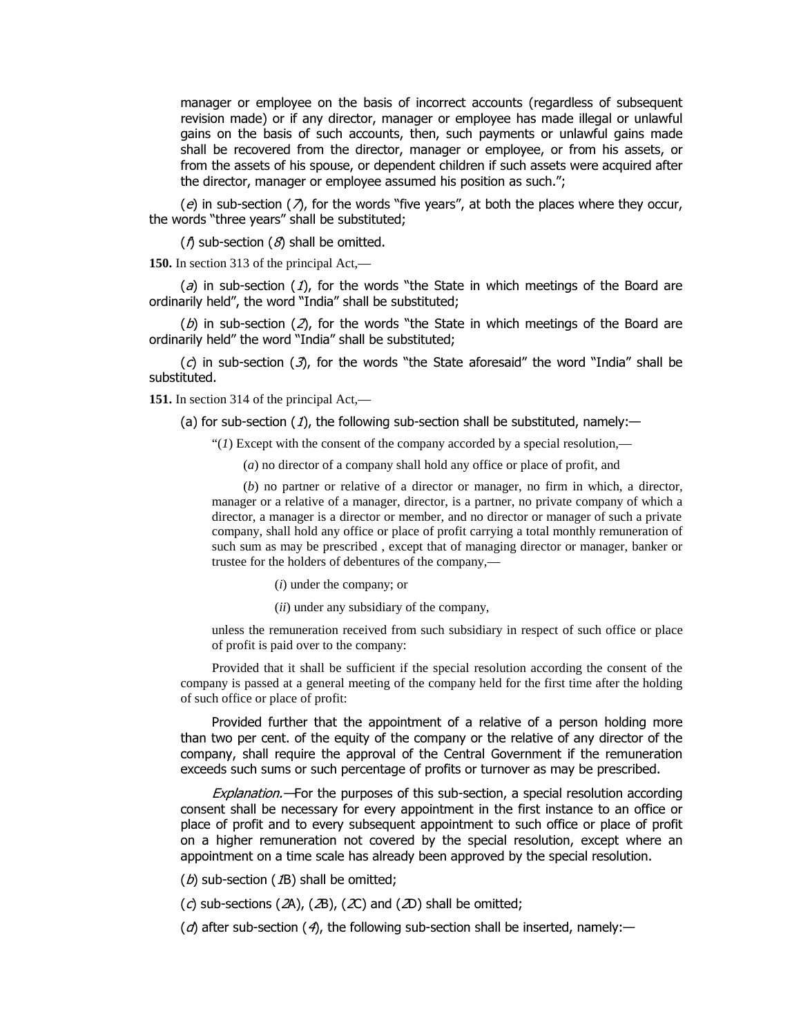manager or employee on the basis of incorrect accounts (regardless of subsequent revision made) or if any director, manager or employee has made illegal or unlawful gains on the basis of such accounts, then, such payments or unlawful gains made shall be recovered from the director, manager or employee, or from his assets, or from the assets of his spouse, or dependent children if such assets were acquired after the director, manager or employee assumed his position as such.";

(*e*) in sub-section (*7*), for the words "five years", at both the places where they occur, the words "three years" shall be substituted;

(*f*) sub-section (*8*) shall be omitted.

**150.** In section 313 of the principal Act,—

(*a*) in sub-section (*1*), for the words "the State in which meetings of the Board are ordinarily held", the word "India" shall be substituted;

(*b*) in sub-section (*2*), for the words "the State in which meetings of the Board are ordinarily held" the word "India" shall be substituted;

(*c*) in sub-section (*3*), for the words "the State aforesaid" the word "India" shall be substituted.

**151.** In section 314 of the principal Act,—

(a) for sub-section (*1*), the following sub-section shall be substituted, namely:—

"(*1*) Except with the consent of the company accorded by a special resolution,—

(*a*) no director of a company shall hold any office or place of profit, and

(*b*) no partner or relative of a director or manager, no firm in which, a director, manager or a relative of a manager, director, is a partner, no private company of which a director, a manager is a director or member, and no director or manager of such a private company, shall hold any office or place of profit carrying a total monthly remuneration of such sum as may be prescribed , except that of managing director or manager, banker or trustee for the holders of debentures of the company,—

(*i*) under the company; or

(*ii*) under any subsidiary of the company,

unless the remuneration received from such subsidiary in respect of such office or place of profit is paid over to the company:

Provided that it shall be sufficient if the special resolution according the consent of the company is passed at a general meeting of the company held for the first time after the holding of such office or place of profit:

Provided further that the appointment of a relative of a person holding more than two per cent. of the equity of the company or the relative of any director of the company, shall require the approval of the Central Government if the remuneration exceeds such sums or such percentage of profits or turnover as may be prescribed.

*Explanation.*—For the purposes of this sub-section, a special resolution according consent shall be necessary for every appointment in the first instance to an office or place of profit and to every subsequent appointment to such office or place of profit on a higher remuneration not covered by the special resolution, except where an appointment on a time scale has already been approved by the special resolution.

(*b*) sub-section (*1*B) shall be omitted;

(*c*) sub-sections (*2*A), (*2*B), (*2*C) and (*2*D) shall be omitted;

(*d*) after sub-section (*4*), the following sub-section shall be inserted, namely:—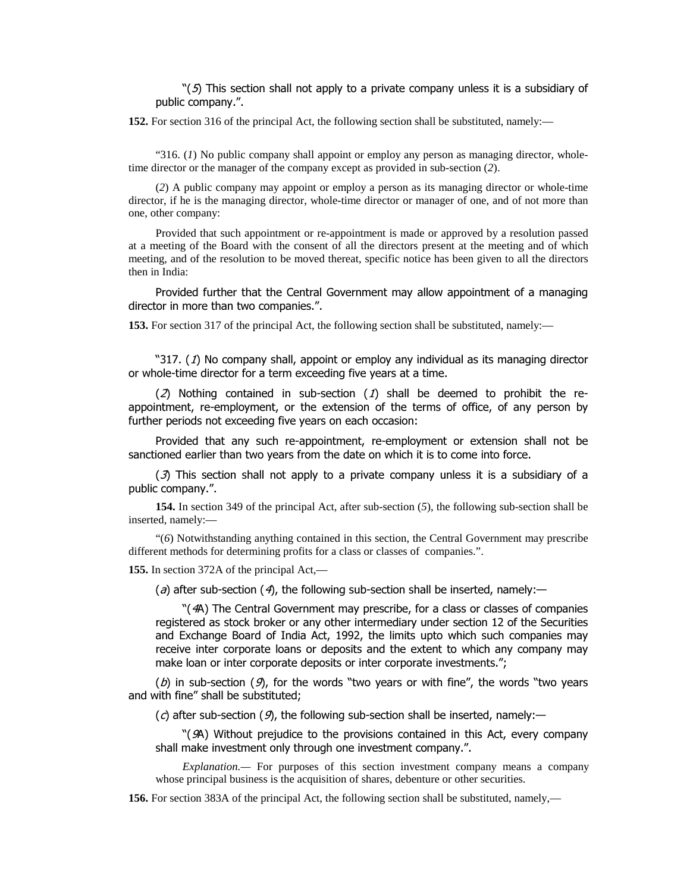"(*5*) This section shall not apply to a private company unless it is a subsidiary of public company.".

**152.** For section 316 of the principal Act, the following section shall be substituted, namely:—

"316. (*1*) No public company shall appoint or employ any person as managing director, whole-time director or the manager of the company except as provided in sub-section (*2*).

(*2*) A public company may appoint or employ a person as its managing director or whole-time director, if he is the managing director, whole-time director or manager of one, and of not more than one, other company:

Provided that such appointment or re-appointment is made or approved by a resolution passed at a meeting of the Board with the consent of all the directors present at the meeting and of which meeting, and of the resolution to be moved thereat, specific notice has been given to all the directors then in India:

Provided further that the Central Government may allow appointment of a managing director in more than two companies.".

**153.** For section 317 of the principal Act, the following section shall be substituted, namely:—

"317. (*1*) No company shall, appoint or employ any individual as its managing director or whole-time director for a term exceeding five years at a time.

(*2*) Nothing contained in sub-section (*1*) shall be deemed to prohibit the re-appointment, re-employment, or the extension of the terms of office, of any person by further periods not exceeding five years on each occasion:

Provided that any such re-appointment, re-employment or extension shall not be sanctioned earlier than two years from the date on which it is to come into force.

(*3*) This section shall not apply to a private company unless it is a subsidiary of a public company.".

**154.** In section 349 of the principal Act, after sub-section (*5*), the following sub-section shall be inserted, namely:—

"(*6*) Notwithstanding anything contained in this section, the Central Government may prescribe different methods for determining profits for a class or classes of companies.".

**155.** In section 372A of the principal Act,—

(*a*) after sub-section (*4*), the following sub-section shall be inserted, namely:—

"(*4*A) The Central Government may prescribe, for a class or classes of companies registered as stock broker or any other intermediary under section 12 of the Securities and Exchange Board of India Act, 1992, the limits upto which such companies may receive inter corporate loans or deposits and the extent to which any company may make loan or inter corporate deposits or inter corporate investments.";

(*b*) in sub-section (*9*), for the words "two years or with fine", the words "two years and with fine" shall be substituted;

(*c*) after sub-section (*9*), the following sub-section shall be inserted, namely:—

"(*9*A) Without prejudice to the provisions contained in this Act, every company shall make investment only through one investment company.".

*Explanation.*— For purposes of this section investment company means a company whose principal business is the acquisition of shares, debenture or other securities.

**156.** For section 383A of the principal Act, the following section shall be substituted, namely,—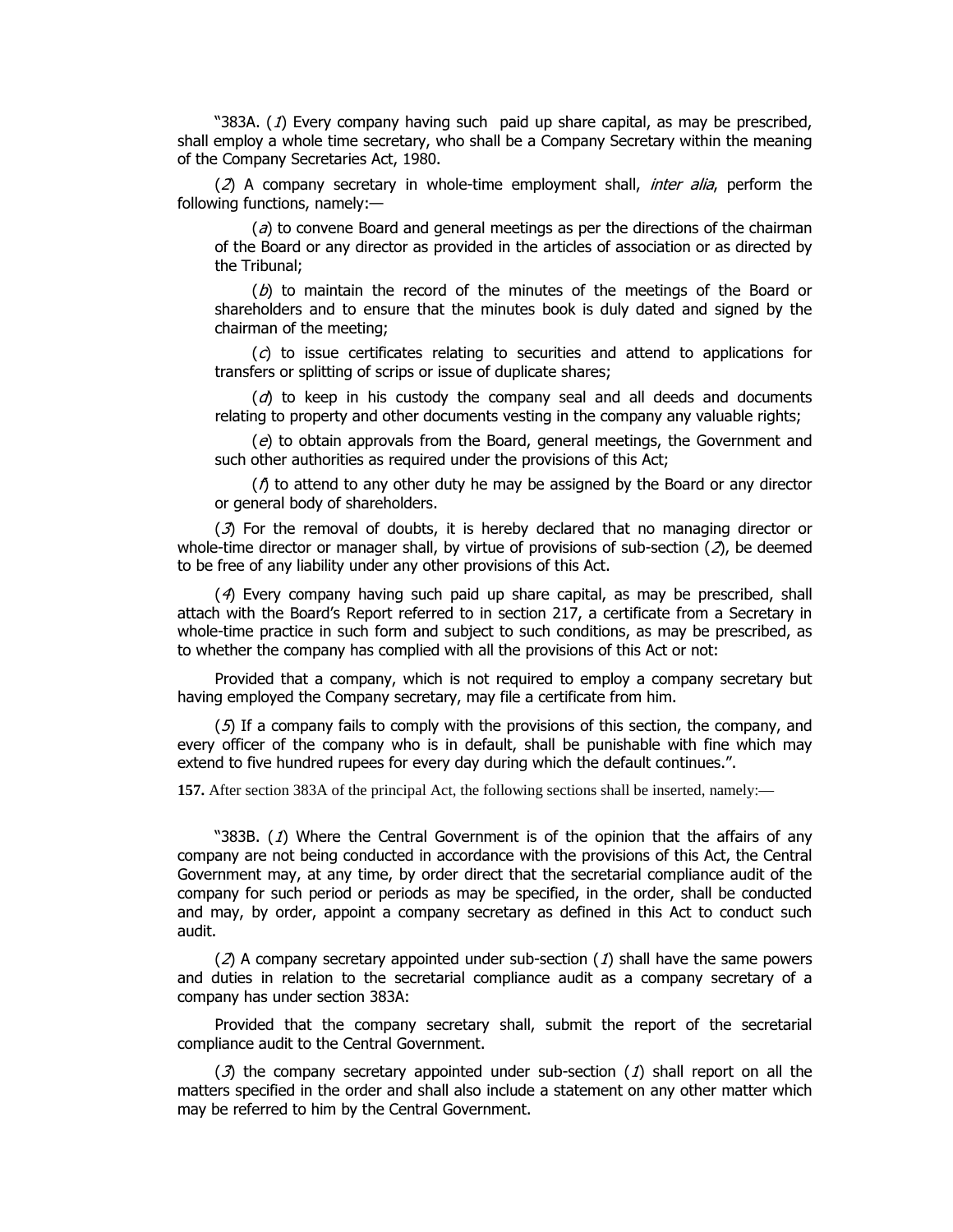"383A. (*1*) Every company having such paid up share capital, as may be prescribed, shall employ a whole time secretary, who shall be a Company Secretary within the meaning of the Company Secretaries Act, 1980.

(*2*) A company secretary in whole-time employment shall, *inter alia*, perform the following functions, namely:—

(*a*) to convene Board and general meetings as per the directions of the chairman of the Board or any director as provided in the articles of association or as directed by the Tribunal;

(*b*) to maintain the record of the minutes of the meetings of the Board or shareholders and to ensure that the minutes book is duly dated and signed by the chairman of the meeting;

(*c*) to issue certificates relating to securities and attend to applications for transfers or splitting of scrips or issue of duplicate shares;

(*d*) to keep in his custody the company seal and all deeds and documents relating to property and other documents vesting in the company any valuable rights;

(*e*) to obtain approvals from the Board, general meetings, the Government and such other authorities as required under the provisions of this Act;

(*f*) to attend to any other duty he may be assigned by the Board or any director or general body of shareholders.

(*3*) For the removal of doubts, it is hereby declared that no managing director or whole-time director or manager shall, by virtue of provisions of sub-section (*2*), be deemed to be free of any liability under any other provisions of this Act.

(*4*) Every company having such paid up share capital, as may be prescribed, shall attach with the Board's Report referred to in section 217, a certificate from a Secretary in whole-time practice in such form and subject to such conditions, as may be prescribed, as to whether the company has complied with all the provisions of this Act or not:

Provided that a company, which is not required to employ a company secretary but having employed the Company secretary, may file a certificate from him.

(*5*) If a company fails to comply with the provisions of this section, the company, and every officer of the company who is in default, shall be punishable with fine which may extend to five hundred rupees for every day during which the default continues.".

**157.** After section 383A of the principal Act, the following sections shall be inserted, namely:—

"383B. (*1*) Where the Central Government is of the opinion that the affairs of any company are not being conducted in accordance with the provisions of this Act, the Central Government may, at any time, by order direct that the secretarial compliance audit of the company for such period or periods as may be specified, in the order, shall be conducted and may, by order, appoint a company secretary as defined in this Act to conduct such audit.

(*2*) A company secretary appointed under sub-section (*1*) shall have the same powers and duties in relation to the secretarial compliance audit as a company secretary of a company has under section 383A:

Provided that the company secretary shall, submit the report of the secretarial compliance audit to the Central Government.

(*3*) the company secretary appointed under sub-section (*1*) shall report on all the matters specified in the order and shall also include a statement on any other matter which may be referred to him by the Central Government.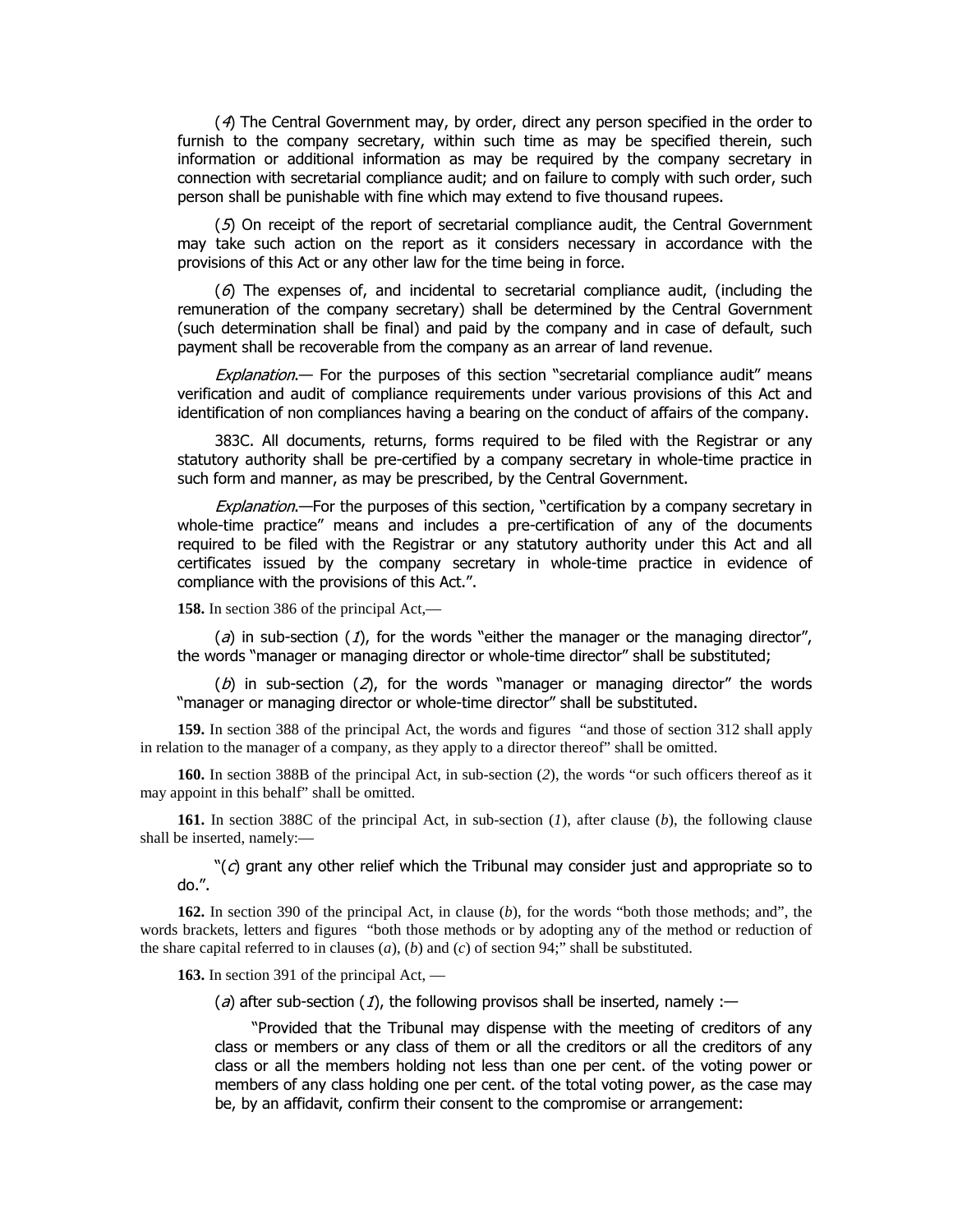(*4*) The Central Government may, by order, direct any person specified in the order to furnish to the company secretary, within such time as may be specified therein, such information or additional information as may be required by the company secretary in connection with secretarial compliance audit; and on failure to comply with such order, such person shall be punishable with fine which may extend to five thousand rupees.

(*5*) On receipt of the report of secretarial compliance audit, the Central Government may take such action on the report as it considers necessary in accordance with the provisions of this Act or any other law for the time being in force.

(*6*) The expenses of, and incidental to secretarial compliance audit, (including the remuneration of the company secretary) shall be determined by the Central Government (such determination shall be final) and paid by the company and in case of default, such payment shall be recoverable from the company as an arrear of land revenue.

*Explanation*.— For the purposes of this section "secretarial compliance audit" means verification and audit of compliance requirements under various provisions of this Act and identification of non compliances having a bearing on the conduct of affairs of the company.

383C. All documents, returns, forms required to be filed with the Registrar or any statutory authority shall be pre-certified by a company secretary in whole-time practice in such form and manner, as may be prescribed, by the Central Government.

*Explanation*.—For the purposes of this section, "certification by a company secretary in whole-time practice" means and includes a pre-certification of any of the documents required to be filed with the Registrar or any statutory authority under this Act and all certificates issued by the company secretary in whole-time practice in evidence of compliance with the provisions of this Act.".

**158.** In section 386 of the principal Act,—

(*a*) in sub-section (*1*), for the words "either the manager or the managing director", the words "manager or managing director or whole-time director" shall be substituted;

(*b*) in sub-section (*2*), for the words "manager or managing director" the words "manager or managing director or whole-time director" shall be substituted.

**159.** In section 388 of the principal Act, the words and figures "and those of section 312 shall apply in relation to the manager of a company, as they apply to a director thereof" shall be omitted.

**160.** In section 388B of the principal Act, in sub-section (*2*), the words "or such officers thereof as it may appoint in this behalf" shall be omitted.

**161.** In section 388C of the principal Act, in sub-section (*1*), after clause (*b*), the following clause shall be inserted, namely:—

"(*c*) grant any other relief which the Tribunal may consider just and appropriate so to do.".

**162.** In section 390 of the principal Act, in clause (*b*), for the words "both those methods; and", the words brackets, letters and figures "both those methods or by adopting any of the method or reduction of the share capital referred to in clauses (*a*), (*b*) and (*c*) of section 94;" shall be substituted.

**163.** In section 391 of the principal Act, —

(*a*) after sub-section (*1*), the following provisos shall be inserted, namely :—

"Provided that the Tribunal may dispense with the meeting of creditors of any class or members or any class of them or all the creditors or all the creditors of any class or all the members holding not less than one per cent. of the voting power or members of any class holding one per cent. of the total voting power, as the case may be, by an affidavit, confirm their consent to the compromise or arrangement: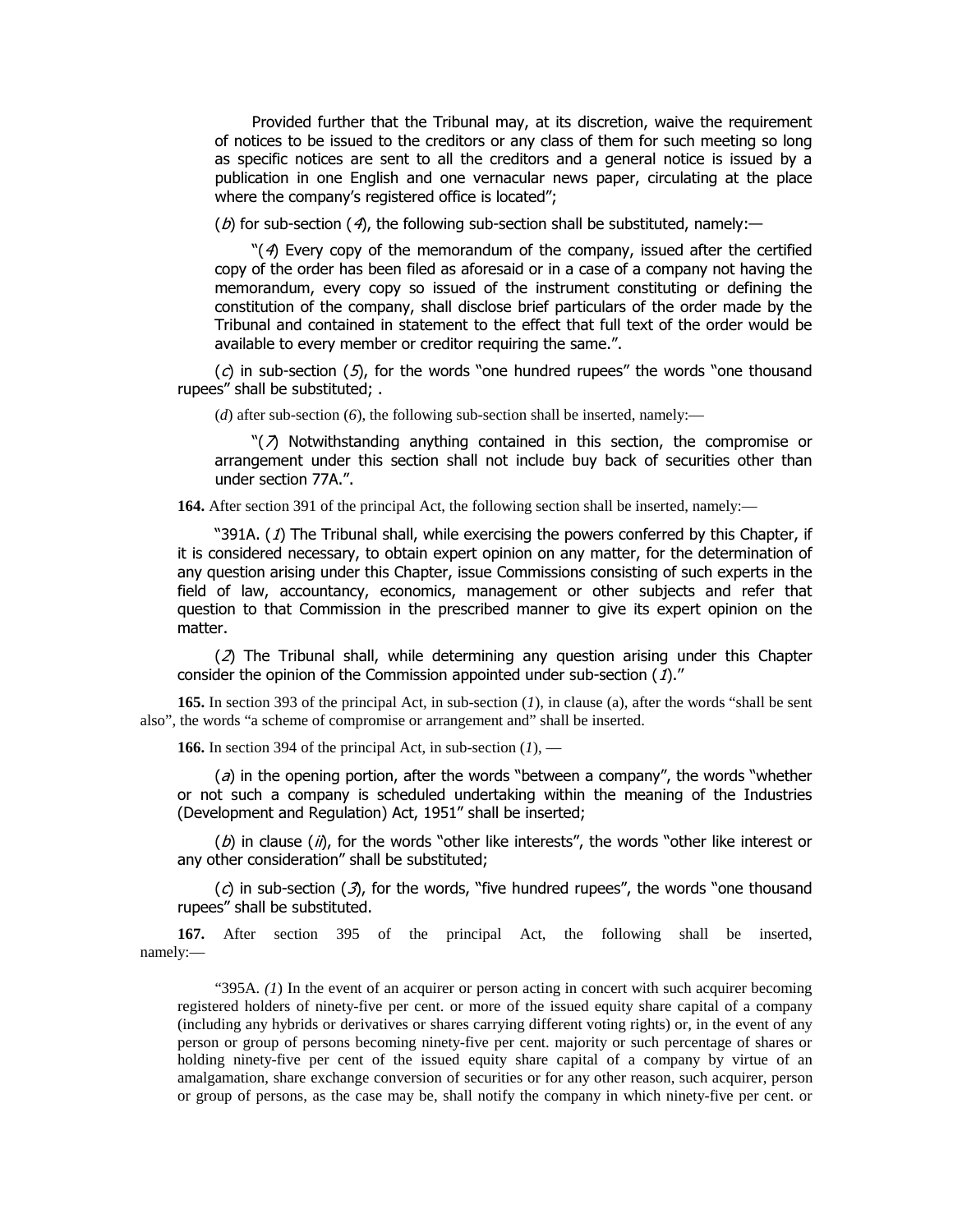Provided further that the Tribunal may, at its discretion, waive the requirement of notices to be issued to the creditors or any class of them for such meeting so long as specific notices are sent to all the creditors and a general notice is issued by a publication in one English and one vernacular news paper, circulating at the place where the company's registered office is located";

(*b*) for sub-section (*4*), the following sub-section shall be substituted, namely:—

"(*4*) Every copy of the memorandum of the company, issued after the certified copy of the order has been filed as aforesaid or in a case of a company not having the memorandum, every copy so issued of the instrument constituting or defining the constitution of the company, shall disclose brief particulars of the order made by the Tribunal and contained in statement to the effect that full text of the order would be available to every member or creditor requiring the same.".

(*c*) in sub-section (*5*), for the words "one hundred rupees" the words "one thousand rupees" shall be substituted; .

(*d*) after sub-section (*6*), the following sub-section shall be inserted, namely:—

"(*7*) Notwithstanding anything contained in this section, the compromise or arrangement under this section shall not include buy back of securities other than under section 77A.".

**164.** After section 391 of the principal Act, the following section shall be inserted, namely:—

"391A. (*1*) The Tribunal shall, while exercising the powers conferred by this Chapter, if it is considered necessary, to obtain expert opinion on any matter, for the determination of any question arising under this Chapter, issue Commissions consisting of such experts in the field of law, accountancy, economics, management or other subjects and refer that question to that Commission in the prescribed manner to give its expert opinion on the matter.

(*2*) The Tribunal shall, while determining any question arising under this Chapter consider the opinion of the Commission appointed under sub-section (*1*)."

**165.** In section 393 of the principal Act, in sub-section (*1*), in clause (a), after the words "shall be sent also", the words "a scheme of compromise or arrangement and" shall be inserted.

**166.** In section 394 of the principal Act, in sub-section (*1*), —

(*a*) in the opening portion, after the words "between a company", the words "whether or not such a company is scheduled undertaking within the meaning of the Industries (Development and Regulation) Act, 1951" shall be inserted;

(*b*) in clause (*ii*), for the words "other like interests", the words "other like interest or any other consideration" shall be substituted;

(*c*) in sub-section (*3*), for the words, "five hundred rupees", the words "one thousand rupees" shall be substituted.

**167.** After section 395 of the principal Act, the following shall be inserted, namely:—

"395A. *(1*) In the event of an acquirer or person acting in concert with such acquirer becoming registered holders of ninety-five per cent. or more of the issued equity share capital of a company (including any hybrids or derivatives or shares carrying different voting rights) or, in the event of any person or group of persons becoming ninety-five per cent. majority or such percentage of shares or holding ninety-five per cent of the issued equity share capital of a company by virtue of an amalgamation, share exchange conversion of securities or for any other reason, such acquirer, person or group of persons, as the case may be, shall notify the company in which ninety-five per cent. or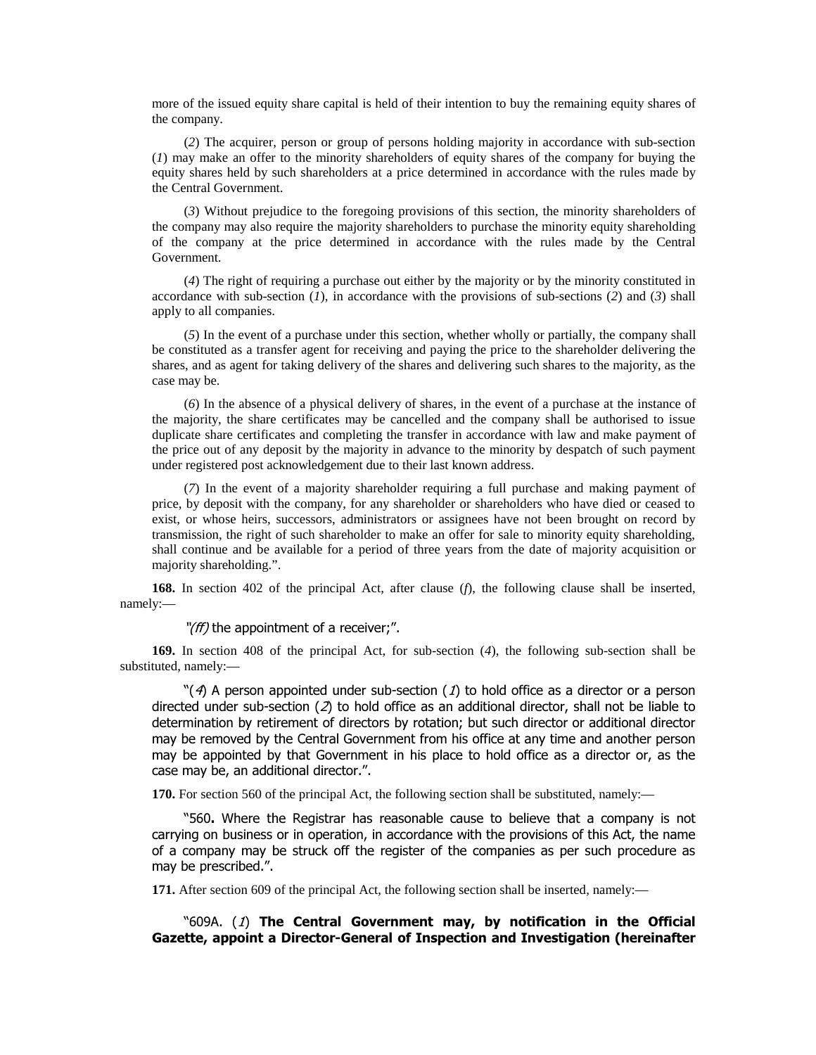more of the issued equity share capital is held of their intention to buy the remaining equity shares of the company.

(*2*) The acquirer, person or group of persons holding majority in accordance with sub-section (*1*) may make an offer to the minority shareholders of equity shares of the company for buying the equity shares held by such shareholders at a price determined in accordance with the rules made by the Central Government.

(*3*) Without prejudice to the foregoing provisions of this section, the minority shareholders of the company may also require the majority shareholders to purchase the minority equity shareholding of the company at the price determined in accordance with the rules made by the Central Government.

(*4*) The right of requiring a purchase out either by the majority or by the minority constituted in accordance with sub-section (*1*), in accordance with the provisions of sub-sections (*2*) and (*3*) shall apply to all companies.

(*5*) In the event of a purchase under this section, whether wholly or partially, the company shall be constituted as a transfer agent for receiving and paying the price to the shareholder delivering the shares, and as agent for taking delivery of the shares and delivering such shares to the majority, as the case may be.

(*6*) In the absence of a physical delivery of shares, in the event of a purchase at the instance of the majority, the share certificates may be cancelled and the company shall be authorised to issue duplicate share certificates and completing the transfer in accordance with law and make payment of the price out of any deposit by the majority in advance to the minority by despatch of such payment under registered post acknowledgement due to their last known address.

(*7*) In the event of a majority shareholder requiring a full purchase and making payment of price, by deposit with the company, for any shareholder or shareholders who have died or ceased to exist, or whose heirs, successors, administrators or assignees have not been brought on record by transmission, the right of such shareholder to make an offer for sale to minority equity shareholding, shall continue and be available for a period of three years from the date of majority acquisition or majority shareholding.".

**168.** In section 402 of the principal Act, after clause (*f*), the following clause shall be inserted, namely:—

"*(ff)* the appointment of a receiver;".

**169.** In section 408 of the principal Act, for sub-section (*4*), the following sub-section shall be substituted, namely:—

"(*4*) A person appointed under sub-section (*1*) to hold office as a director or a person directed under sub-section (*2*) to hold office as an additional director, shall not be liable to determination by retirement of directors by rotation; but such director or additional director may be removed by the Central Government from his office at any time and another person may be appointed by that Government in his place to hold office as a director or, as the case may be, an additional director.".

**170.** For section 560 of the principal Act, the following section shall be substituted, namely:—

"560**.** Where the Registrar has reasonable cause to believe that a company is not carrying on business or in operation, in accordance with the provisions of this Act, the name of a company may be struck off the register of the companies as per such procedure as may be prescribed.".

**171.** After section 609 of the principal Act, the following section shall be inserted, namely:—

"609A. (*1*) **The Central Government may, by notification in the Official Gazette, appoint a Director-General of Inspection and Investigation (hereinafter**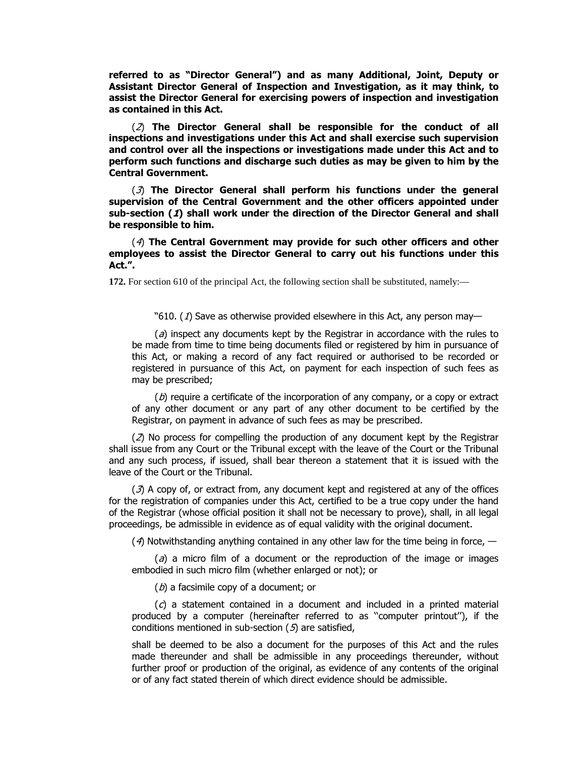**referred to as "Director General") and as many Additional, Joint, Deputy or Assistant Director General of Inspection and Investigation, as it may think, to assist the Director General for exercising powers of inspection and investigation as contained in this Act.**

(*2*) **The Director General shall be responsible for the conduct of all inspections and investigations under this Act and shall exercise such supervision and control over all the inspections or investigations made under this Act and to perform such functions and discharge such duties as may be given to him by the Central Government.**

(*3*) **The Director General shall perform his functions under the general supervision of the Central Government and the other officers appointed under sub-section (*1*) shall work under the direction of the Director General and shall be responsible to him.**

(*4*) **The Central Government may provide for such other officers and other employees to assist the Director General to carry out his functions under this Act.".**

**172.** For section 610 of the principal Act, the following section shall be substituted, namely:—

"610. (*1*) Save as otherwise provided elsewhere in this Act, any person may—

(*a*) inspect any documents kept by the Registrar in accordance with the rules to be made from time to time being documents filed or registered by him in pursuance of this Act, or making a record of any fact required or authorised to be recorded or registered in pursuance of this Act, on payment for each inspection of such fees as may be prescribed;

(*b*) require a certificate of the incorporation of any company, or a copy or extract of any other document or any part of any other document to be certified by the Registrar, on payment in advance of such fees as may be prescribed.

(*2*) No process for compelling the production of any document kept by the Registrar shall issue from any Court or the Tribunal except with the leave of the Court or the Tribunal and any such process, if issued, shall bear thereon a statement that it is issued with the leave of the Court or the Tribunal.

(*3*) A copy of, or extract from, any document kept and registered at any of the offices for the registration of companies under this Act, certified to be a true copy under the hand of the Registrar (whose official position it shall not be necessary to prove), shall, in all legal proceedings, be admissible in evidence as of equal validity with the original document.

(*4*) Notwithstanding anything contained in any other law for the time being in force, —

(*a*) a micro film of a document or the reproduction of the image or images embodied in such micro film (whether enlarged or not); or

(*b*) a facsimile copy of a document; or

(*c*) a statement contained in a document and included in a printed material produced by a computer (hereinafter referred to as "computer printout"), if the conditions mentioned in sub-section (*5*) are satisfied,

shall be deemed to be also a document for the purposes of this Act and the rules made thereunder and shall be admissible in any proceedings thereunder, without further proof or production of the original, as evidence of any contents of the original or of any fact stated therein of which direct evidence should be admissible.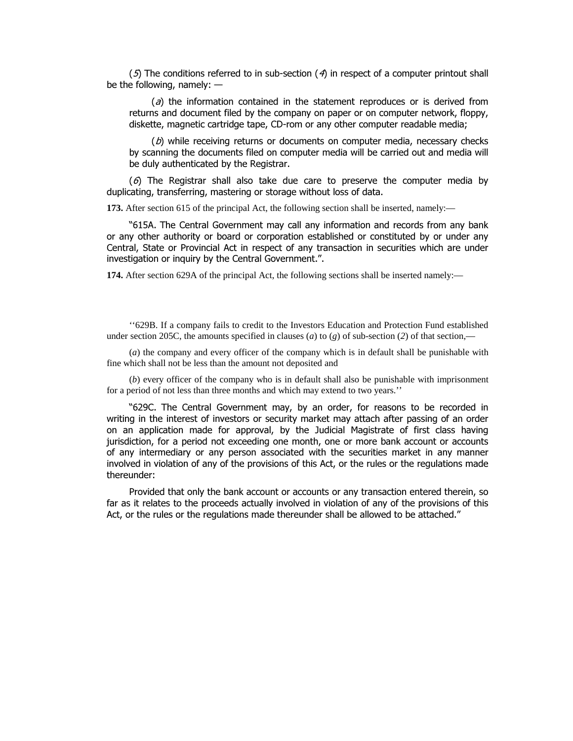(*5*) The conditions referred to in sub-section (*4*) in respect of a computer printout shall be the following, namely: —

(*a*) the information contained in the statement reproduces or is derived from returns and document filed by the company on paper or on computer network, floppy, diskette, magnetic cartridge tape, CD-rom or any other computer readable media;

(*b*) while receiving returns or documents on computer media, necessary checks by scanning the documents filed on computer media will be carried out and media will be duly authenticated by the Registrar.

(*6*) The Registrar shall also take due care to preserve the computer media by duplicating, transferring, mastering or storage without loss of data.

**173.** After section 615 of the principal Act, the following section shall be inserted, namely:—

"615A. The Central Government may call any information and records from any bank or any other authority or board or corporation established or constituted by or under any Central, State or Provincial Act in respect of any transaction in securities which are under investigation or inquiry by the Central Government.".

**174.** After section 629A of the principal Act, the following sections shall be inserted namely:—

''629B. If a company fails to credit to the Investors Education and Protection Fund established under section 205C, the amounts specified in clauses (*a*) to (*g*) of sub-section (*2*) of that section,—

(*a*) the company and every officer of the company which is in default shall be punishable with fine which shall not be less than the amount not deposited and

(*b*) every officer of the company who is in default shall also be punishable with imprisonment for a period of not less than three months and which may extend to two years.''

"629C. The Central Government may, by an order, for reasons to be recorded in writing in the interest of investors or security market may attach after passing of an order on an application made for approval, by the Judicial Magistrate of first class having jurisdiction, for a period not exceeding one month, one or more bank account or accounts of any intermediary or any person associated with the securities market in any manner involved in violation of any of the provisions of this Act, or the rules or the regulations made thereunder:

Provided that only the bank account or accounts or any transaction entered therein, so far as it relates to the proceeds actually involved in violation of any of the provisions of this Act, or the rules or the regulations made thereunder shall be allowed to be attached."